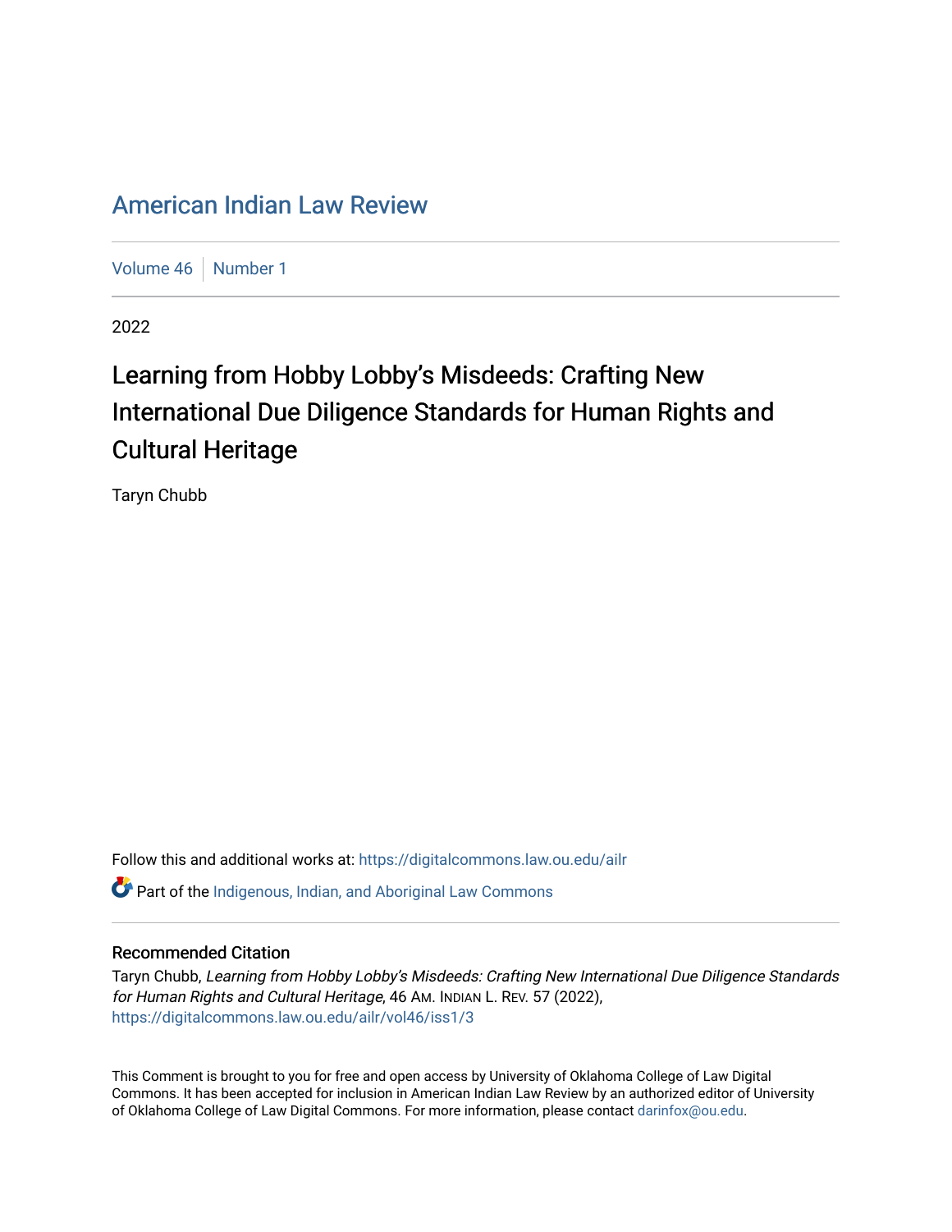# American Indian Law Review

Volume 46 | Number 1

2022

## Learning from Hobby Lobby's Misdeeds: Crafting New International Due Diligence Standards for Human Rights and Cultural Heritage

Taryn Chubb

Follow this and additional works at: https://digitalcommons.law.ou.edu/ailr

Part of the Indigenous, Indian, and Aboriginal Law Commons

### Recommended Citation

Taryn Chubb, *Learning from Hobby Lobby's Misdeeds: Crafting New International Due Diligence Standards for Human Rights and Cultural Heritage*, 46 AM. INDIAN L. REV. 57 (2022), https://digitalcommons.law.ou.edu/ailr/vol46/iss1/3

This Comment is brought to you for free and open access by University of Oklahoma College of Law Digital Commons. It has been accepted for inclusion in American Indian Law Review by an authorized editor of University of Oklahoma College of Law Digital Commons. For more information, please contact darinfox@ou.edu.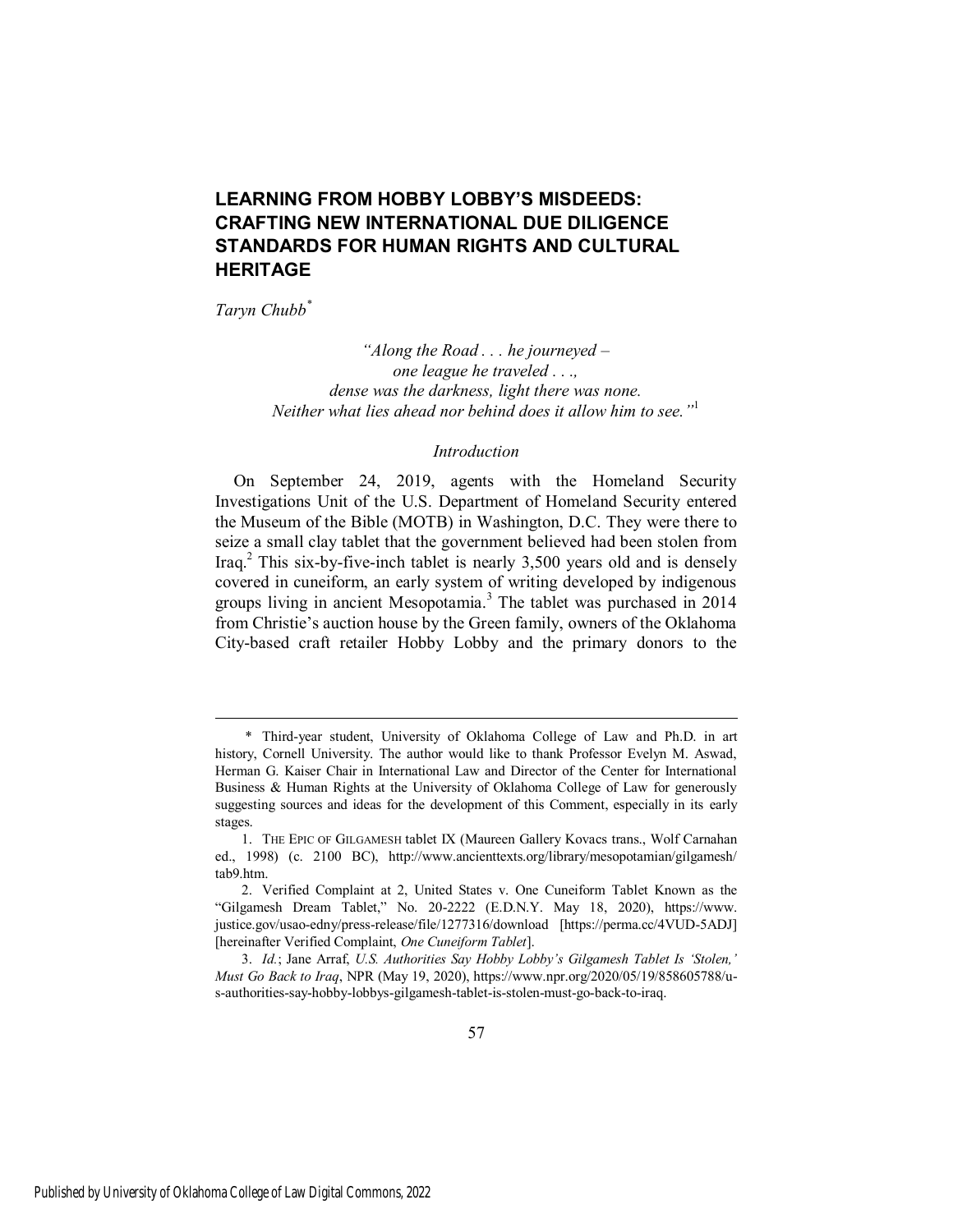# LEARNING FROM HOBBY LOBBY'S MISDEEDS: CRAFTING NEW INTERNATIONAL DUE DILIGENCE STANDARDS FOR HUMAN RIGHTS AND CULTURAL HERITAGE

*Taryn Chubb*[*]

> *"Along the Road . . . he journeyed –*
> *one league he traveled . . .,*
> *dense was the darkness, light there was none.*
> *Neither what lies ahead nor behind does it allow him to see."*[1]

*Introduction*

On September 24, 2019, agents with the Homeland Security Investigations Unit of the U.S. Department of Homeland Security entered the Museum of the Bible (MOTB) in Washington, D.C. They were there to seize a small clay tablet that the government believed had been stolen from Iraq.[2] This six-by-five-inch tablet is nearly 3,500 years old and is densely covered in cuneiform, an early system of writing developed by indigenous groups living in ancient Mesopotamia.[3] The tablet was purchased in 2014 from Christie's auction house by the Green family, owners of the Oklahoma City-based craft retailer Hobby Lobby and the primary donors to the

---

\* Third-year student, University of Oklahoma College of Law and Ph.D. in art history, Cornell University. The author would like to thank Professor Evelyn M. Aswad, Herman G. Kaiser Chair in International Law and Director of the Center for International Business & Human Rights at the University of Oklahoma College of Law for generously suggesting sources and ideas for the development of this Comment, especially in its early stages.

1. THE EPIC OF GILGAMESH tablet IX (Maureen Gallery Kovacs trans., Wolf Carnahan ed., 1998) (c. 2100 BC), http://www.ancienttexts.org/library/mesopotamian/gilgamesh/tab9.htm.

2. Verified Complaint at 2, United States v. One Cuneiform Tablet Known as the "Gilgamesh Dream Tablet," No. 20-2222 (E.D.N.Y. May 18, 2020), https://www.justice.gov/usao-edny/press-release/file/1277316/download [https://perma.cc/4VUD-5ADJ] [hereinafter Verified Complaint, *One Cuneiform Tablet*].

3. *Id.*; Jane Arraf, *U.S. Authorities Say Hobby Lobby's Gilgamesh Tablet Is 'Stolen,' Must Go Back to Iraq*, NPR (May 19, 2020), https://www.npr.org/2020/05/19/858605788/u-s-authorities-say-hobby-lobbys-gilgamesh-tablet-is-stolen-must-go-back-to-iraq.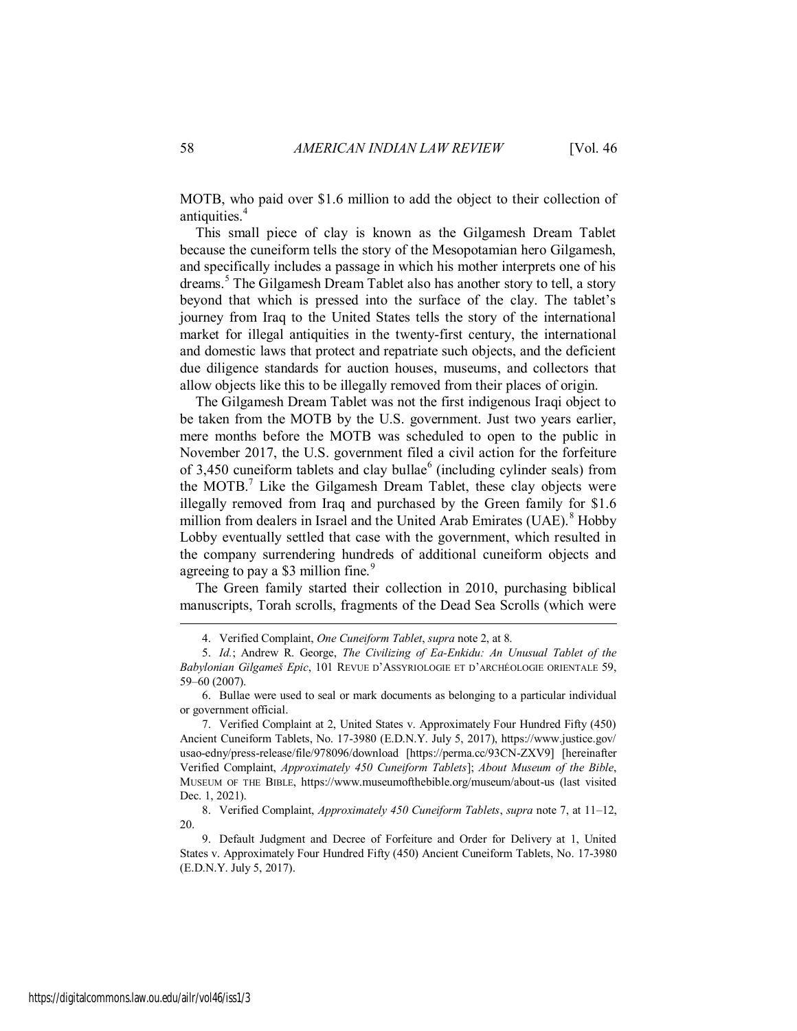MOTB, who paid over $1.6 million to add the object to their collection of antiquities.[4]

This small piece of clay is known as the Gilgamesh Dream Tablet because the cuneiform tells the story of the Mesopotamian hero Gilgamesh, and specifically includes a passage in which his mother interprets one of his dreams.[5] The Gilgamesh Dream Tablet also has another story to tell, a story beyond that which is pressed into the surface of the clay. The tablet's journey from Iraq to the United States tells the story of the international market for illegal antiquities in the twenty-first century, the international and domestic laws that protect and repatriate such objects, and the deficient due diligence standards for auction houses, museums, and collectors that allow objects like this to be illegally removed from their places of origin.

The Gilgamesh Dream Tablet was not the first indigenous Iraqi object to be taken from the MOTB by the U.S. government. Just two years earlier, mere months before the MOTB was scheduled to open to the public in November 2017, the U.S. government filed a civil action for the forfeiture of 3,450 cuneiform tablets and clay bullae[6] (including cylinder seals) from the MOTB.[7] Like the Gilgamesh Dream Tablet, these clay objects were illegally removed from Iraq and purchased by the Green family for $1.6 million from dealers in Israel and the United Arab Emirates (UAE).[8] Hobby Lobby eventually settled that case with the government, which resulted in the company surrendering hundreds of additional cuneiform objects and agreeing to pay a $3 million fine.[9]

The Green family started their collection in 2010, purchasing biblical manuscripts, Torah scrolls, fragments of the Dead Sea Scrolls (which were

---

4. Verified Complaint, *One Cuneiform Tablet*, *supra* note 2, at 8.

5. *Id.*; Andrew R. George, *The Civilizing of Ea-Enkidu: An Unusual Tablet of the Babylonian Gilgameš Epic*, 101 REVUE D'ASSYRIOLOGIE ET D'ARCHÉOLOGIE ORIENTALE 59, 59–60 (2007).

6. Bullae were used to seal or mark documents as belonging to a particular individual or government official.

7. Verified Complaint at 2, United States v. Approximately Four Hundred Fifty (450) Ancient Cuneiform Tablets, No. 17-3980 (E.D.N.Y. July 5, 2017), https://www.justice.gov/usao-edny/press-release/file/978096/download [https://perma.cc/93CN-ZXV9] [hereinafter Verified Complaint, *Approximately 450 Cuneiform Tablets*]; *About Museum of the Bible*, MUSEUM OF THE BIBLE, https://www.museumofthebible.org/museum/about-us (last visited Dec. 1, 2021).

8. Verified Complaint, *Approximately 450 Cuneiform Tablets*, *supra* note 7, at 11–12, 20.

9. Default Judgment and Decree of Forfeiture and Order for Delivery at 1, United States v. Approximately Four Hundred Fifty (450) Ancient Cuneiform Tablets, No. 17-3980 (E.D.N.Y. July 5, 2017).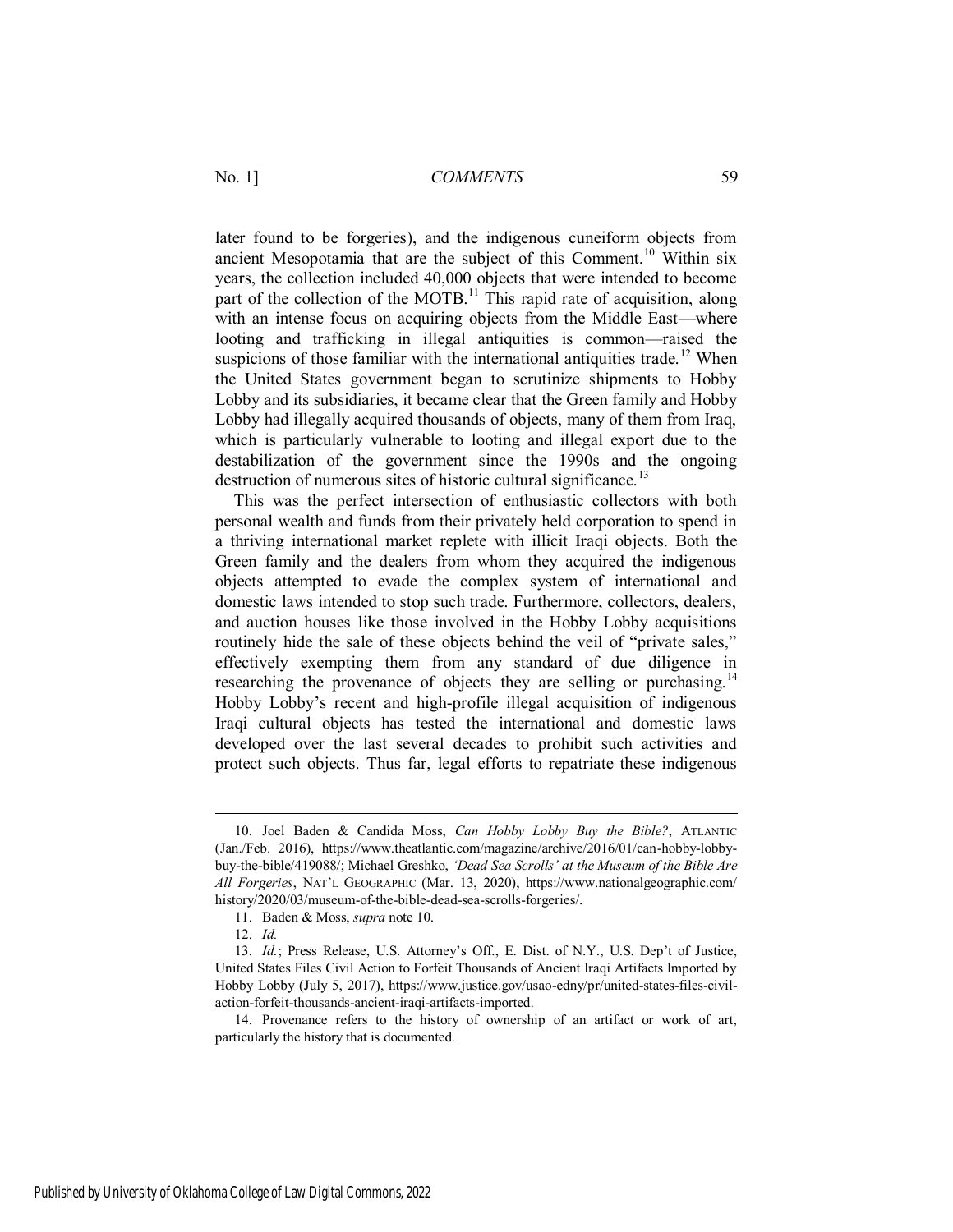later found to be forgeries), and the indigenous cuneiform objects from ancient Mesopotamia that are the subject of this Comment.[10] Within six years, the collection included 40,000 objects that were intended to become part of the collection of the MOTB.[11] This rapid rate of acquisition, along with an intense focus on acquiring objects from the Middle East—where looting and trafficking in illegal antiquities is common—raised the suspicions of those familiar with the international antiquities trade.[12] When the United States government began to scrutinize shipments to Hobby Lobby and its subsidiaries, it became clear that the Green family and Hobby Lobby had illegally acquired thousands of objects, many of them from Iraq, which is particularly vulnerable to looting and illegal export due to the destabilization of the government since the 1990s and the ongoing destruction of numerous sites of historic cultural significance.[13]

This was the perfect intersection of enthusiastic collectors with both personal wealth and funds from their privately held corporation to spend in a thriving international market replete with illicit Iraqi objects. Both the Green family and the dealers from whom they acquired the indigenous objects attempted to evade the complex system of international and domestic laws intended to stop such trade. Furthermore, collectors, dealers, and auction houses like those involved in the Hobby Lobby acquisitions routinely hide the sale of these objects behind the veil of "private sales," effectively exempting them from any standard of due diligence in researching the provenance of objects they are selling or purchasing.[14] Hobby Lobby's recent and high-profile illegal acquisition of indigenous Iraqi cultural objects has tested the international and domestic laws developed over the last several decades to prohibit such activities and protect such objects. Thus far, legal efforts to repatriate these indigenous

---

10. Joel Baden & Candida Moss, *Can Hobby Lobby Buy the Bible?*, ATLANTIC (Jan./Feb. 2016), https://www.theatlantic.com/magazine/archive/2016/01/can-hobby-lobby-buy-the-bible/419088/; Michael Greshko, *'Dead Sea Scrolls' at the Museum of the Bible Are All Forgeries*, NAT'L GEOGRAPHIC (Mar. 13, 2020), https://www.nationalgeographic.com/history/2020/03/museum-of-the-bible-dead-sea-scrolls-forgeries/.

11. Baden & Moss, *supra* note 10.

12. *Id.*

13. *Id.*; Press Release, U.S. Attorney's Off., E. Dist. of N.Y., U.S. Dep't of Justice, United States Files Civil Action to Forfeit Thousands of Ancient Iraqi Artifacts Imported by Hobby Lobby (July 5, 2017), https://www.justice.gov/usao-edny/pr/united-states-files-civil-action-forfeit-thousands-ancient-iraqi-artifacts-imported.

14. Provenance refers to the history of ownership of an artifact or work of art, particularly the history that is documented.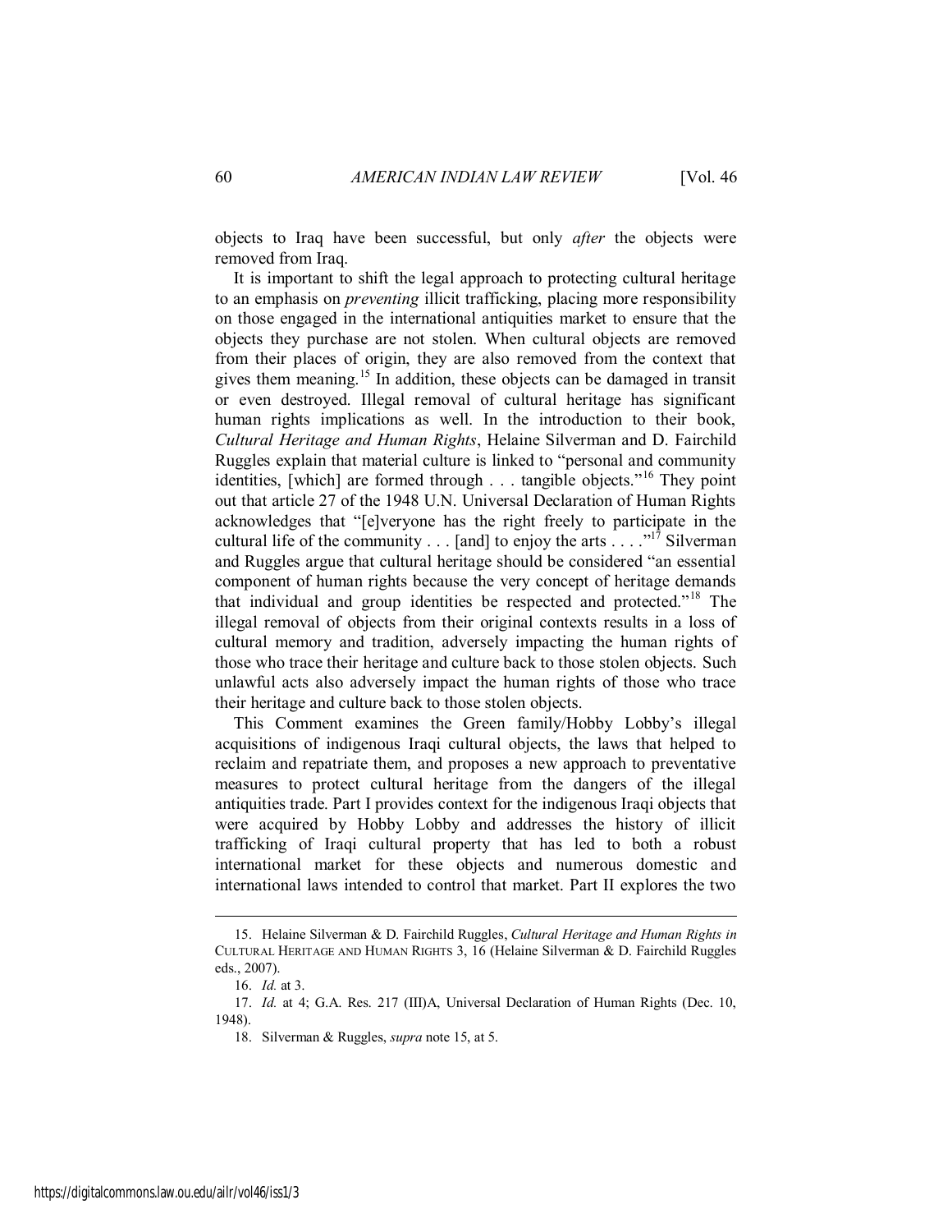objects to Iraq have been successful, but only *after* the objects were removed from Iraq.

It is important to shift the legal approach to protecting cultural heritage to an emphasis on *preventing* illicit trafficking, placing more responsibility on those engaged in the international antiquities market to ensure that the objects they purchase are not stolen. When cultural objects are removed from their places of origin, they are also removed from the context that gives them meaning.[15] In addition, these objects can be damaged in transit or even destroyed. Illegal removal of cultural heritage has significant human rights implications as well. In the introduction to their book, *Cultural Heritage and Human Rights*, Helaine Silverman and D. Fairchild Ruggles explain that material culture is linked to "personal and community identities, [which] are formed through . . . tangible objects."[16] They point out that article 27 of the 1948 U.N. Universal Declaration of Human Rights acknowledges that "[e]veryone has the right freely to participate in the cultural life of the community . . . [and] to enjoy the arts . . . ."[17] Silverman and Ruggles argue that cultural heritage should be considered "an essential component of human rights because the very concept of heritage demands that individual and group identities be respected and protected."[18] The illegal removal of objects from their original contexts results in a loss of cultural memory and tradition, adversely impacting the human rights of those who trace their heritage and culture back to those stolen objects. Such unlawful acts also adversely impact the human rights of those who trace their heritage and culture back to those stolen objects.

This Comment examines the Green family/Hobby Lobby's illegal acquisitions of indigenous Iraqi cultural objects, the laws that helped to reclaim and repatriate them, and proposes a new approach to preventative measures to protect cultural heritage from the dangers of the illegal antiquities trade. Part I provides context for the indigenous Iraqi objects that were acquired by Hobby Lobby and addresses the history of illicit trafficking of Iraqi cultural property that has led to both a robust international market for these objects and numerous domestic and international laws intended to control that market. Part II explores the two

---

15. Helaine Silverman & D. Fairchild Ruggles, *Cultural Heritage and Human Rights in* CULTURAL HERITAGE AND HUMAN RIGHTS 3, 16 (Helaine Silverman & D. Fairchild Ruggles eds., 2007).

16. *Id.* at 3.

17. *Id.* at 4; G.A. Res. 217 (III)A, Universal Declaration of Human Rights (Dec. 10, 1948).

18. Silverman & Ruggles, *supra* note 15, at 5.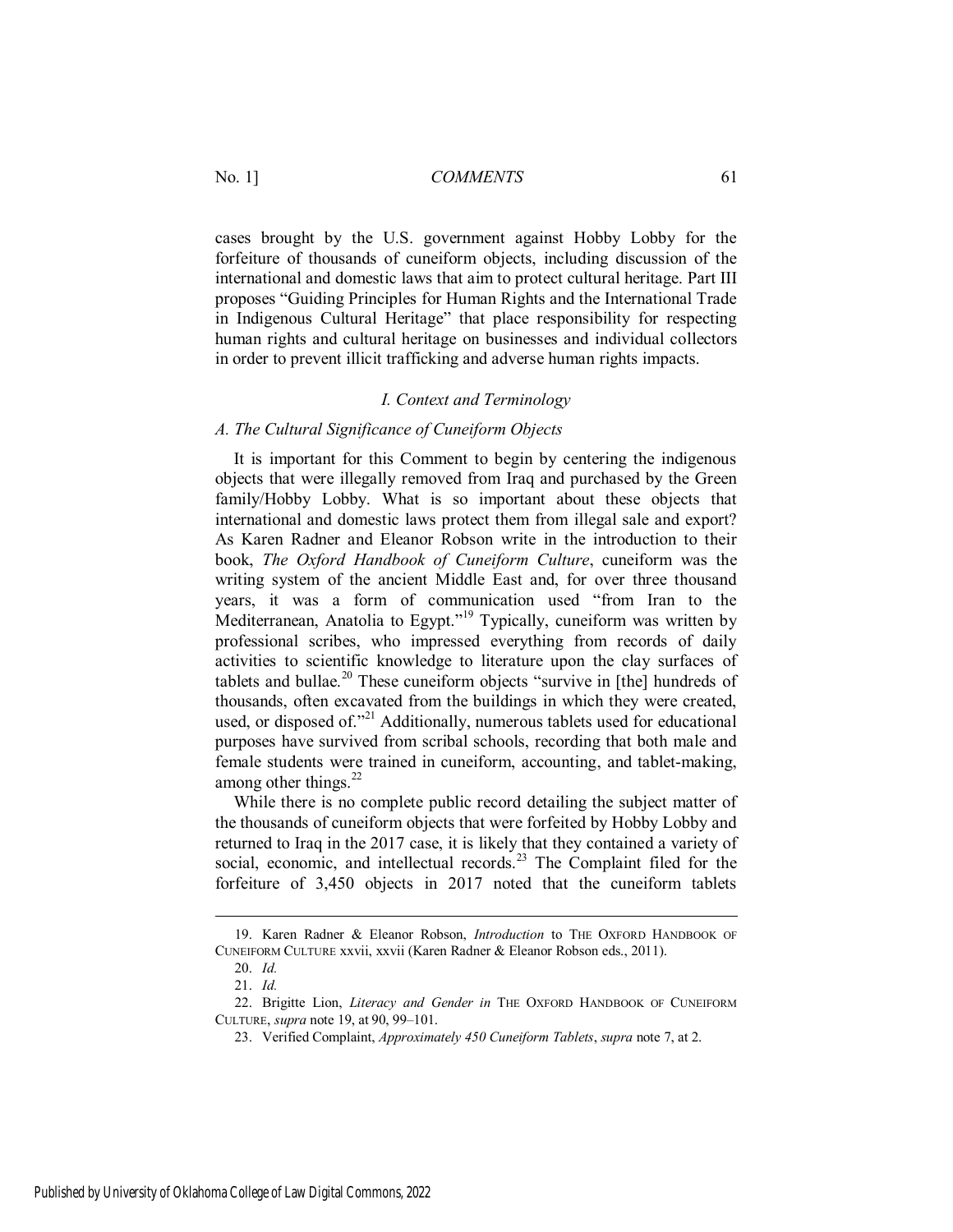cases brought by the U.S. government against Hobby Lobby for the forfeiture of thousands of cuneiform objects, including discussion of the international and domestic laws that aim to protect cultural heritage. Part III proposes "Guiding Principles for Human Rights and the International Trade in Indigenous Cultural Heritage" that place responsibility for respecting human rights and cultural heritage on businesses and individual collectors in order to prevent illicit trafficking and adverse human rights impacts.

## *I. Context and Terminology*

### *A. The Cultural Significance of Cuneiform Objects*

It is important for this Comment to begin by centering the indigenous objects that were illegally removed from Iraq and purchased by the Green family/Hobby Lobby. What is so important about these objects that international and domestic laws protect them from illegal sale and export? As Karen Radner and Eleanor Robson write in the introduction to their book, *The Oxford Handbook of Cuneiform Culture*, cuneiform was the writing system of the ancient Middle East and, for over three thousand years, it was a form of communication used "from Iran to the Mediterranean, Anatolia to Egypt."[19] Typically, cuneiform was written by professional scribes, who impressed everything from records of daily activities to scientific knowledge to literature upon the clay surfaces of tablets and bullae.[20] These cuneiform objects "survive in [the] hundreds of thousands, often excavated from the buildings in which they were created, used, or disposed of."[21] Additionally, numerous tablets used for educational purposes have survived from scribal schools, recording that both male and female students were trained in cuneiform, accounting, and tablet-making, among other things.[22]

While there is no complete public record detailing the subject matter of the thousands of cuneiform objects that were forfeited by Hobby Lobby and returned to Iraq in the 2017 case, it is likely that they contained a variety of social, economic, and intellectual records.[23] The Complaint filed for the forfeiture of 3,450 objects in 2017 noted that the cuneiform tablets

---

19. Karen Radner & Eleanor Robson, *Introduction* to THE OXFORD HANDBOOK OF CUNEIFORM CULTURE xxvii, xxvii (Karen Radner & Eleanor Robson eds., 2011).

20. *Id.*

21. *Id.*

22. Brigitte Lion, *Literacy and Gender in* THE OXFORD HANDBOOK OF CUNEIFORM CULTURE, *supra* note 19, at 90, 99–101.

23. Verified Complaint, *Approximately 450 Cuneiform Tablets*, *supra* note 7, at 2.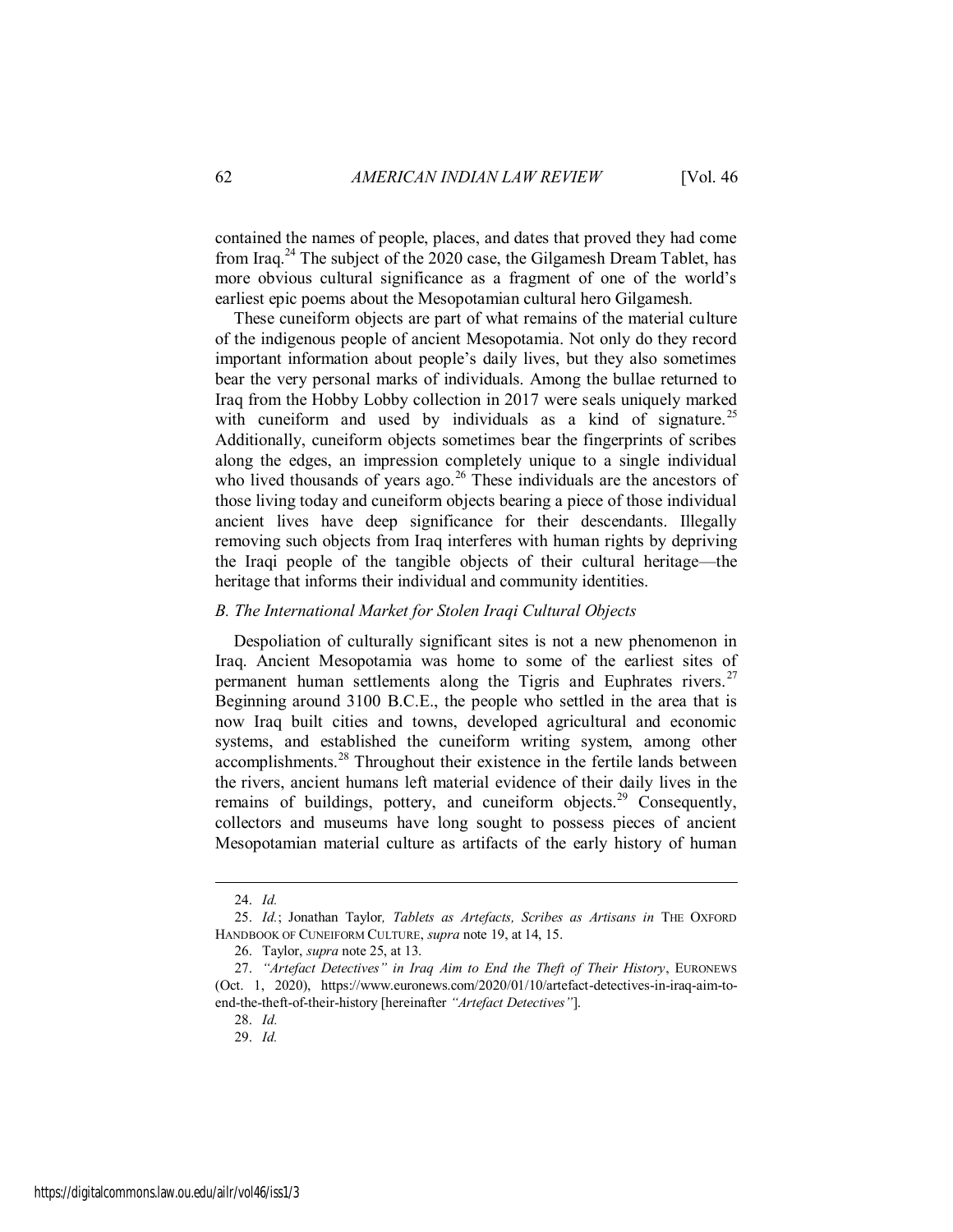contained the names of people, places, and dates that proved they had come from Iraq.[24] The subject of the 2020 case, the Gilgamesh Dream Tablet, has more obvious cultural significance as a fragment of one of the world's earliest epic poems about the Mesopotamian cultural hero Gilgamesh.

These cuneiform objects are part of what remains of the material culture of the indigenous people of ancient Mesopotamia. Not only do they record important information about people's daily lives, but they also sometimes bear the very personal marks of individuals. Among the bullae returned to Iraq from the Hobby Lobby collection in 2017 were seals uniquely marked with cuneiform and used by individuals as a kind of signature.[25] Additionally, cuneiform objects sometimes bear the fingerprints of scribes along the edges, an impression completely unique to a single individual who lived thousands of years ago.[26] These individuals are the ancestors of those living today and cuneiform objects bearing a piece of those individual ancient lives have deep significance for their descendants. Illegally removing such objects from Iraq interferes with human rights by depriving the Iraqi people of the tangible objects of their cultural heritage—the heritage that informs their individual and community identities.

### *B. The International Market for Stolen Iraqi Cultural Objects*

Despoliation of culturally significant sites is not a new phenomenon in Iraq. Ancient Mesopotamia was home to some of the earliest sites of permanent human settlements along the Tigris and Euphrates rivers.[27] Beginning around 3100 B.C.E., the people who settled in the area that is now Iraq built cities and towns, developed agricultural and economic systems, and established the cuneiform writing system, among other accomplishments.[28] Throughout their existence in the fertile lands between the rivers, ancient humans left material evidence of their daily lives in the remains of buildings, pottery, and cuneiform objects.[29] Consequently, collectors and museums have long sought to possess pieces of ancient Mesopotamian material culture as artifacts of the early history of human

---

24. *Id.*

25. *Id.*; Jonathan Taylor, *Tablets as Artefacts, Scribes as Artisans in* THE OXFORD HANDBOOK OF CUNEIFORM CULTURE, *supra* note 19, at 14, 15.

26. Taylor, *supra* note 25, at 13.

27. *"Artefact Detectives" in Iraq Aim to End the Theft of Their History*, EURONEWS (Oct. 1, 2020), https://www.euronews.com/2020/01/10/artefact-detectives-in-iraq-aim-to-end-the-theft-of-their-history [hereinafter *"Artefact Detectives"*].

28. *Id.*

29. *Id.*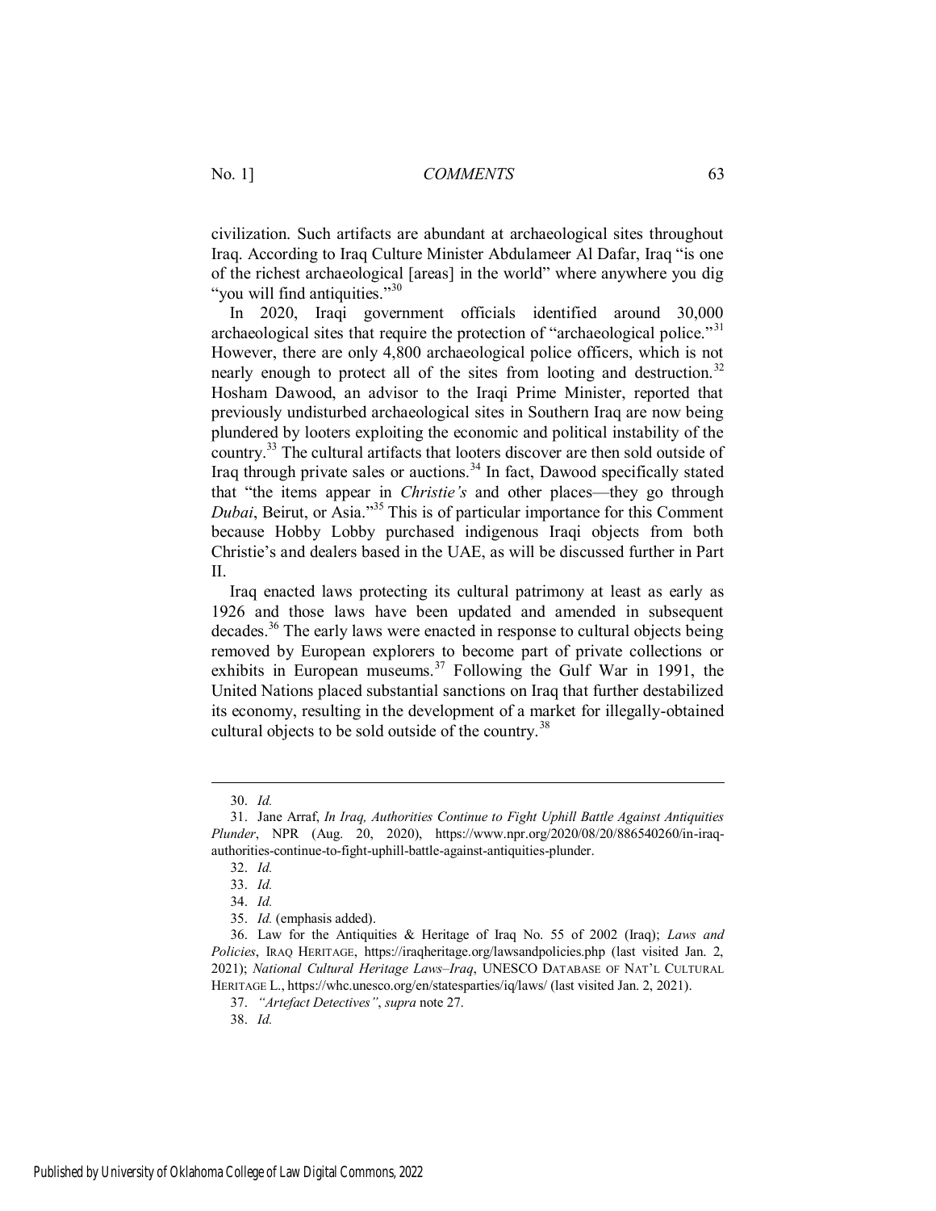civilization. Such artifacts are abundant at archaeological sites throughout Iraq. According to Iraq Culture Minister Abdulameer Al Dafar, Iraq "is one of the richest archaeological [areas] in the world" where anywhere you dig "you will find antiquities."[30]

In 2020, Iraqi government officials identified around 30,000 archaeological sites that require the protection of "archaeological police."[31] However, there are only 4,800 archaeological police officers, which is not nearly enough to protect all of the sites from looting and destruction.[32] Hosham Dawood, an advisor to the Iraqi Prime Minister, reported that previously undisturbed archaeological sites in Southern Iraq are now being plundered by looters exploiting the economic and political instability of the country.[33] The cultural artifacts that looters discover are then sold outside of Iraq through private sales or auctions.[34] In fact, Dawood specifically stated that "the items appear in *Christie's* and other places—they go through *Dubai*, Beirut, or Asia."[35] This is of particular importance for this Comment because Hobby Lobby purchased indigenous Iraqi objects from both Christie's and dealers based in the UAE, as will be discussed further in Part II.

Iraq enacted laws protecting its cultural patrimony at least as early as 1926 and those laws have been updated and amended in subsequent decades.[36] The early laws were enacted in response to cultural objects being removed by European explorers to become part of private collections or exhibits in European museums.[37] Following the Gulf War in 1991, the United Nations placed substantial sanctions on Iraq that further destabilized its economy, resulting in the development of a market for illegally-obtained cultural objects to be sold outside of the country.[38]

---

30. *Id.*

31. Jane Arraf, *In Iraq, Authorities Continue to Fight Uphill Battle Against Antiquities Plunder*, NPR (Aug. 20, 2020), https://www.npr.org/2020/08/20/886540260/in-iraq-authorities-continue-to-fight-uphill-battle-against-antiquities-plunder.

32. *Id.*

33. *Id.*

34. *Id.*

35. *Id.* (emphasis added).

36. Law for the Antiquities & Heritage of Iraq No. 55 of 2002 (Iraq); *Laws and Policies*, IRAQ HERITAGE, https://iraqheritage.org/lawsandpolicies.php (last visited Jan. 2, 2021); *National Cultural Heritage Laws–Iraq*, UNESCO DATABASE OF NAT'L CULTURAL HERITAGE L., https://whc.unesco.org/en/statesparties/iq/laws/ (last visited Jan. 2, 2021).

37. *"Artefact Detectives"*, *supra* note 27.

38. *Id.*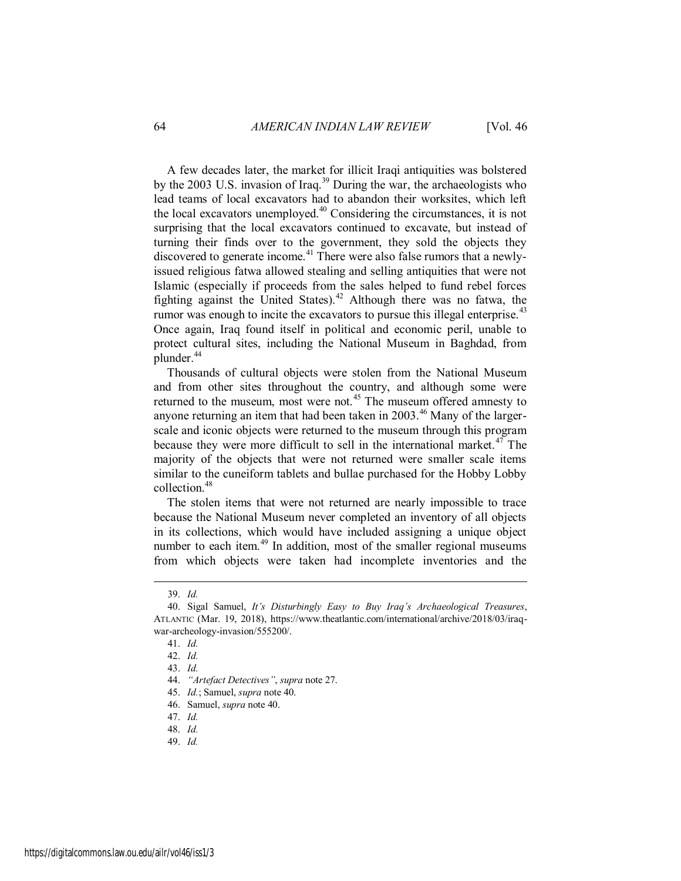A few decades later, the market for illicit Iraqi antiquities was bolstered by the 2003 U.S. invasion of Iraq.[39] During the war, the archaeologists who lead teams of local excavators had to abandon their worksites, which left the local excavators unemployed.[40] Considering the circumstances, it is not surprising that the local excavators continued to excavate, but instead of turning their finds over to the government, they sold the objects they discovered to generate income.[41] There were also false rumors that a newly-issued religious fatwa allowed stealing and selling antiquities that were not Islamic (especially if proceeds from the sales helped to fund rebel forces fighting against the United States).[42] Although there was no fatwa, the rumor was enough to incite the excavators to pursue this illegal enterprise.[43] Once again, Iraq found itself in political and economic peril, unable to protect cultural sites, including the National Museum in Baghdad, from plunder.[44]

Thousands of cultural objects were stolen from the National Museum and from other sites throughout the country, and although some were returned to the museum, most were not.[45] The museum offered amnesty to anyone returning an item that had been taken in 2003.[46] Many of the larger-scale and iconic objects were returned to the museum through this program because they were more difficult to sell in the international market.[47] The majority of the objects that were not returned were smaller scale items similar to the cuneiform tablets and bullae purchased for the Hobby Lobby collection.[48]

The stolen items that were not returned are nearly impossible to trace because the National Museum never completed an inventory of all objects in its collections, which would have included assigning a unique object number to each item.[49] In addition, most of the smaller regional museums from which objects were taken had incomplete inventories and the

---

39. *Id.*

40. Sigal Samuel, *It's Disturbingly Easy to Buy Iraq's Archaeological Treasures*, ATLANTIC (Mar. 19, 2018), https://www.theatlantic.com/international/archive/2018/03/iraq-war-archeology-invasion/555200/.

41. *Id.*

42. *Id.*

43. *Id.*

44. *"Artefact Detectives"*, *supra* note 27.

45. *Id.*; Samuel, *supra* note 40.

46. Samuel, *supra* note 40.

47. *Id.*

48. *Id.*

49. *Id.*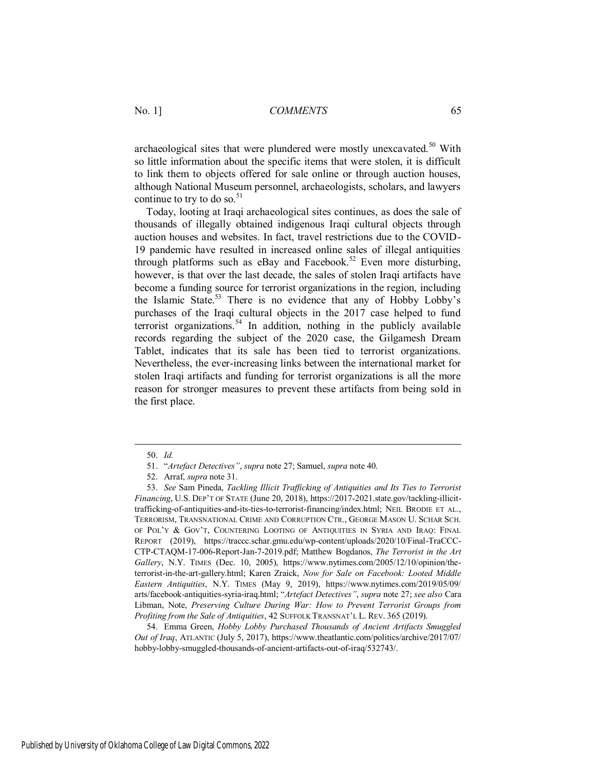archaeological sites that were plundered were mostly unexcavated.[50] With so little information about the specific items that were stolen, it is difficult to link them to objects offered for sale online or through auction houses, although National Museum personnel, archaeologists, scholars, and lawyers continue to try to do so.[51]

Today, looting at Iraqi archaeological sites continues, as does the sale of thousands of illegally obtained indigenous Iraqi cultural objects through auction houses and websites. In fact, travel restrictions due to the COVID-19 pandemic have resulted in increased online sales of illegal antiquities through platforms such as eBay and Facebook.[52] Even more disturbing, however, is that over the last decade, the sales of stolen Iraqi artifacts have become a funding source for terrorist organizations in the region, including the Islamic State.[53] There is no evidence that any of Hobby Lobby's purchases of the Iraqi cultural objects in the 2017 case helped to fund terrorist organizations.[54] In addition, nothing in the publicly available records regarding the subject of the 2020 case, the Gilgamesh Dream Tablet, indicates that its sale has been tied to terrorist organizations. Nevertheless, the ever-increasing links between the international market for stolen Iraqi artifacts and funding for terrorist organizations is all the more reason for stronger measures to prevent these artifacts from being sold in the first place.

---

50. *Id.*

51. "*Artefact Detectives"*, *supra* note 27; Samuel, *supra* note 40.

52. Arraf, *supra* note 31.

53. *See* Sam Pineda, *Tackling Illicit Trafficking of Antiquities and Its Ties to Terrorist Financing*, U.S. DEP'T OF STATE (June 20, 2018), https://2017-2021.state.gov/tackling-illicit-trafficking-of-antiquities-and-its-ties-to-terrorist-financing/index.html; NEIL BRODIE ET AL., TERRORISM, TRANSNATIONAL CRIME AND CORRUPTION CTR., GEORGE MASON U. SCHAR SCH. OF POL'Y & GOV'T, COUNTERING LOOTING OF ANTIQUITIES IN SYRIA AND IRAQ: FINAL REPORT (2019), https://traccc.schar.gmu.edu/wp-content/uploads/2020/10/Final-TraCCC-CTP-CTAQM-17-006-Report-Jan-7-2019.pdf; Matthew Bogdanos, *The Terrorist in the Art Gallery*, N.Y. TIMES (Dec. 10, 2005), https://www.nytimes.com/2005/12/10/opinion/the-terrorist-in-the-art-gallery.html; Karen Zraick, *Now for Sale on Facebook: Looted Middle Eastern Antiquities*, N.Y. TIMES (May 9, 2019), https://www.nytimes.com/2019/05/09/arts/facebook-antiquities-syria-iraq.html; "*Artefact Detectives"*, *supra* note 27; *see also* Cara Libman, Note, *Preserving Culture During War: How to Prevent Terrorist Groups from Profiting from the Sale of Antiquities*, 42 SUFFOLK TRANSNAT'L L. REV. 365 (2019).

54. Emma Green, *Hobby Lobby Purchased Thousands of Ancient Artifacts Smuggled Out of Iraq*, ATLANTIC (July 5, 2017), https://www.theatlantic.com/politics/archive/2017/07/hobby-lobby-smuggled-thousands-of-ancient-artifacts-out-of-iraq/532743/.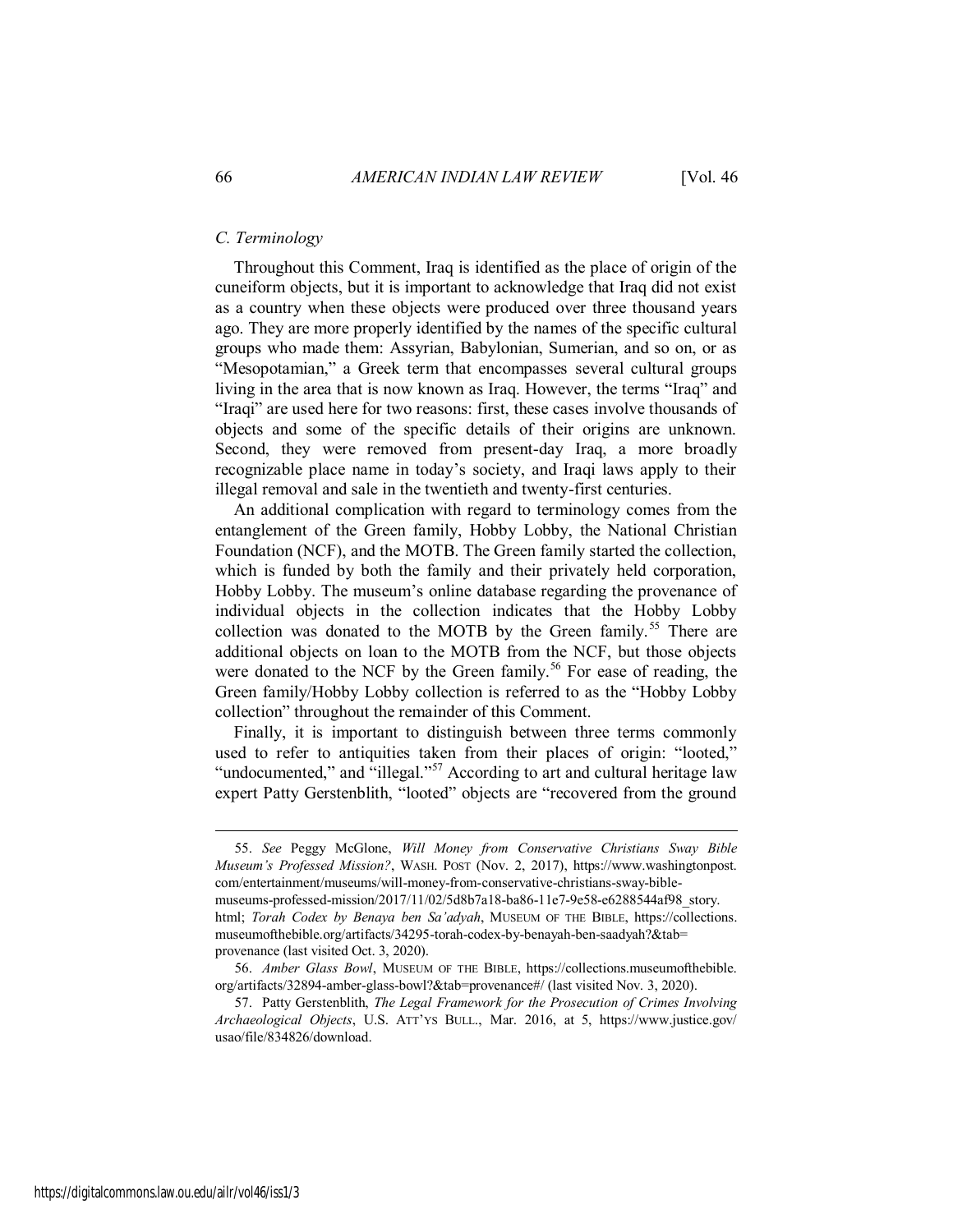### C. Terminology

Throughout this Comment, Iraq is identified as the place of origin of the cuneiform objects, but it is important to acknowledge that Iraq did not exist as a country when these objects were produced over three thousand years ago. They are more properly identified by the names of the specific cultural groups who made them: Assyrian, Babylonian, Sumerian, and so on, or as "Mesopotamian," a Greek term that encompasses several cultural groups living in the area that is now known as Iraq. However, the terms "Iraq" and "Iraqi" are used here for two reasons: first, these cases involve thousands of objects and some of the specific details of their origins are unknown. Second, they were removed from present-day Iraq, a more broadly recognizable place name in today's society, and Iraqi laws apply to their illegal removal and sale in the twentieth and twenty-first centuries.

An additional complication with regard to terminology comes from the entanglement of the Green family, Hobby Lobby, the National Christian Foundation (NCF), and the MOTB. The Green family started the collection, which is funded by both the family and their privately held corporation, Hobby Lobby. The museum's online database regarding the provenance of individual objects in the collection indicates that the Hobby Lobby collection was donated to the MOTB by the Green family.[55] There are additional objects on loan to the MOTB from the NCF, but those objects were donated to the NCF by the Green family.[56] For ease of reading, the Green family/Hobby Lobby collection is referred to as the "Hobby Lobby collection" throughout the remainder of this Comment.

Finally, it is important to distinguish between three terms commonly used to refer to antiquities taken from their places of origin: "looted," "undocumented," and "illegal."[57] According to art and cultural heritage law expert Patty Gerstenblith, "looted" objects are "recovered from the ground

---

55. *See* Peggy McGlone, *Will Money from Conservative Christians Sway Bible Museum's Professed Mission?*, WASH. POST (Nov. 2, 2017), https://www.washingtonpost.com/entertainment/museums/will-money-from-conservative-christians-sway-bible-museums-professed-mission/2017/11/02/5d8b7a18-ba86-11e7-9e58-e6288544af98_story.html; *Torah Codex by Benaya ben Sa'adyah*, MUSEUM OF THE BIBLE, https://collections.museumofthebible.org/artifacts/34295-torah-codex-by-benayah-ben-saadyah?&tab=provenance (last visited Oct. 3, 2020).

56. *Amber Glass Bowl*, MUSEUM OF THE BIBLE, https://collections.museumofthebible.org/artifacts/32894-amber-glass-bowl?&tab=provenance#/ (last visited Nov. 3, 2020).

57. Patty Gerstenblith, *The Legal Framework for the Prosecution of Crimes Involving Archaeological Objects*, U.S. ATT'YS BULL., Mar. 2016, at 5, https://www.justice.gov/usao/file/834826/download.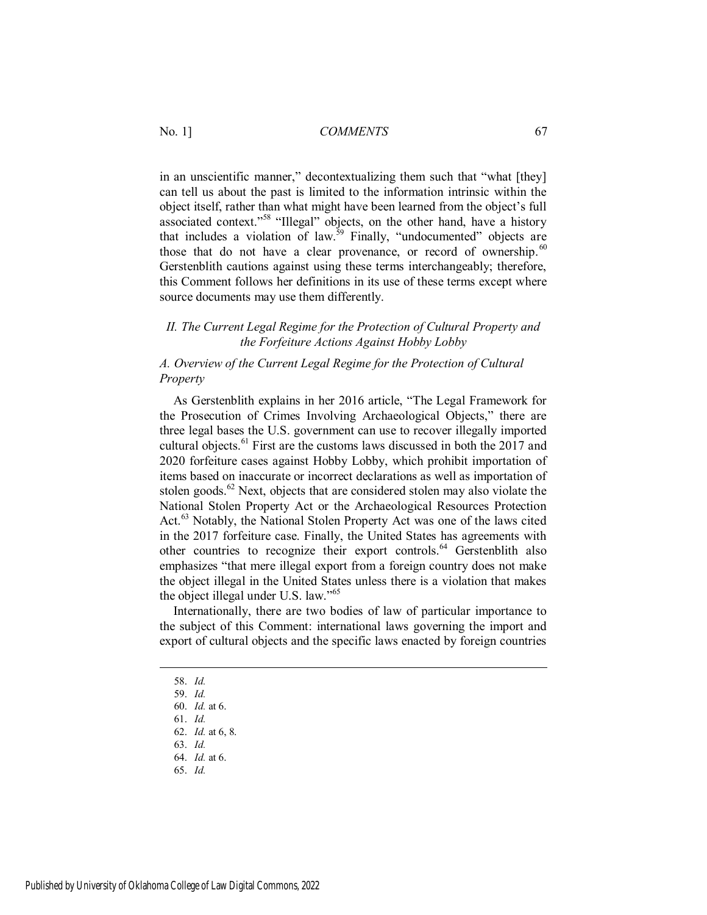in an unscientific manner," decontextualizing them such that "what [they] can tell us about the past is limited to the information intrinsic within the object itself, rather than what might have been learned from the object's full associated context."[58] "Illegal" objects, on the other hand, have a history that includes a violation of law.[59] Finally, "undocumented" objects are those that do not have a clear provenance, or record of ownership.[60] Gerstenblith cautions against using these terms interchangeably; therefore, this Comment follows her definitions in its use of these terms except where source documents may use them differently.

## *II. The Current Legal Regime for the Protection of Cultural Property and the Forfeiture Actions Against Hobby Lobby*

### *A. Overview of the Current Legal Regime for the Protection of Cultural Property*

As Gerstenblith explains in her 2016 article, "The Legal Framework for the Prosecution of Crimes Involving Archaeological Objects," there are three legal bases the U.S. government can use to recover illegally imported cultural objects.[61] First are the customs laws discussed in both the 2017 and 2020 forfeiture cases against Hobby Lobby, which prohibit importation of items based on inaccurate or incorrect declarations as well as importation of stolen goods.[62] Next, objects that are considered stolen may also violate the National Stolen Property Act or the Archaeological Resources Protection Act.[63] Notably, the National Stolen Property Act was one of the laws cited in the 2017 forfeiture case. Finally, the United States has agreements with other countries to recognize their export controls.[64] Gerstenblith also emphasizes "that mere illegal export from a foreign country does not make the object illegal in the United States unless there is a violation that makes the object illegal under U.S. law."[65]

Internationally, there are two bodies of law of particular importance to the subject of this Comment: international laws governing the import and export of cultural objects and the specific laws enacted by foreign countries

---

58. *Id.*
59. *Id.*
60. *Id.* at 6.
61. *Id.*
62. *Id.* at 6, 8.
63. *Id.*
64. *Id.* at 6.
65. *Id.*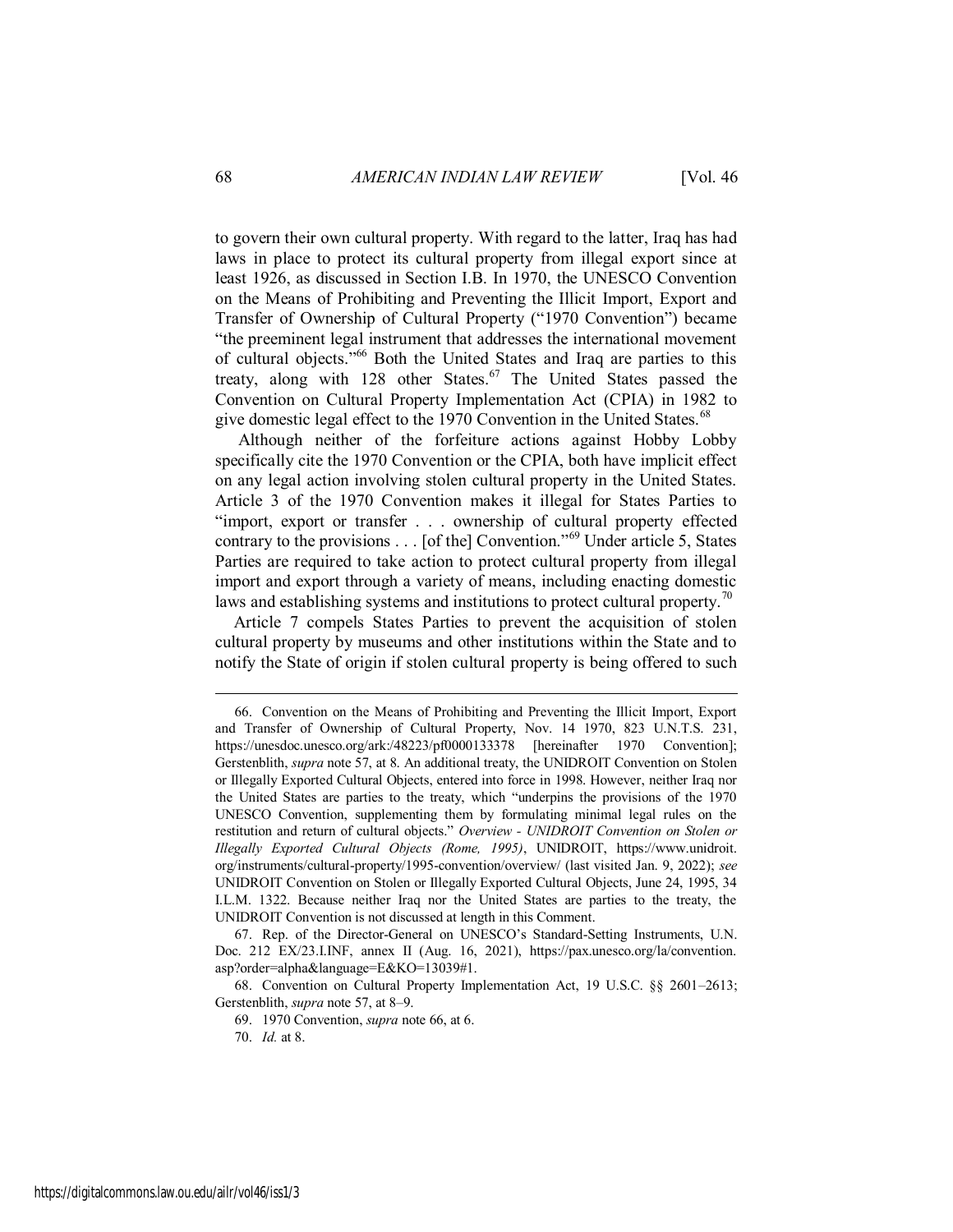to govern their own cultural property. With regard to the latter, Iraq has had laws in place to protect its cultural property from illegal export since at least 1926, as discussed in Section I.B. In 1970, the UNESCO Convention on the Means of Prohibiting and Preventing the Illicit Import, Export and Transfer of Ownership of Cultural Property ("1970 Convention") became "the preeminent legal instrument that addresses the international movement of cultural objects."[66] Both the United States and Iraq are parties to this treaty, along with 128 other States.[67] The United States passed the Convention on Cultural Property Implementation Act (CPIA) in 1982 to give domestic legal effect to the 1970 Convention in the United States.[68]

Although neither of the forfeiture actions against Hobby Lobby specifically cite the 1970 Convention or the CPIA, both have implicit effect on any legal action involving stolen cultural property in the United States. Article 3 of the 1970 Convention makes it illegal for States Parties to "import, export or transfer . . . ownership of cultural property effected contrary to the provisions . . . [of the] Convention."[69] Under article 5, States Parties are required to take action to protect cultural property from illegal import and export through a variety of means, including enacting domestic laws and establishing systems and institutions to protect cultural property.[70]

Article 7 compels States Parties to prevent the acquisition of stolen cultural property by museums and other institutions within the State and to notify the State of origin if stolen cultural property is being offered to such

---

66. Convention on the Means of Prohibiting and Preventing the Illicit Import, Export and Transfer of Ownership of Cultural Property, Nov. 14 1970, 823 U.N.T.S. 231, https://unesdoc.unesco.org/ark:/48223/pf0000133378 [hereinafter 1970 Convention]; Gerstenblith, *supra* note 57, at 8. An additional treaty, the UNIDROIT Convention on Stolen or Illegally Exported Cultural Objects, entered into force in 1998. However, neither Iraq nor the United States are parties to the treaty, which "underpins the provisions of the 1970 UNESCO Convention, supplementing them by formulating minimal legal rules on the restitution and return of cultural objects." *Overview - UNIDROIT Convention on Stolen or Illegally Exported Cultural Objects (Rome, 1995)*, UNIDROIT, https://www.unidroit.org/instruments/cultural-property/1995-convention/overview/ (last visited Jan. 9, 2022); *see* UNIDROIT Convention on Stolen or Illegally Exported Cultural Objects, June 24, 1995, 34 I.L.M. 1322. Because neither Iraq nor the United States are parties to the treaty, the UNIDROIT Convention is not discussed at length in this Comment.

67. Rep. of the Director-General on UNESCO's Standard-Setting Instruments, U.N. Doc. 212 EX/23.I.INF, annex II (Aug. 16, 2021), https://pax.unesco.org/la/convention.asp?order=alpha&language=E&KO=13039#1.

68. Convention on Cultural Property Implementation Act, 19 U.S.C. §§ 2601–2613; Gerstenblith, *supra* note 57, at 8–9.

69. 1970 Convention, *supra* note 66, at 6.

70. *Id.* at 8.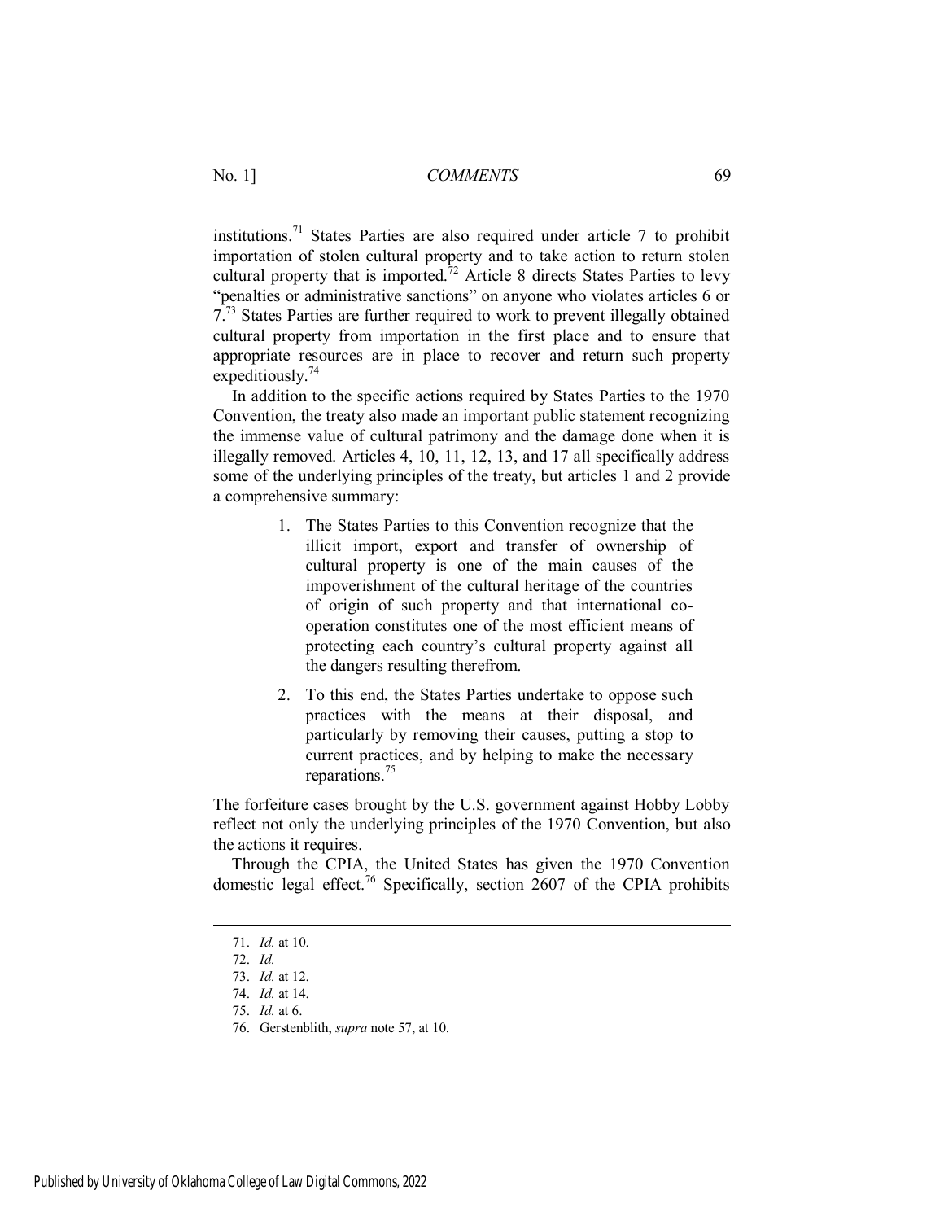institutions.[71] States Parties are also required under article 7 to prohibit importation of stolen cultural property and to take action to return stolen cultural property that is imported.[72] Article 8 directs States Parties to levy "penalties or administrative sanctions" on anyone who violates articles 6 or 7.[73] States Parties are further required to work to prevent illegally obtained cultural property from importation in the first place and to ensure that appropriate resources are in place to recover and return such property expeditiously.[74]

In addition to the specific actions required by States Parties to the 1970 Convention, the treaty also made an important public statement recognizing the immense value of cultural patrimony and the damage done when it is illegally removed. Articles 4, 10, 11, 12, 13, and 17 all specifically address some of the underlying principles of the treaty, but articles 1 and 2 provide a comprehensive summary:

> 1. The States Parties to this Convention recognize that the illicit import, export and transfer of ownership of cultural property is one of the main causes of the impoverishment of the cultural heritage of the countries of origin of such property and that international co-operation constitutes one of the most efficient means of protecting each country's cultural property against all the dangers resulting therefrom.
>
> 2. To this end, the States Parties undertake to oppose such practices with the means at their disposal, and particularly by removing their causes, putting a stop to current practices, and by helping to make the necessary reparations.[75]

The forfeiture cases brought by the U.S. government against Hobby Lobby reflect not only the underlying principles of the 1970 Convention, but also the actions it requires.

Through the CPIA, the United States has given the 1970 Convention domestic legal effect.[76] Specifically, section 2607 of the CPIA prohibits

---

71. *Id.* at 10.
72. *Id.*
73. *Id.* at 12.
74. *Id.* at 14.
75. *Id.* at 6.
76. Gerstenblith, *supra* note 57, at 10.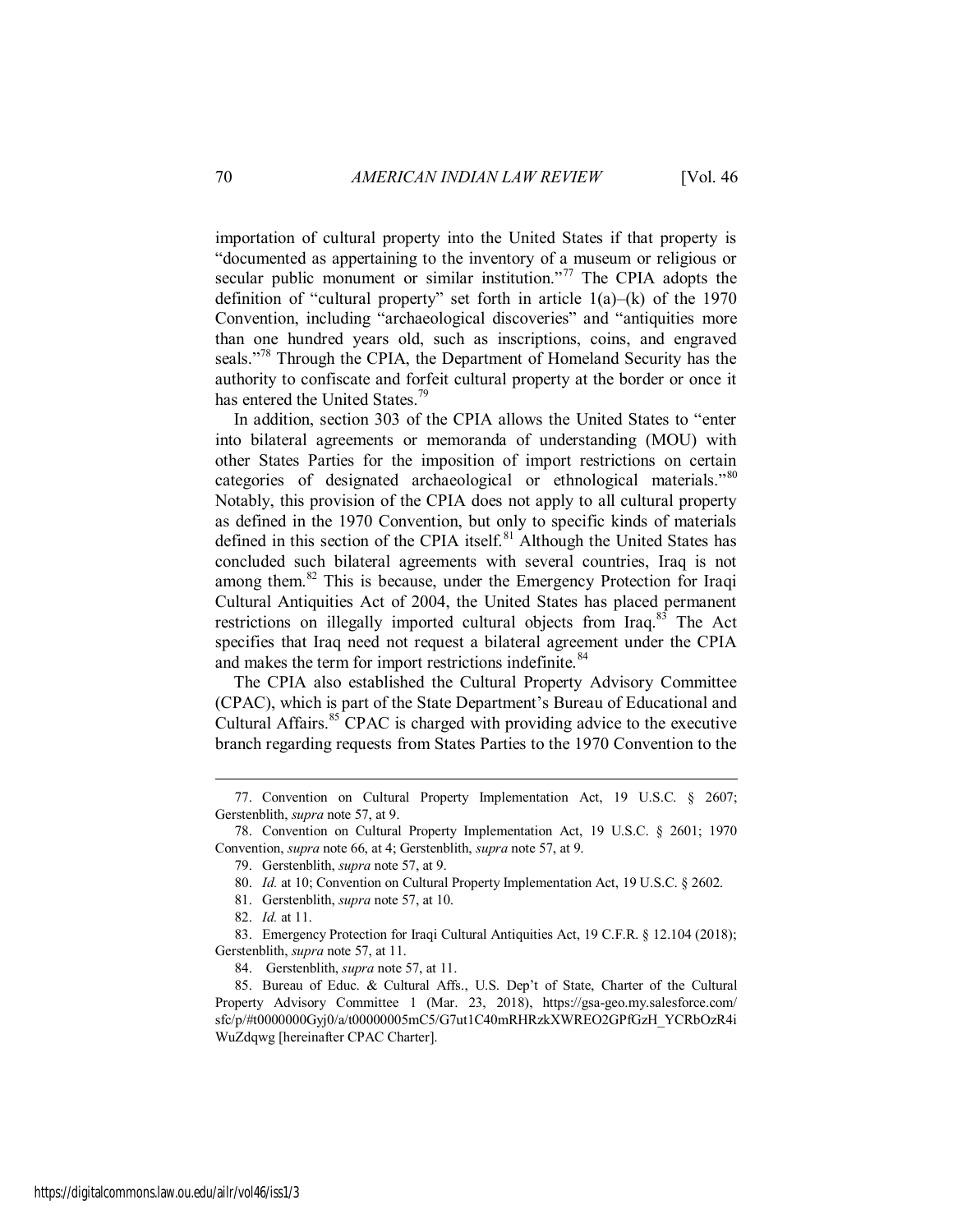importation of cultural property into the United States if that property is "documented as appertaining to the inventory of a museum or religious or secular public monument or similar institution."[77] The CPIA adopts the definition of "cultural property" set forth in article 1(a)–(k) of the 1970 Convention, including "archaeological discoveries" and "antiquities more than one hundred years old, such as inscriptions, coins, and engraved seals."[78] Through the CPIA, the Department of Homeland Security has the authority to confiscate and forfeit cultural property at the border or once it has entered the United States.[79]

In addition, section 303 of the CPIA allows the United States to "enter into bilateral agreements or memoranda of understanding (MOU) with other States Parties for the imposition of import restrictions on certain categories of designated archaeological or ethnological materials."[80] Notably, this provision of the CPIA does not apply to all cultural property as defined in the 1970 Convention, but only to specific kinds of materials defined in this section of the CPIA itself.[81] Although the United States has concluded such bilateral agreements with several countries, Iraq is not among them.[82] This is because, under the Emergency Protection for Iraqi Cultural Antiquities Act of 2004, the United States has placed permanent restrictions on illegally imported cultural objects from Iraq.[83] The Act specifies that Iraq need not request a bilateral agreement under the CPIA and makes the term for import restrictions indefinite.[84]

The CPIA also established the Cultural Property Advisory Committee (CPAC), which is part of the State Department's Bureau of Educational and Cultural Affairs.[85] CPAC is charged with providing advice to the executive branch regarding requests from States Parties to the 1970 Convention to the

---

77. Convention on Cultural Property Implementation Act, 19 U.S.C. § 2607; Gerstenblith, *supra* note 57, at 9.

78. Convention on Cultural Property Implementation Act, 19 U.S.C. § 2601; 1970 Convention, *supra* note 66, at 4; Gerstenblith, *supra* note 57, at 9.

79. Gerstenblith, *supra* note 57, at 9.

80. *Id.* at 10; Convention on Cultural Property Implementation Act, 19 U.S.C. § 2602.

81. Gerstenblith, *supra* note 57, at 10.

82. *Id.* at 11.

83. Emergency Protection for Iraqi Cultural Antiquities Act, 19 C.F.R. § 12.104 (2018); Gerstenblith, *supra* note 57, at 11.

84. Gerstenblith, *supra* note 57, at 11.

85. Bureau of Educ. & Cultural Affs., U.S. Dep't of State, Charter of the Cultural Property Advisory Committee 1 (Mar. 23, 2018), https://gsa-geo.my.salesforce.com/sfc/p/#t0000000Gyj0/a/t00000005mC5/G7ut1C40mRHRzkXWREO2GPfGzH_YCRbOzR4iWuZdqwg [hereinafter CPAC Charter].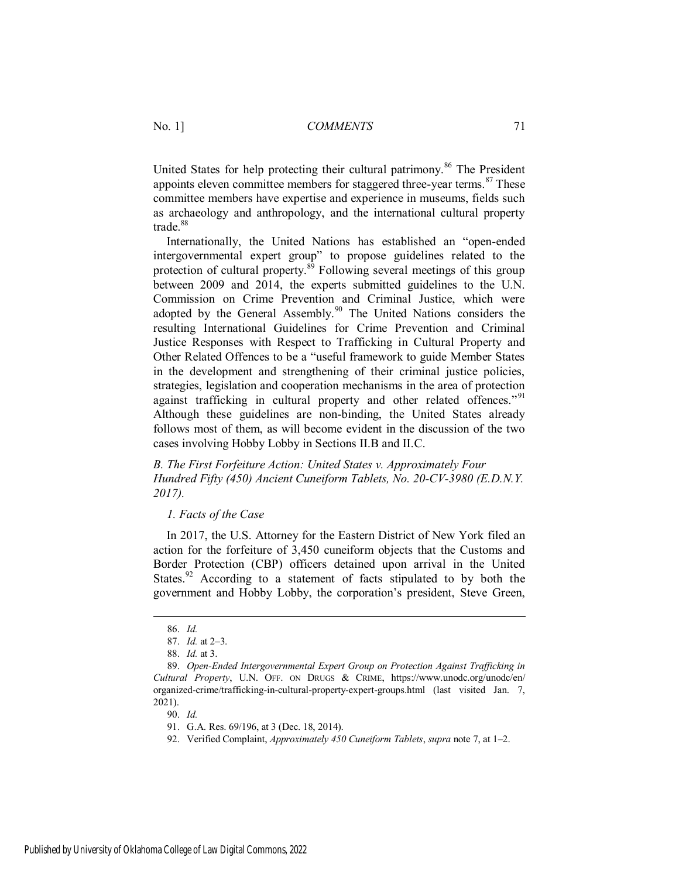United States for help protecting their cultural patrimony.[86] The President appoints eleven committee members for staggered three-year terms.[87] These committee members have expertise and experience in museums, fields such as archaeology and anthropology, and the international cultural property trade.[88]

Internationally, the United Nations has established an "open-ended intergovernmental expert group" to propose guidelines related to the protection of cultural property.[89] Following several meetings of this group between 2009 and 2014, the experts submitted guidelines to the U.N. Commission on Crime Prevention and Criminal Justice, which were adopted by the General Assembly.[90] The United Nations considers the resulting International Guidelines for Crime Prevention and Criminal Justice Responses with Respect to Trafficking in Cultural Property and Other Related Offences to be a "useful framework to guide Member States in the development and strengthening of their criminal justice policies, strategies, legislation and cooperation mechanisms in the area of protection against trafficking in cultural property and other related offences."[91] Although these guidelines are non-binding, the United States already follows most of them, as will become evident in the discussion of the two cases involving Hobby Lobby in Sections II.B and II.C.

### *B. The First Forfeiture Action: United States v. Approximately Four Hundred Fifty (450) Ancient Cuneiform Tablets, No. 20-CV-3980 (E.D.N.Y. 2017).*

#### *1. Facts of the Case*

In 2017, the U.S. Attorney for the Eastern District of New York filed an action for the forfeiture of 3,450 cuneiform objects that the Customs and Border Protection (CBP) officers detained upon arrival in the United States.[92] According to a statement of facts stipulated to by both the government and Hobby Lobby, the corporation's president, Steve Green,

---

86. *Id.*

87. *Id.* at 2–3.

88. *Id.* at 3.

89. *Open-Ended Intergovernmental Expert Group on Protection Against Trafficking in Cultural Property*, U.N. OFF. ON DRUGS & CRIME, https://www.unodc.org/unodc/en/organized-crime/trafficking-in-cultural-property-expert-groups.html (last visited Jan. 7, 2021).

90. *Id.*

91. G.A. Res. 69/196, at 3 (Dec. 18, 2014).

92. Verified Complaint, *Approximately 450 Cuneiform Tablets*, *supra* note 7, at 1–2.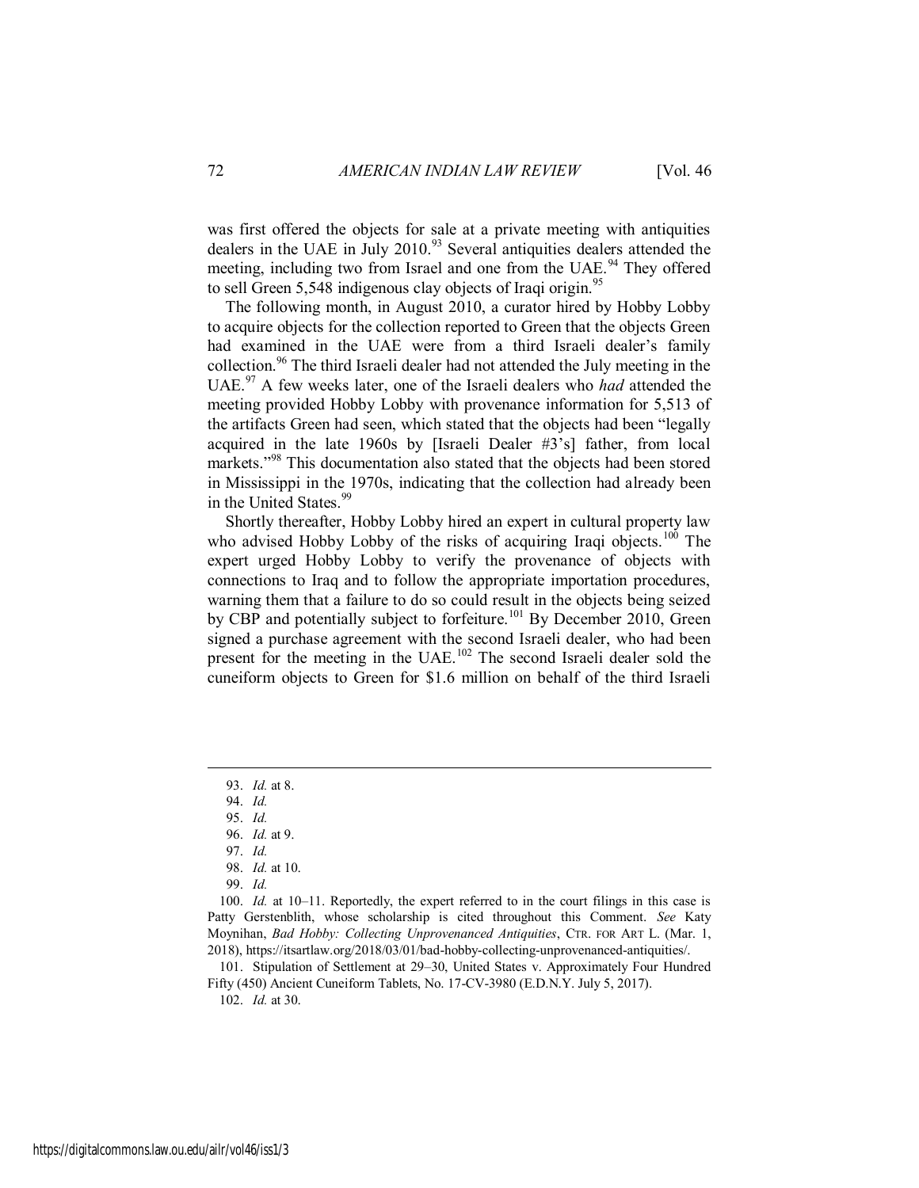was first offered the objects for sale at a private meeting with antiquities dealers in the UAE in July 2010.[93] Several antiquities dealers attended the meeting, including two from Israel and one from the UAE.[94] They offered to sell Green 5,548 indigenous clay objects of Iraqi origin.[95]

The following month, in August 2010, a curator hired by Hobby Lobby to acquire objects for the collection reported to Green that the objects Green had examined in the UAE were from a third Israeli dealer's family collection.[96] The third Israeli dealer had not attended the July meeting in the UAE.[97] A few weeks later, one of the Israeli dealers who *had* attended the meeting provided Hobby Lobby with provenance information for 5,513 of the artifacts Green had seen, which stated that the objects had been "legally acquired in the late 1960s by [Israeli Dealer #3's] father, from local markets."[98] This documentation also stated that the objects had been stored in Mississippi in the 1970s, indicating that the collection had already been in the United States.[99]

Shortly thereafter, Hobby Lobby hired an expert in cultural property law who advised Hobby Lobby of the risks of acquiring Iraqi objects.[100] The expert urged Hobby Lobby to verify the provenance of objects with connections to Iraq and to follow the appropriate importation procedures, warning them that a failure to do so could result in the objects being seized by CBP and potentially subject to forfeiture.[101] By December 2010, Green signed a purchase agreement with the second Israeli dealer, who had been present for the meeting in the UAE.[102] The second Israeli dealer sold the cuneiform objects to Green for $1.6 million on behalf of the third Israeli

---

93. *Id.* at 8.

94. *Id.*

95. *Id.*

96. *Id.* at 9.

97. *Id.*

98. *Id.* at 10.

99. *Id.*

100. *Id.* at 10–11. Reportedly, the expert referred to in the court filings in this case is Patty Gerstenblith, whose scholarship is cited throughout this Comment. *See* Katy Moynihan, *Bad Hobby: Collecting Unprovenanced Antiquities*, CTR. FOR ART L. (Mar. 1, 2018), https://itsartlaw.org/2018/03/01/bad-hobby-collecting-unprovenanced-antiquities/.

101. Stipulation of Settlement at 29–30, United States v. Approximately Four Hundred Fifty (450) Ancient Cuneiform Tablets, No. 17-CV-3980 (E.D.N.Y. July 5, 2017).

102. *Id.* at 30.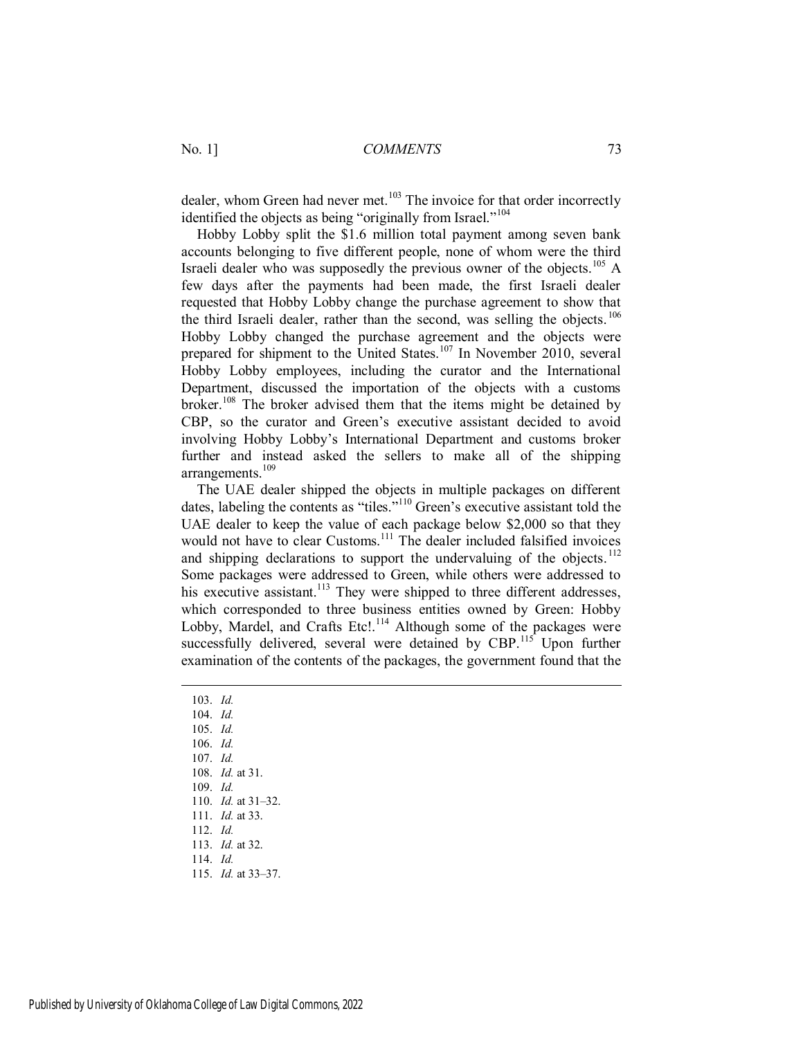dealer, whom Green had never met.[103] The invoice for that order incorrectly identified the objects as being "originally from Israel."[104]

Hobby Lobby split the $1.6 million total payment among seven bank accounts belonging to five different people, none of whom were the third Israeli dealer who was supposedly the previous owner of the objects.[105] A few days after the payments had been made, the first Israeli dealer requested that Hobby Lobby change the purchase agreement to show that the third Israeli dealer, rather than the second, was selling the objects.[106] Hobby Lobby changed the purchase agreement and the objects were prepared for shipment to the United States.[107] In November 2010, several Hobby Lobby employees, including the curator and the International Department, discussed the importation of the objects with a customs broker.[108] The broker advised them that the items might be detained by CBP, so the curator and Green's executive assistant decided to avoid involving Hobby Lobby's International Department and customs broker further and instead asked the sellers to make all of the shipping arrangements.[109]

The UAE dealer shipped the objects in multiple packages on different dates, labeling the contents as "tiles."[110] Green's executive assistant told the UAE dealer to keep the value of each package below $2,000 so that they would not have to clear Customs.[111] The dealer included falsified invoices and shipping declarations to support the undervaluing of the objects.[112] Some packages were addressed to Green, while others were addressed to his executive assistant.[113] They were shipped to three different addresses, which corresponded to three business entities owned by Green: Hobby Lobby, Mardel, and Crafts Etc!.[114] Although some of the packages were successfully delivered, several were detained by CBP.[115] Upon further examination of the contents of the packages, the government found that the

---

103. *Id.*
104. *Id.*
105. *Id.*
106. *Id.*
107. *Id.*
108. *Id.* at 31.
109. *Id.*
110. *Id.* at 31–32.
111. *Id.* at 33.
112. *Id.*
113. *Id.* at 32.
114. *Id.*
115. *Id.* at 33–37.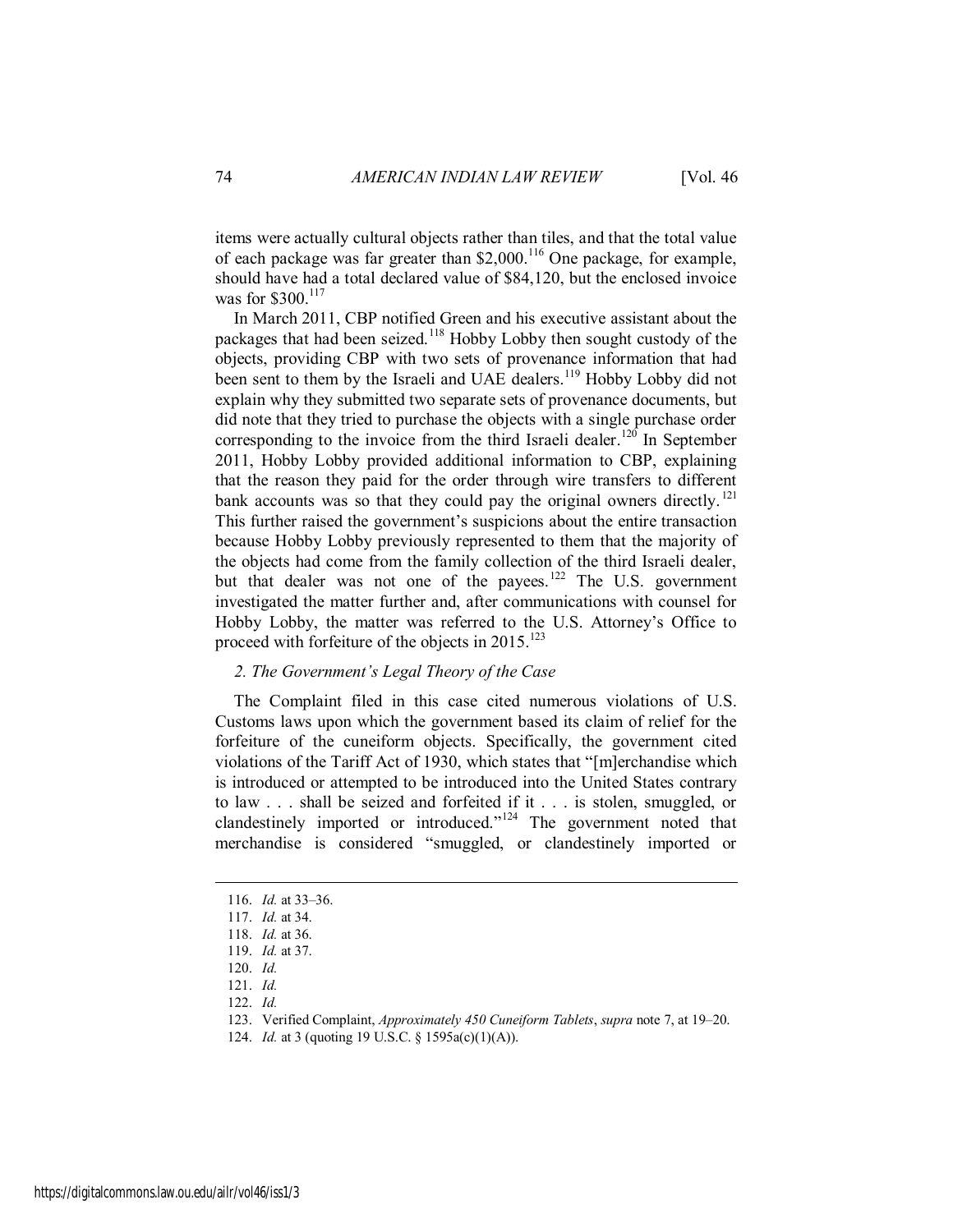items were actually cultural objects rather than tiles, and that the total value of each package was far greater than $2,000.[116] One package, for example, should have had a total declared value of $84,120, but the enclosed invoice was for $300.[117]

In March 2011, CBP notified Green and his executive assistant about the packages that had been seized.[118] Hobby Lobby then sought custody of the objects, providing CBP with two sets of provenance information that had been sent to them by the Israeli and UAE dealers.[119] Hobby Lobby did not explain why they submitted two separate sets of provenance documents, but did note that they tried to purchase the objects with a single purchase order corresponding to the invoice from the third Israeli dealer.[120] In September 2011, Hobby Lobby provided additional information to CBP, explaining that the reason they paid for the order through wire transfers to different bank accounts was so that they could pay the original owners directly.[121] This further raised the government's suspicions about the entire transaction because Hobby Lobby previously represented to them that the majority of the objects had come from the family collection of the third Israeli dealer, but that dealer was not one of the payees.[122] The U.S. government investigated the matter further and, after communications with counsel for Hobby Lobby, the matter was referred to the U.S. Attorney's Office to proceed with forfeiture of the objects in 2015.[123]

### *2. The Government's Legal Theory of the Case*

The Complaint filed in this case cited numerous violations of U.S. Customs laws upon which the government based its claim of relief for the forfeiture of the cuneiform objects. Specifically, the government cited violations of the Tariff Act of 1930, which states that "[m]erchandise which is introduced or attempted to be introduced into the United States contrary to law . . . shall be seized and forfeited if it . . . is stolen, smuggled, or clandestinely imported or introduced."[124] The government noted that merchandise is considered "smuggled, or clandestinely imported or

---

116. *Id.* at 33–36.

117. *Id.* at 34.

118. *Id.* at 36.

119. *Id.* at 37.

120. *Id.*

121. *Id.*

122. *Id.*

123. Verified Complaint, *Approximately 450 Cuneiform Tablets*, *supra* note 7, at 19–20.

124. *Id.* at 3 (quoting 19 U.S.C. § 1595a(c)(1)(A)).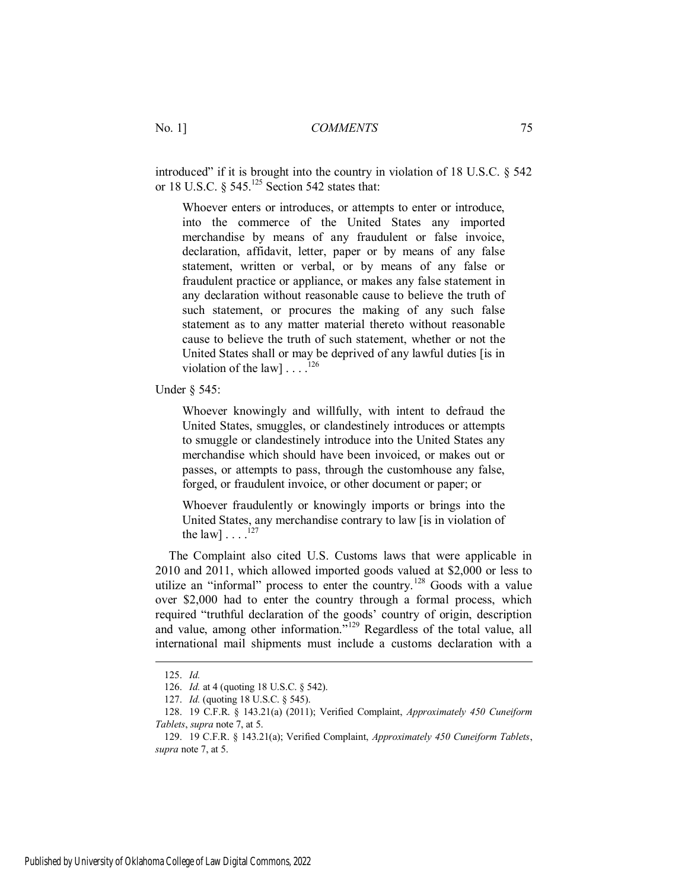introduced" if it is brought into the country in violation of 18 U.S.C. § 542 or 18 U.S.C. § 545.[125] Section 542 states that:

> Whoever enters or introduces, or attempts to enter or introduce, into the commerce of the United States any imported merchandise by means of any fraudulent or false invoice, declaration, affidavit, letter, paper or by means of any false statement, written or verbal, or by means of any false or fraudulent practice or appliance, or makes any false statement in any declaration without reasonable cause to believe the truth of such statement, or procures the making of any such false statement as to any matter material thereto without reasonable cause to believe the truth of such statement, whether or not the United States shall or may be deprived of any lawful duties [is in violation of the law] . . . .[126]

Under § 545:

> Whoever knowingly and willfully, with intent to defraud the United States, smuggles, or clandestinely introduces or attempts to smuggle or clandestinely introduce into the United States any merchandise which should have been invoiced, or makes out or passes, or attempts to pass, through the customhouse any false, forged, or fraudulent invoice, or other document or paper; or
>
> Whoever fraudulently or knowingly imports or brings into the United States, any merchandise contrary to law [is in violation of the law] . . . .[127]

The Complaint also cited U.S. Customs laws that were applicable in 2010 and 2011, which allowed imported goods valued at $2,000 or less to utilize an "informal" process to enter the country.[128] Goods with a value over $2,000 had to enter the country through a formal process, which required "truthful declaration of the goods' country of origin, description and value, among other information."[129] Regardless of the total value, all international mail shipments must include a customs declaration with a

---

125. *Id.*

126. *Id.* at 4 (quoting 18 U.S.C. § 542).

127. *Id.* (quoting 18 U.S.C. § 545).

128. 19 C.F.R. § 143.21(a) (2011); Verified Complaint, *Approximately 450 Cuneiform Tablets*, *supra* note 7, at 5.

129. 19 C.F.R. § 143.21(a); Verified Complaint, *Approximately 450 Cuneiform Tablets*, *supra* note 7, at 5.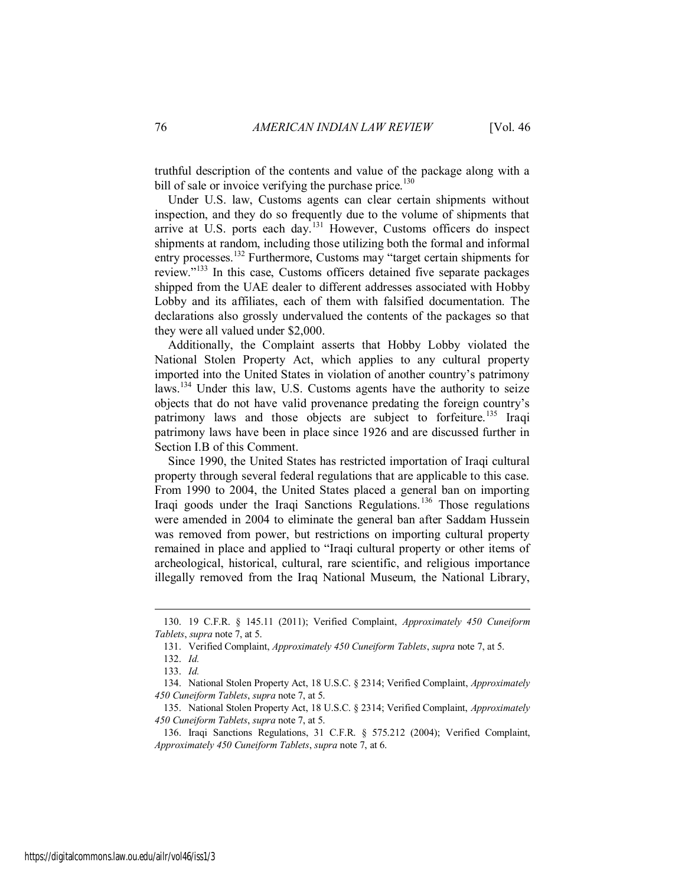truthful description of the contents and value of the package along with a bill of sale or invoice verifying the purchase price.[130]

Under U.S. law, Customs agents can clear certain shipments without inspection, and they do so frequently due to the volume of shipments that arrive at U.S. ports each day.[131] However, Customs officers do inspect shipments at random, including those utilizing both the formal and informal entry processes.[132] Furthermore, Customs may "target certain shipments for review."[133] In this case, Customs officers detained five separate packages shipped from the UAE dealer to different addresses associated with Hobby Lobby and its affiliates, each of them with falsified documentation. The declarations also grossly undervalued the contents of the packages so that they were all valued under $2,000.

Additionally, the Complaint asserts that Hobby Lobby violated the National Stolen Property Act, which applies to any cultural property imported into the United States in violation of another country's patrimony laws.[134] Under this law, U.S. Customs agents have the authority to seize objects that do not have valid provenance predating the foreign country's patrimony laws and those objects are subject to forfeiture.[135] Iraqi patrimony laws have been in place since 1926 and are discussed further in Section I.B of this Comment.

Since 1990, the United States has restricted importation of Iraqi cultural property through several federal regulations that are applicable to this case. From 1990 to 2004, the United States placed a general ban on importing Iraqi goods under the Iraqi Sanctions Regulations.[136] Those regulations were amended in 2004 to eliminate the general ban after Saddam Hussein was removed from power, but restrictions on importing cultural property remained in place and applied to "Iraqi cultural property or other items of archeological, historical, cultural, rare scientific, and religious importance illegally removed from the Iraq National Museum, the National Library,

---

130. 19 C.F.R. § 145.11 (2011); Verified Complaint, *Approximately 450 Cuneiform Tablets*, *supra* note 7, at 5.

131. Verified Complaint, *Approximately 450 Cuneiform Tablets*, *supra* note 7, at 5.

132. *Id.*

133. *Id.*

134. National Stolen Property Act, 18 U.S.C. § 2314; Verified Complaint, *Approximately 450 Cuneiform Tablets*, *supra* note 7, at 5.

135. National Stolen Property Act, 18 U.S.C. § 2314; Verified Complaint, *Approximately 450 Cuneiform Tablets*, *supra* note 7, at 5.

136. Iraqi Sanctions Regulations, 31 C.F.R. § 575.212 (2004); Verified Complaint, *Approximately 450 Cuneiform Tablets*, *supra* note 7, at 6.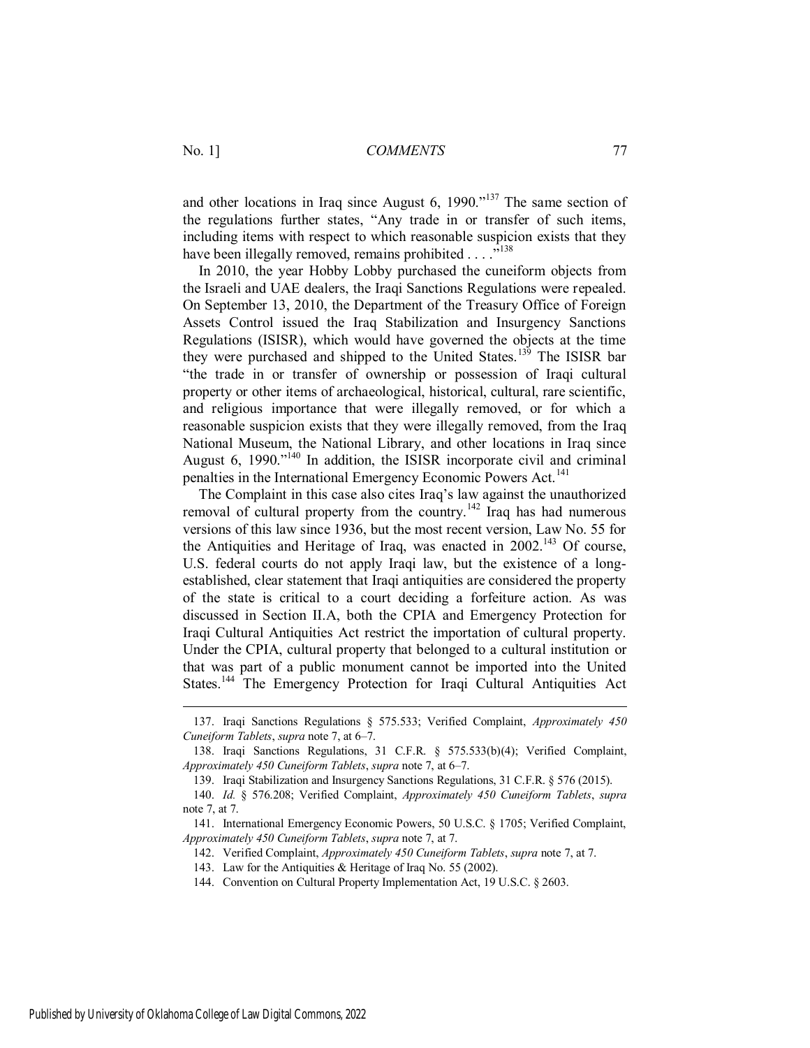and other locations in Iraq since August 6, 1990."[137] The same section of the regulations further states, "Any trade in or transfer of such items, including items with respect to which reasonable suspicion exists that they have been illegally removed, remains prohibited . . . ."[138]

In 2010, the year Hobby Lobby purchased the cuneiform objects from the Israeli and UAE dealers, the Iraqi Sanctions Regulations were repealed. On September 13, 2010, the Department of the Treasury Office of Foreign Assets Control issued the Iraq Stabilization and Insurgency Sanctions Regulations (ISISR), which would have governed the objects at the time they were purchased and shipped to the United States.[139] The ISISR bar "the trade in or transfer of ownership or possession of Iraqi cultural property or other items of archaeological, historical, cultural, rare scientific, and religious importance that were illegally removed, or for which a reasonable suspicion exists that they were illegally removed, from the Iraq National Museum, the National Library, and other locations in Iraq since August 6, 1990."[140] In addition, the ISISR incorporate civil and criminal penalties in the International Emergency Economic Powers Act.[141]

The Complaint in this case also cites Iraq's law against the unauthorized removal of cultural property from the country.[142] Iraq has had numerous versions of this law since 1936, but the most recent version, Law No. 55 for the Antiquities and Heritage of Iraq, was enacted in 2002.[143] Of course, U.S. federal courts do not apply Iraqi law, but the existence of a long-established, clear statement that Iraqi antiquities are considered the property of the state is critical to a court deciding a forfeiture action. As was discussed in Section II.A, both the CPIA and Emergency Protection for Iraqi Cultural Antiquities Act restrict the importation of cultural property. Under the CPIA, cultural property that belonged to a cultural institution or that was part of a public monument cannot be imported into the United States.[144] The Emergency Protection for Iraqi Cultural Antiquities Act

---

137. Iraqi Sanctions Regulations § 575.533; Verified Complaint, *Approximately 450 Cuneiform Tablets*, *supra* note 7, at 6–7.

138. Iraqi Sanctions Regulations, 31 C.F.R. § 575.533(b)(4); Verified Complaint, *Approximately 450 Cuneiform Tablets*, *supra* note 7, at 6–7.

139. Iraqi Stabilization and Insurgency Sanctions Regulations, 31 C.F.R. § 576 (2015).

140. *Id.* § 576.208; Verified Complaint, *Approximately 450 Cuneiform Tablets*, *supra* note 7, at 7.

141. International Emergency Economic Powers, 50 U.S.C. § 1705; Verified Complaint, *Approximately 450 Cuneiform Tablets*, *supra* note 7, at 7.

142. Verified Complaint, *Approximately 450 Cuneiform Tablets*, *supra* note 7, at 7.

143. Law for the Antiquities & Heritage of Iraq No. 55 (2002).

144. Convention on Cultural Property Implementation Act, 19 U.S.C. § 2603.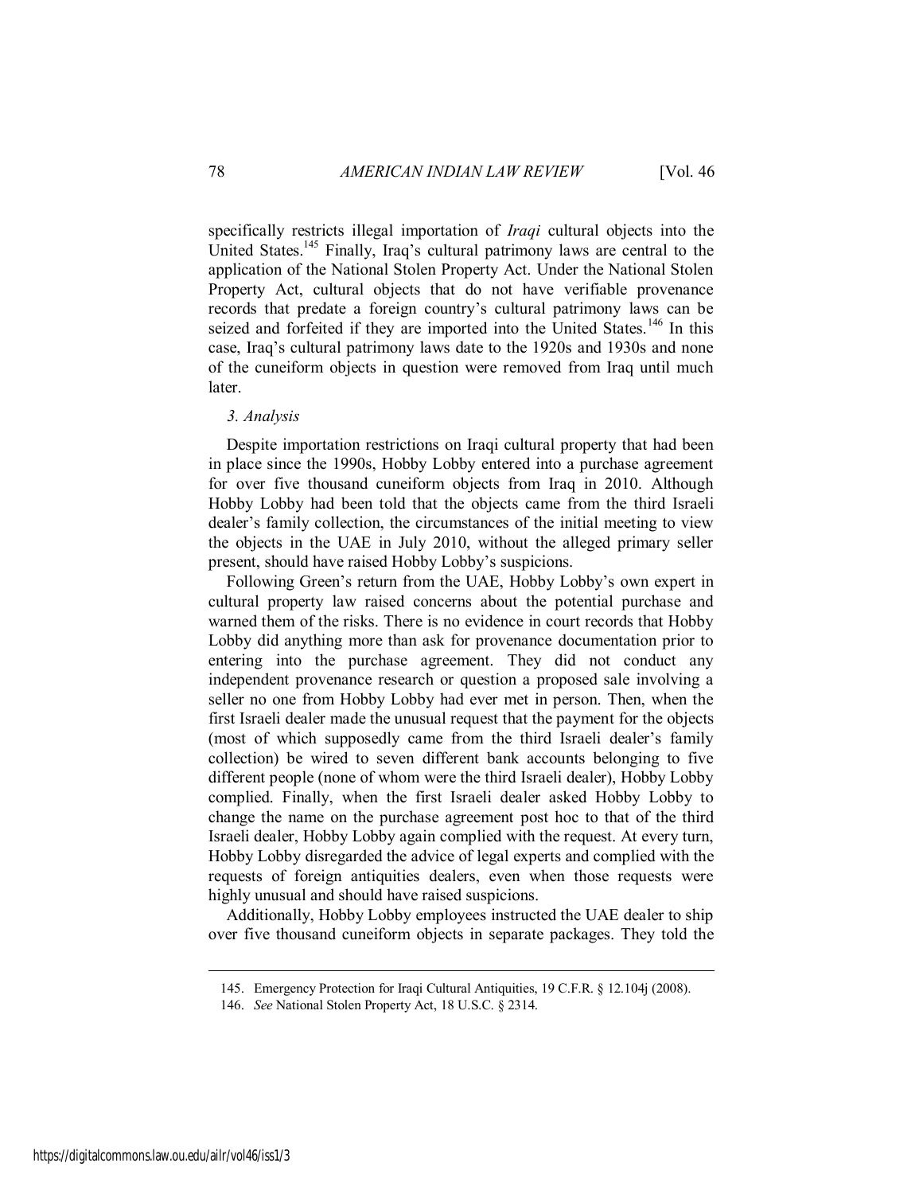specifically restricts illegal importation of *Iraqi* cultural objects into the United States.[145] Finally, Iraq's cultural patrimony laws are central to the application of the National Stolen Property Act. Under the National Stolen Property Act, cultural objects that do not have verifiable provenance records that predate a foreign country's cultural patrimony laws can be seized and forfeited if they are imported into the United States.[146] In this case, Iraq's cultural patrimony laws date to the 1920s and 1930s and none of the cuneiform objects in question were removed from Iraq until much later.

*3. Analysis*

Despite importation restrictions on Iraqi cultural property that had been in place since the 1990s, Hobby Lobby entered into a purchase agreement for over five thousand cuneiform objects from Iraq in 2010. Although Hobby Lobby had been told that the objects came from the third Israeli dealer's family collection, the circumstances of the initial meeting to view the objects in the UAE in July 2010, without the alleged primary seller present, should have raised Hobby Lobby's suspicions.

Following Green's return from the UAE, Hobby Lobby's own expert in cultural property law raised concerns about the potential purchase and warned them of the risks. There is no evidence in court records that Hobby Lobby did anything more than ask for provenance documentation prior to entering into the purchase agreement. They did not conduct any independent provenance research or question a proposed sale involving a seller no one from Hobby Lobby had ever met in person. Then, when the first Israeli dealer made the unusual request that the payment for the objects (most of which supposedly came from the third Israeli dealer's family collection) be wired to seven different bank accounts belonging to five different people (none of whom were the third Israeli dealer), Hobby Lobby complied. Finally, when the first Israeli dealer asked Hobby Lobby to change the name on the purchase agreement post hoc to that of the third Israeli dealer, Hobby Lobby again complied with the request. At every turn, Hobby Lobby disregarded the advice of legal experts and complied with the requests of foreign antiquities dealers, even when those requests were highly unusual and should have raised suspicions.

Additionally, Hobby Lobby employees instructed the UAE dealer to ship over five thousand cuneiform objects in separate packages. They told the

145. Emergency Protection for Iraqi Cultural Antiquities, 19 C.F.R. § 12.104j (2008).

146. *See* National Stolen Property Act, 18 U.S.C. § 2314.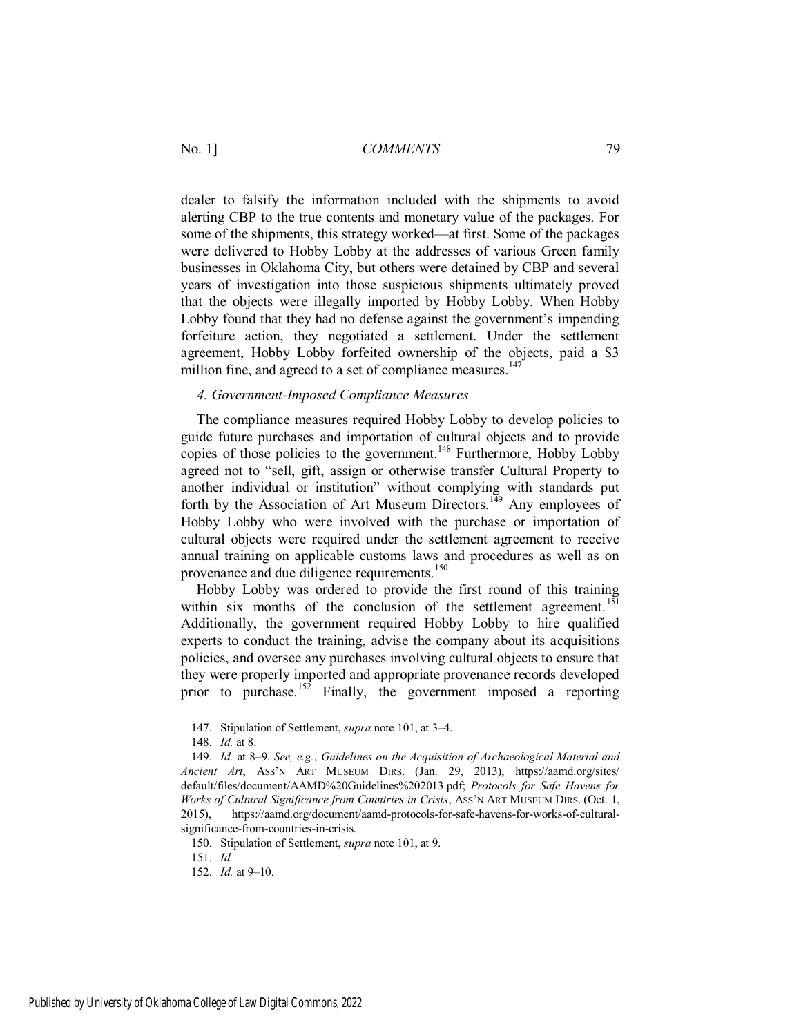dealer to falsify the information included with the shipments to avoid alerting CBP to the true contents and monetary value of the packages. For some of the shipments, this strategy worked—at first. Some of the packages were delivered to Hobby Lobby at the addresses of various Green family businesses in Oklahoma City, but others were detained by CBP and several years of investigation into those suspicious shipments ultimately proved that the objects were illegally imported by Hobby Lobby. When Hobby Lobby found that they had no defense against the government's impending forfeiture action, they negotiated a settlement. Under the settlement agreement, Hobby Lobby forfeited ownership of the objects, paid a $3 million fine, and agreed to a set of compliance measures.[147]

#### *4. Government-Imposed Compliance Measures*

The compliance measures required Hobby Lobby to develop policies to guide future purchases and importation of cultural objects and to provide copies of those policies to the government.[148] Furthermore, Hobby Lobby agreed not to "sell, gift, assign or otherwise transfer Cultural Property to another individual or institution" without complying with standards put forth by the Association of Art Museum Directors.[149] Any employees of Hobby Lobby who were involved with the purchase or importation of cultural objects were required under the settlement agreement to receive annual training on applicable customs laws and procedures as well as on provenance and due diligence requirements.[150]

Hobby Lobby was ordered to provide the first round of this training within six months of the conclusion of the settlement agreement.[151] Additionally, the government required Hobby Lobby to hire qualified experts to conduct the training, advise the company about its acquisitions policies, and oversee any purchases involving cultural objects to ensure that they were properly imported and appropriate provenance records developed prior to purchase.[152] Finally, the government imposed a reporting

---

147. Stipulation of Settlement, *supra* note 101, at 3–4.

148. *Id.* at 8.

149. *Id.* at 8–9. *See, e.g.*, *Guidelines on the Acquisition of Archaeological Material and Ancient Art*, ASS'N ART MUSEUM DIRS. (Jan. 29, 2013), https://aamd.org/sites/default/files/document/AAMD%20Guidelines%202013.pdf; *Protocols for Safe Havens for Works of Cultural Significance from Countries in Crisis*, ASS'N ART MUSEUM DIRS. (Oct. 1, 2015), https://aamd.org/document/aamd-protocols-for-safe-havens-for-works-of-cultural-significance-from-countries-in-crisis.

150. Stipulation of Settlement, *supra* note 101, at 9.

151. *Id.*

152. *Id.* at 9–10.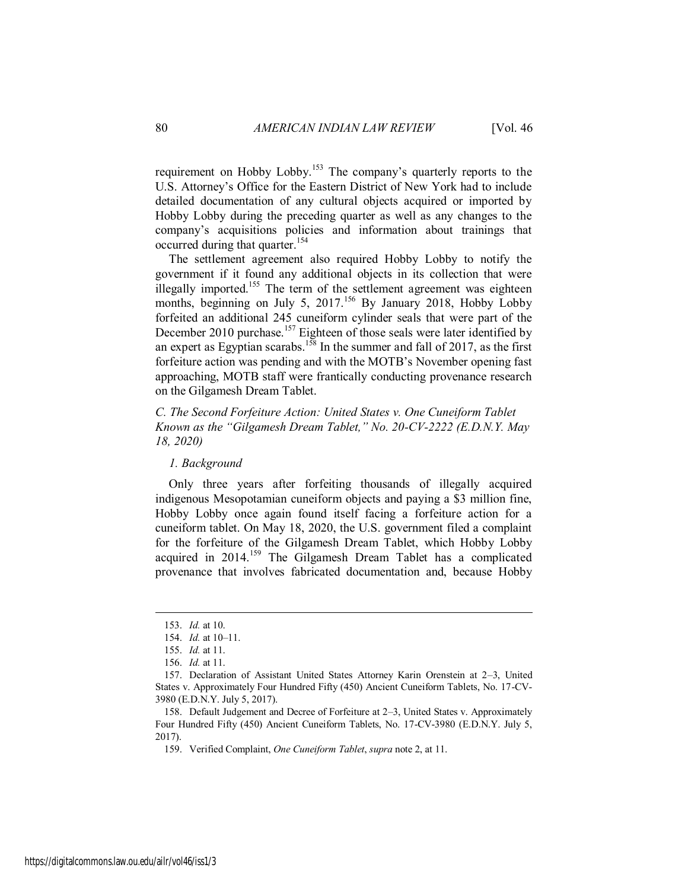requirement on Hobby Lobby.[153] The company's quarterly reports to the U.S. Attorney's Office for the Eastern District of New York had to include detailed documentation of any cultural objects acquired or imported by Hobby Lobby during the preceding quarter as well as any changes to the company's acquisitions policies and information about trainings that occurred during that quarter.[154]

The settlement agreement also required Hobby Lobby to notify the government if it found any additional objects in its collection that were illegally imported.[155] The term of the settlement agreement was eighteen months, beginning on July 5, 2017.[156] By January 2018, Hobby Lobby forfeited an additional 245 cuneiform cylinder seals that were part of the December 2010 purchase.[157] Eighteen of those seals were later identified by an expert as Egyptian scarabs.[158] In the summer and fall of 2017, as the first forfeiture action was pending and with the MOTB's November opening fast approaching, MOTB staff were frantically conducting provenance research on the Gilgamesh Dream Tablet.

### *C. The Second Forfeiture Action: United States v. One Cuneiform Tablet Known as the "Gilgamesh Dream Tablet," No. 20-CV-2222 (E.D.N.Y. May 18, 2020)*

#### *1. Background*

Only three years after forfeiting thousands of illegally acquired indigenous Mesopotamian cuneiform objects and paying a $3 million fine, Hobby Lobby once again found itself facing a forfeiture action for a cuneiform tablet. On May 18, 2020, the U.S. government filed a complaint for the forfeiture of the Gilgamesh Dream Tablet, which Hobby Lobby acquired in 2014.[159] The Gilgamesh Dream Tablet has a complicated provenance that involves fabricated documentation and, because Hobby

---

153. *Id.* at 10.

154. *Id.* at 10–11.

155. *Id.* at 11.

156. *Id.* at 11.

157. Declaration of Assistant United States Attorney Karin Orenstein at 2–3, United States v. Approximately Four Hundred Fifty (450) Ancient Cuneiform Tablets, No. 17-CV-3980 (E.D.N.Y. July 5, 2017).

158. Default Judgement and Decree of Forfeiture at 2–3, United States v. Approximately Four Hundred Fifty (450) Ancient Cuneiform Tablets, No. 17-CV-3980 (E.D.N.Y. July 5, 2017).

159. Verified Complaint, *One Cuneiform Tablet*, *supra* note 2, at 11.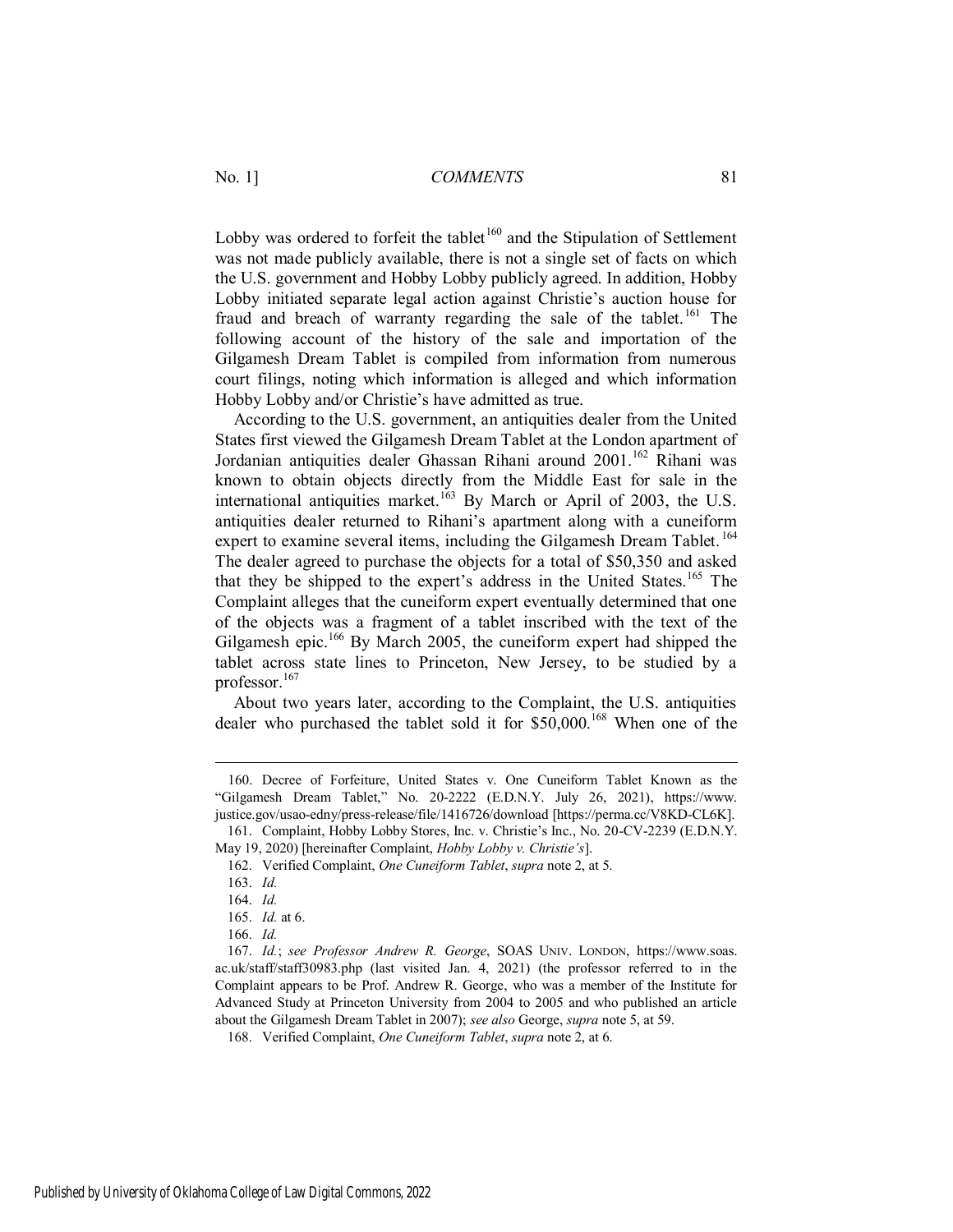Lobby was ordered to forfeit the tablet[160] and the Stipulation of Settlement was not made publicly available, there is not a single set of facts on which the U.S. government and Hobby Lobby publicly agreed. In addition, Hobby Lobby initiated separate legal action against Christie's auction house for fraud and breach of warranty regarding the sale of the tablet.[161] The following account of the history of the sale and importation of the Gilgamesh Dream Tablet is compiled from information from numerous court filings, noting which information is alleged and which information Hobby Lobby and/or Christie's have admitted as true.

According to the U.S. government, an antiquities dealer from the United States first viewed the Gilgamesh Dream Tablet at the London apartment of Jordanian antiquities dealer Ghassan Rihani around 2001.[162] Rihani was known to obtain objects directly from the Middle East for sale in the international antiquities market.[163] By March or April of 2003, the U.S. antiquities dealer returned to Rihani's apartment along with a cuneiform expert to examine several items, including the Gilgamesh Dream Tablet.[164] The dealer agreed to purchase the objects for a total of $50,350 and asked that they be shipped to the expert's address in the United States.[165] The Complaint alleges that the cuneiform expert eventually determined that one of the objects was a fragment of a tablet inscribed with the text of the Gilgamesh epic.[166] By March 2005, the cuneiform expert had shipped the tablet across state lines to Princeton, New Jersey, to be studied by a professor.[167]

About two years later, according to the Complaint, the U.S. antiquities dealer who purchased the tablet sold it for $50,000.[168] When one of the

---

160. Decree of Forfeiture, United States v. One Cuneiform Tablet Known as the "Gilgamesh Dream Tablet," No. 20-2222 (E.D.N.Y. July 26, 2021), https://www.justice.gov/usao-edny/press-release/file/1416726/download [https://perma.cc/V8KD-CL6K].

161. Complaint, Hobby Lobby Stores, Inc. v. Christie's Inc., No. 20-CV-2239 (E.D.N.Y. May 19, 2020) [hereinafter Complaint, *Hobby Lobby v. Christie's*].

162. Verified Complaint, *One Cuneiform Tablet*, *supra* note 2, at 5.

163. *Id.*

164. *Id.*

165. *Id.* at 6.

166. *Id.*

167. *Id.*; *see Professor Andrew R. George*, SOAS UNIV. LONDON, https://www.soas.ac.uk/staff/staff30983.php (last visited Jan. 4, 2021) (the professor referred to in the Complaint appears to be Prof. Andrew R. George, who was a member of the Institute for Advanced Study at Princeton University from 2004 to 2005 and who published an article about the Gilgamesh Dream Tablet in 2007); *see also* George, *supra* note 5, at 59.

168. Verified Complaint, *One Cuneiform Tablet*, *supra* note 2, at 6.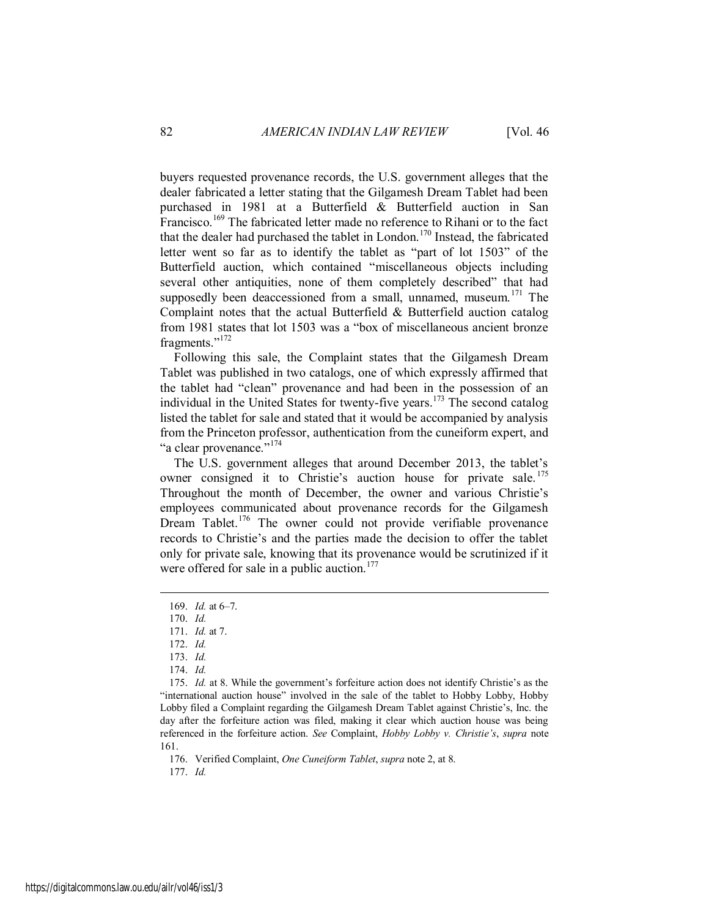buyers requested provenance records, the U.S. government alleges that the dealer fabricated a letter stating that the Gilgamesh Dream Tablet had been purchased in 1981 at a Butterfield & Butterfield auction in San Francisco.[169] The fabricated letter made no reference to Rihani or to the fact that the dealer had purchased the tablet in London.[170] Instead, the fabricated letter went so far as to identify the tablet as "part of lot 1503" of the Butterfield auction, which contained "miscellaneous objects including several other antiquities, none of them completely described" that had supposedly been deaccessioned from a small, unnamed, museum.[171] The Complaint notes that the actual Butterfield & Butterfield auction catalog from 1981 states that lot 1503 was a "box of miscellaneous ancient bronze fragments."[172]

Following this sale, the Complaint states that the Gilgamesh Dream Tablet was published in two catalogs, one of which expressly affirmed that the tablet had "clean" provenance and had been in the possession of an individual in the United States for twenty-five years.[173] The second catalog listed the tablet for sale and stated that it would be accompanied by analysis from the Princeton professor, authentication from the cuneiform expert, and "a clear provenance."[174]

The U.S. government alleges that around December 2013, the tablet's owner consigned it to Christie's auction house for private sale.[175] Throughout the month of December, the owner and various Christie's employees communicated about provenance records for the Gilgamesh Dream Tablet.[176] The owner could not provide verifiable provenance records to Christie's and the parties made the decision to offer the tablet only for private sale, knowing that its provenance would be scrutinized if it were offered for sale in a public auction.[177]

---

169. *Id.* at 6–7.

170. *Id.*

171. *Id.* at 7.

172. *Id.*

173. *Id.*

174. *Id.*

175. *Id.* at 8. While the government's forfeiture action does not identify Christie's as the "international auction house" involved in the sale of the tablet to Hobby Lobby, Hobby Lobby filed a Complaint regarding the Gilgamesh Dream Tablet against Christie's, Inc. the day after the forfeiture action was filed, making it clear which auction house was being referenced in the forfeiture action. *See* Complaint, *Hobby Lobby v. Christie's*, *supra* note 161.

176. Verified Complaint, *One Cuneiform Tablet*, *supra* note 2, at 8.

177. *Id.*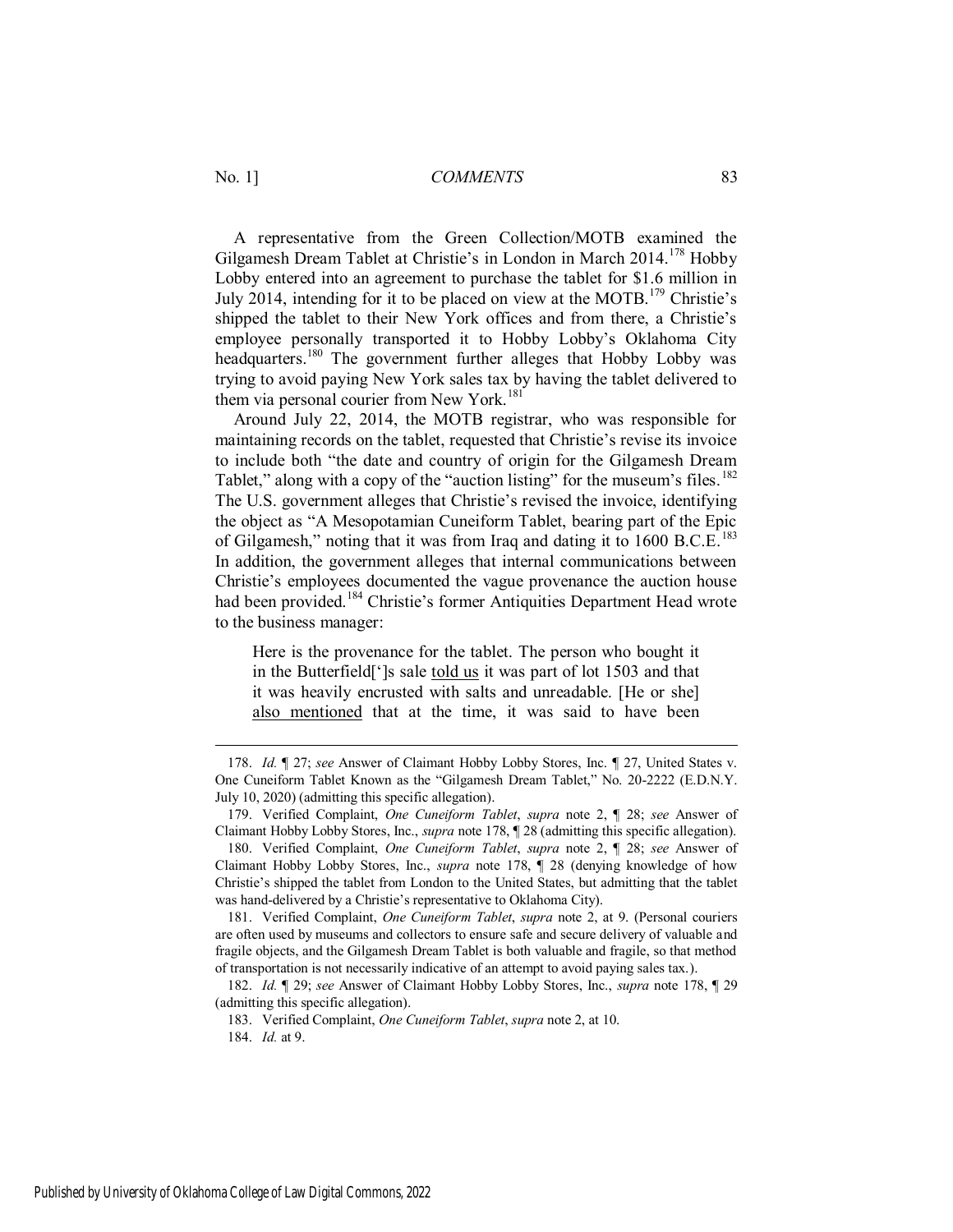A representative from the Green Collection/MOTB examined the Gilgamesh Dream Tablet at Christie's in London in March 2014.[178] Hobby Lobby entered into an agreement to purchase the tablet for $1.6 million in July 2014, intending for it to be placed on view at the MOTB.[179] Christie's shipped the tablet to their New York offices and from there, a Christie's employee personally transported it to Hobby Lobby's Oklahoma City headquarters.[180] The government further alleges that Hobby Lobby was trying to avoid paying New York sales tax by having the tablet delivered to them via personal courier from New York.[181]

Around July 22, 2014, the MOTB registrar, who was responsible for maintaining records on the tablet, requested that Christie's revise its invoice to include both "the date and country of origin for the Gilgamesh Dream Tablet," along with a copy of the "auction listing" for the museum's files.[182] The U.S. government alleges that Christie's revised the invoice, identifying the object as "A Mesopotamian Cuneiform Tablet, bearing part of the Epic of Gilgamesh," noting that it was from Iraq and dating it to 1600 B.C.E.[183] In addition, the government alleges that internal communications between Christie's employees documented the vague provenance the auction house had been provided.[184] Christie's former Antiquities Department Head wrote to the business manager:

> Here is the provenance for the tablet. The person who bought it in the Butterfield[']s sale <u>told us</u> it was part of lot 1503 and that it was heavily encrusted with salts and unreadable. [He or she] <u>also mentioned</u> that at the time, it was said to have been

---

178. *Id.* ¶ 27; *see* Answer of Claimant Hobby Lobby Stores, Inc. ¶ 27, United States v. One Cuneiform Tablet Known as the "Gilgamesh Dream Tablet," No. 20-2222 (E.D.N.Y. July 10, 2020) (admitting this specific allegation).

179. Verified Complaint, *One Cuneiform Tablet*, *supra* note 2, ¶ 28; *see* Answer of Claimant Hobby Lobby Stores, Inc., *supra* note 178, ¶ 28 (admitting this specific allegation).

180. Verified Complaint, *One Cuneiform Tablet*, *supra* note 2, ¶ 28; *see* Answer of Claimant Hobby Lobby Stores, Inc., *supra* note 178, ¶ 28 (denying knowledge of how Christie's shipped the tablet from London to the United States, but admitting that the tablet was hand-delivered by a Christie's representative to Oklahoma City).

181. Verified Complaint, *One Cuneiform Tablet*, *supra* note 2, at 9. (Personal couriers are often used by museums and collectors to ensure safe and secure delivery of valuable and fragile objects, and the Gilgamesh Dream Tablet is both valuable and fragile, so that method of transportation is not necessarily indicative of an attempt to avoid paying sales tax.).

182. *Id.* ¶ 29; *see* Answer of Claimant Hobby Lobby Stores, Inc., *supra* note 178, ¶ 29 (admitting this specific allegation).

183. Verified Complaint, *One Cuneiform Tablet*, *supra* note 2, at 10.

184. *Id.* at 9.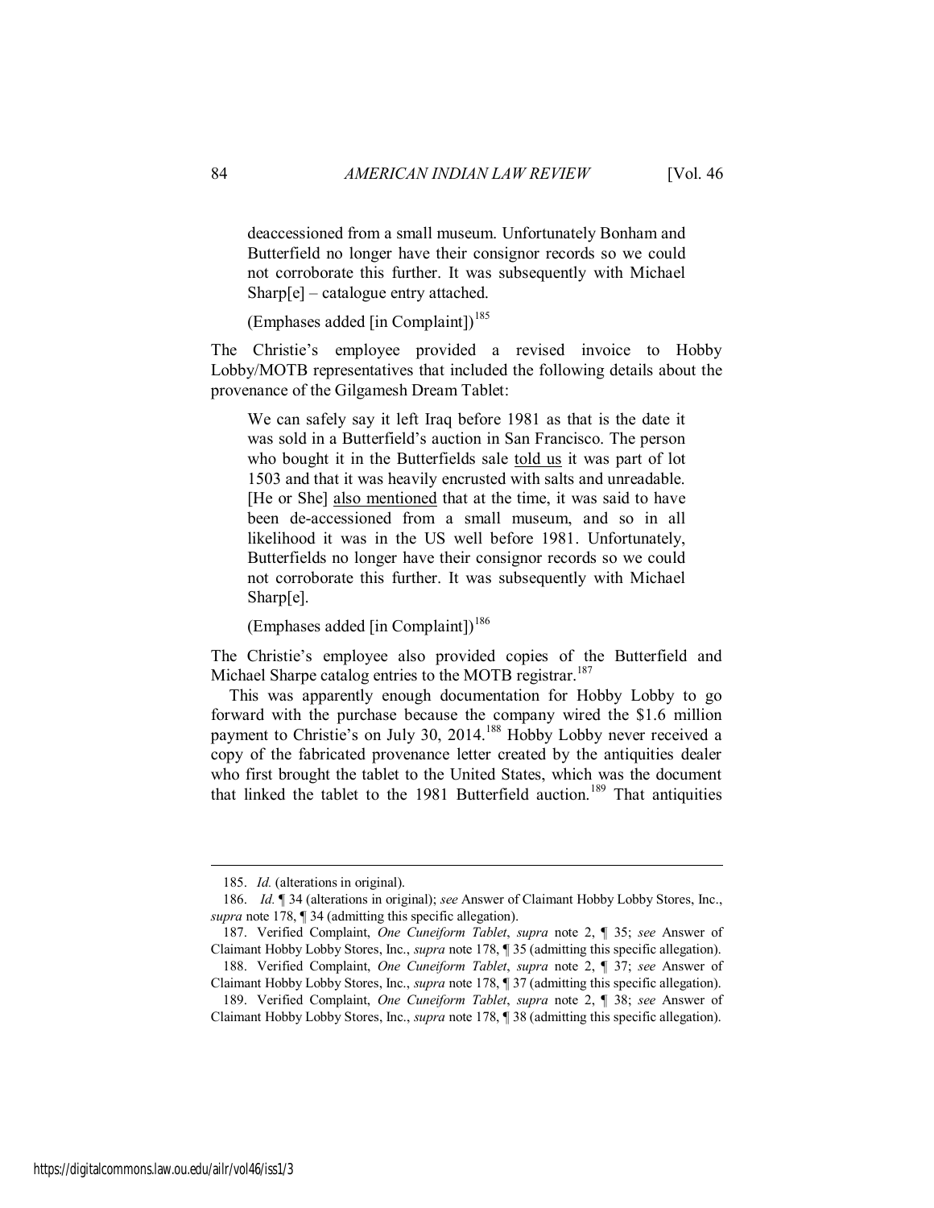> deaccessioned from a small museum. Unfortunately Bonham and Butterfield no longer have their consignor records so we could not corroborate this further. It was subsequently with Michael Sharp[e] – catalogue entry attached.
>
> (Emphases added [in Complaint])[185]

The Christie's employee provided a revised invoice to Hobby Lobby/MOTB representatives that included the following details about the provenance of the Gilgamesh Dream Tablet:

> We can safely say it left Iraq before 1981 as that is the date it was sold in a Butterfield's auction in San Francisco. The person who bought it in the Butterfields sale <u>told us</u> it was part of lot 1503 and that it was heavily encrusted with salts and unreadable. [He or She] <u>also mentioned</u> that at the time, it was said to have been de-accessioned from a small museum, and so in all likelihood it was in the US well before 1981. Unfortunately, Butterfields no longer have their consignor records so we could not corroborate this further. It was subsequently with Michael Sharp[e].
>
> (Emphases added [in Complaint])[186]

The Christie's employee also provided copies of the Butterfield and Michael Sharpe catalog entries to the MOTB registrar.[187]

This was apparently enough documentation for Hobby Lobby to go forward with the purchase because the company wired the $1.6 million payment to Christie's on July 30, 2014.[188] Hobby Lobby never received a copy of the fabricated provenance letter created by the antiquities dealer who first brought the tablet to the United States, which was the document that linked the tablet to the 1981 Butterfield auction.[189] That antiquities

---

185. *Id.* (alterations in original).

186. *Id.* ¶ 34 (alterations in original); *see* Answer of Claimant Hobby Lobby Stores, Inc., *supra* note 178, ¶ 34 (admitting this specific allegation).

187. Verified Complaint, *One Cuneiform Tablet*, *supra* note 2, ¶ 35; *see* Answer of Claimant Hobby Lobby Stores, Inc., *supra* note 178, ¶ 35 (admitting this specific allegation).

188. Verified Complaint, *One Cuneiform Tablet*, *supra* note 2, ¶ 37; *see* Answer of Claimant Hobby Lobby Stores, Inc., *supra* note 178, ¶ 37 (admitting this specific allegation).

189. Verified Complaint, *One Cuneiform Tablet*, *supra* note 2, ¶ 38; *see* Answer of Claimant Hobby Lobby Stores, Inc., *supra* note 178, ¶ 38 (admitting this specific allegation).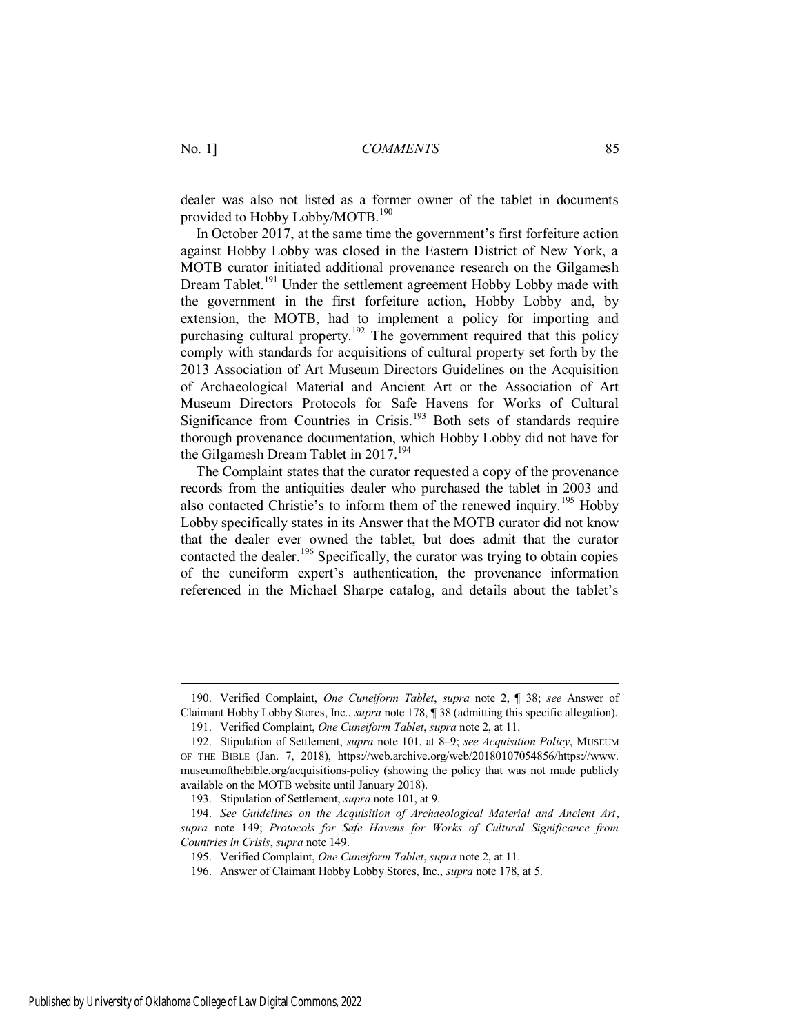dealer was also not listed as a former owner of the tablet in documents provided to Hobby Lobby/MOTB.[190]

In October 2017, at the same time the government's first forfeiture action against Hobby Lobby was closed in the Eastern District of New York, a MOTB curator initiated additional provenance research on the Gilgamesh Dream Tablet.[191] Under the settlement agreement Hobby Lobby made with the government in the first forfeiture action, Hobby Lobby and, by extension, the MOTB, had to implement a policy for importing and purchasing cultural property.[192] The government required that this policy comply with standards for acquisitions of cultural property set forth by the 2013 Association of Art Museum Directors Guidelines on the Acquisition of Archaeological Material and Ancient Art or the Association of Art Museum Directors Protocols for Safe Havens for Works of Cultural Significance from Countries in Crisis.[193] Both sets of standards require thorough provenance documentation, which Hobby Lobby did not have for the Gilgamesh Dream Tablet in 2017.[194]

The Complaint states that the curator requested a copy of the provenance records from the antiquities dealer who purchased the tablet in 2003 and also contacted Christie's to inform them of the renewed inquiry.[195] Hobby Lobby specifically states in its Answer that the MOTB curator did not know that the dealer ever owned the tablet, but does admit that the curator contacted the dealer.[196] Specifically, the curator was trying to obtain copies of the cuneiform expert's authentication, the provenance information referenced in the Michael Sharpe catalog, and details about the tablet's

---

190. Verified Complaint, *One Cuneiform Tablet*, *supra* note 2, ¶ 38; *see* Answer of Claimant Hobby Lobby Stores, Inc., *supra* note 178, ¶ 38 (admitting this specific allegation).

191. Verified Complaint, *One Cuneiform Tablet*, *supra* note 2, at 11.

192. Stipulation of Settlement, *supra* note 101, at 8–9; *see Acquisition Policy*, MUSEUM OF THE BIBLE (Jan. 7, 2018), https://web.archive.org/web/20180107054856/https://www.museumofthebible.org/acquisitions-policy (showing the policy that was not made publicly available on the MOTB website until January 2018).

193. Stipulation of Settlement, *supra* note 101, at 9.

194. *See Guidelines on the Acquisition of Archaeological Material and Ancient Art*, *supra* note 149; *Protocols for Safe Havens for Works of Cultural Significance from Countries in Crisis*, *supra* note 149.

195. Verified Complaint, *One Cuneiform Tablet*, *supra* note 2, at 11.

196. Answer of Claimant Hobby Lobby Stores, Inc., *supra* note 178, at 5.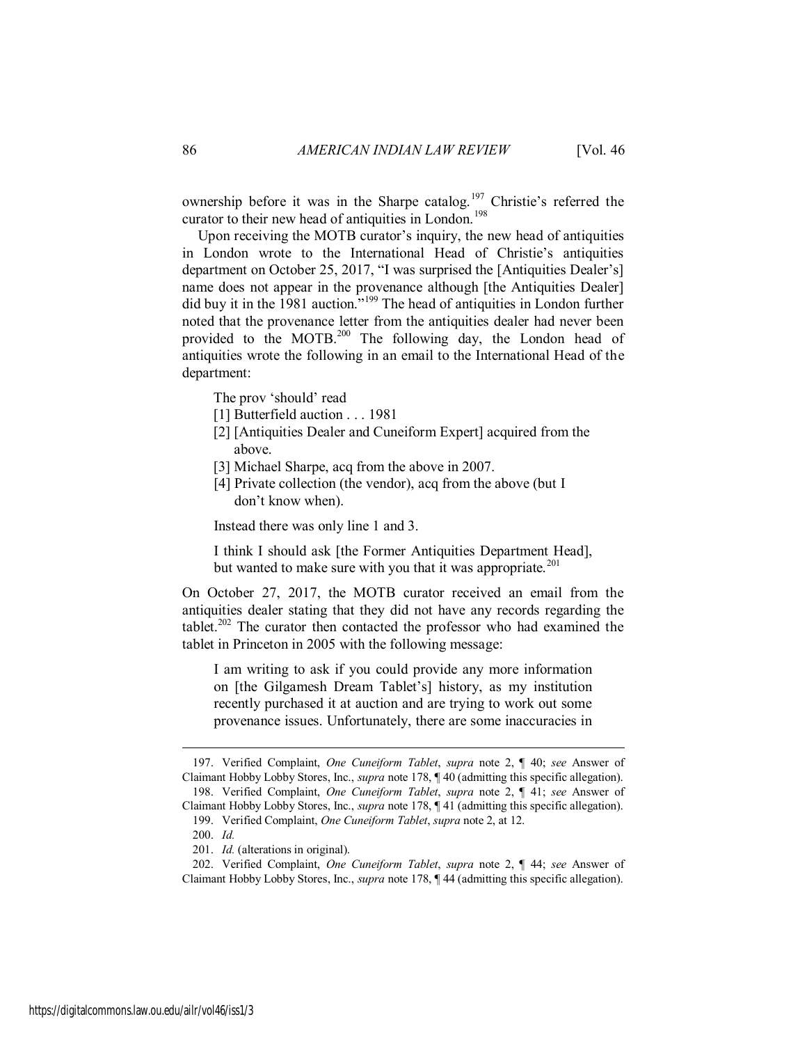ownership before it was in the Sharpe catalog.[197] Christie's referred the curator to their new head of antiquities in London.[198]

Upon receiving the MOTB curator's inquiry, the new head of antiquities in London wrote to the International Head of Christie's antiquities department on October 25, 2017, "I was surprised the [Antiquities Dealer's] name does not appear in the provenance although [the Antiquities Dealer] did buy it in the 1981 auction."[199] The head of antiquities in London further noted that the provenance letter from the antiquities dealer had never been provided to the MOTB.[200] The following day, the London head of antiquities wrote the following in an email to the International Head of the department:

> The prov 'should' read
>
> [1] Butterfield auction . . . 1981
>
> [2] [Antiquities Dealer and Cuneiform Expert] acquired from the above.
>
> [3] Michael Sharpe, acq from the above in 2007.
>
> [4] Private collection (the vendor), acq from the above (but I don't know when).
>
> Instead there was only line 1 and 3.
>
> I think I should ask [the Former Antiquities Department Head], but wanted to make sure with you that it was appropriate.[201]

On October 27, 2017, the MOTB curator received an email from the antiquities dealer stating that they did not have any records regarding the tablet.[202] The curator then contacted the professor who had examined the tablet in Princeton in 2005 with the following message:

> I am writing to ask if you could provide any more information on [the Gilgamesh Dream Tablet's] history, as my institution recently purchased it at auction and are trying to work out some provenance issues. Unfortunately, there are some inaccuracies in

---

197. Verified Complaint, *One Cuneiform Tablet*, *supra* note 2, ¶ 40; *see* Answer of Claimant Hobby Lobby Stores, Inc., *supra* note 178, ¶ 40 (admitting this specific allegation).

198. Verified Complaint, *One Cuneiform Tablet*, *supra* note 2, ¶ 41; *see* Answer of Claimant Hobby Lobby Stores, Inc., *supra* note 178, ¶ 41 (admitting this specific allegation).

199. Verified Complaint, *One Cuneiform Tablet*, *supra* note 2, at 12.

200. *Id.*

201. *Id.* (alterations in original).

202. Verified Complaint, *One Cuneiform Tablet*, *supra* note 2, ¶ 44; *see* Answer of Claimant Hobby Lobby Stores, Inc., *supra* note 178, ¶ 44 (admitting this specific allegation).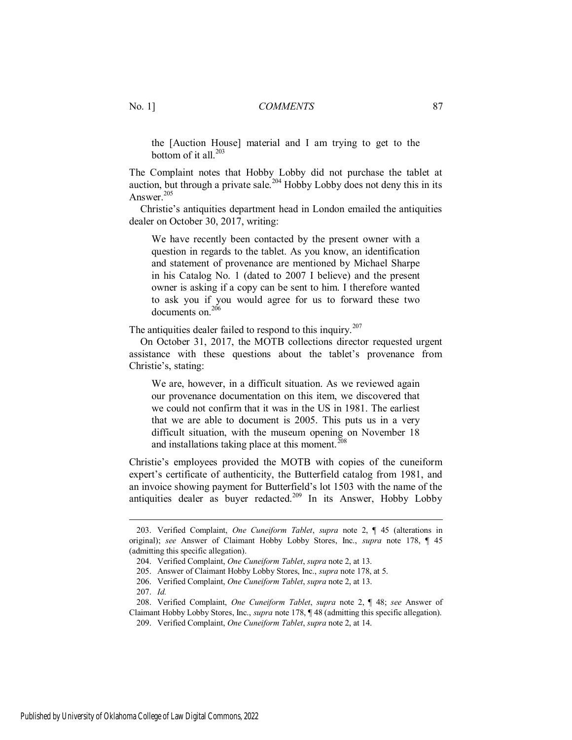> the [Auction House] material and I am trying to get to the bottom of it all.[203]

The Complaint notes that Hobby Lobby did not purchase the tablet at auction, but through a private sale.[204] Hobby Lobby does not deny this in its Answer.[205]

Christie's antiquities department head in London emailed the antiquities dealer on October 30, 2017, writing:

> We have recently been contacted by the present owner with a question in regards to the tablet. As you know, an identification and statement of provenance are mentioned by Michael Sharpe in his Catalog No. 1 (dated to 2007 I believe) and the present owner is asking if a copy can be sent to him. I therefore wanted to ask you if you would agree for us to forward these two documents on.[206]

The antiquities dealer failed to respond to this inquiry.[207]

On October 31, 2017, the MOTB collections director requested urgent assistance with these questions about the tablet's provenance from Christie's, stating:

> We are, however, in a difficult situation. As we reviewed again our provenance documentation on this item, we discovered that we could not confirm that it was in the US in 1981. The earliest that we are able to document is 2005. This puts us in a very difficult situation, with the museum opening on November 18 and installations taking place at this moment.[208]

Christie's employees provided the MOTB with copies of the cuneiform expert's certificate of authenticity, the Butterfield catalog from 1981, and an invoice showing payment for Butterfield's lot 1503 with the name of the antiquities dealer as buyer redacted.[209] In its Answer, Hobby Lobby

---

203. Verified Complaint, *One Cuneiform Tablet*, *supra* note 2, ¶ 45 (alterations in original); *see* Answer of Claimant Hobby Lobby Stores, Inc., *supra* note 178, ¶ 45 (admitting this specific allegation).

204. Verified Complaint, *One Cuneiform Tablet*, *supra* note 2, at 13.

205. Answer of Claimant Hobby Lobby Stores, Inc., *supra* note 178, at 5.

206. Verified Complaint, *One Cuneiform Tablet*, *supra* note 2, at 13.

207. *Id.*

208. Verified Complaint, *One Cuneiform Tablet*, *supra* note 2, ¶ 48; *see* Answer of Claimant Hobby Lobby Stores, Inc., *supra* note 178, ¶ 48 (admitting this specific allegation).

209. Verified Complaint, *One Cuneiform Tablet*, *supra* note 2, at 14.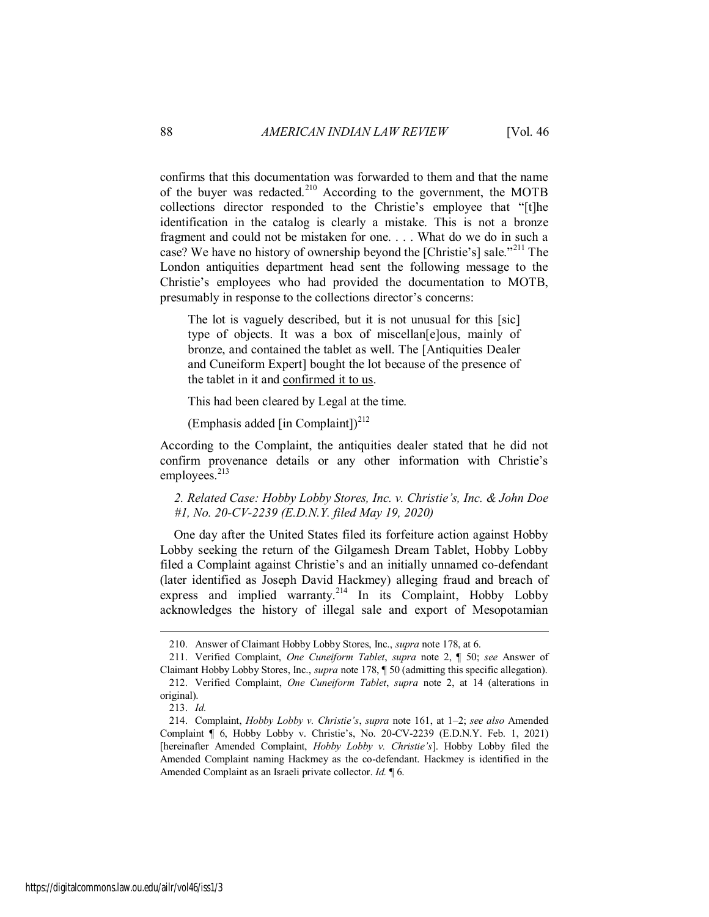confirms that this documentation was forwarded to them and that the name of the buyer was redacted.[210] According to the government, the MOTB collections director responded to the Christie's employee that "[t]he identification in the catalog is clearly a mistake. This is not a bronze fragment and could not be mistaken for one. . . . What do we do in such a case? We have no history of ownership beyond the [Christie's] sale."[211] The London antiquities department head sent the following message to the Christie's employees who had provided the documentation to MOTB, presumably in response to the collections director's concerns:

> The lot is vaguely described, but it is not unusual for this [sic] type of objects. It was a box of miscellan[e]ous, mainly of bronze, and contained the tablet as well. The [Antiquities Dealer and Cuneiform Expert] bought the lot because of the presence of the tablet in it and <u>confirmed it to us</u>.
>
> This had been cleared by Legal at the time.
>
> (Emphasis added [in Complaint])[212]

According to the Complaint, the antiquities dealer stated that he did not confirm provenance details or any other information with Christie's employees.[213]

*2. Related Case: Hobby Lobby Stores, Inc. v. Christie's, Inc. & John Doe #1, No. 20-CV-2239 (E.D.N.Y. filed May 19, 2020)*

One day after the United States filed its forfeiture action against Hobby Lobby seeking the return of the Gilgamesh Dream Tablet, Hobby Lobby filed a Complaint against Christie's and an initially unnamed co-defendant (later identified as Joseph David Hackmey) alleging fraud and breach of express and implied warranty.[214] In its Complaint, Hobby Lobby acknowledges the history of illegal sale and export of Mesopotamian

---

210. Answer of Claimant Hobby Lobby Stores, Inc., *supra* note 178, at 6.

211. Verified Complaint, *One Cuneiform Tablet*, *supra* note 2, ¶ 50; *see* Answer of Claimant Hobby Lobby Stores, Inc., *supra* note 178, ¶ 50 (admitting this specific allegation).

212. Verified Complaint, *One Cuneiform Tablet*, *supra* note 2, at 14 (alterations in original).

213. *Id.*

214. Complaint, *Hobby Lobby v. Christie's*, *supra* note 161, at 1–2; *see also* Amended Complaint ¶ 6, Hobby Lobby v. Christie's, No. 20-CV-2239 (E.D.N.Y. Feb. 1, 2021) [hereinafter Amended Complaint, *Hobby Lobby v. Christie's*]. Hobby Lobby filed the Amended Complaint naming Hackmey as the co-defendant. Hackmey is identified in the Amended Complaint as an Israeli private collector. *Id.* ¶ 6.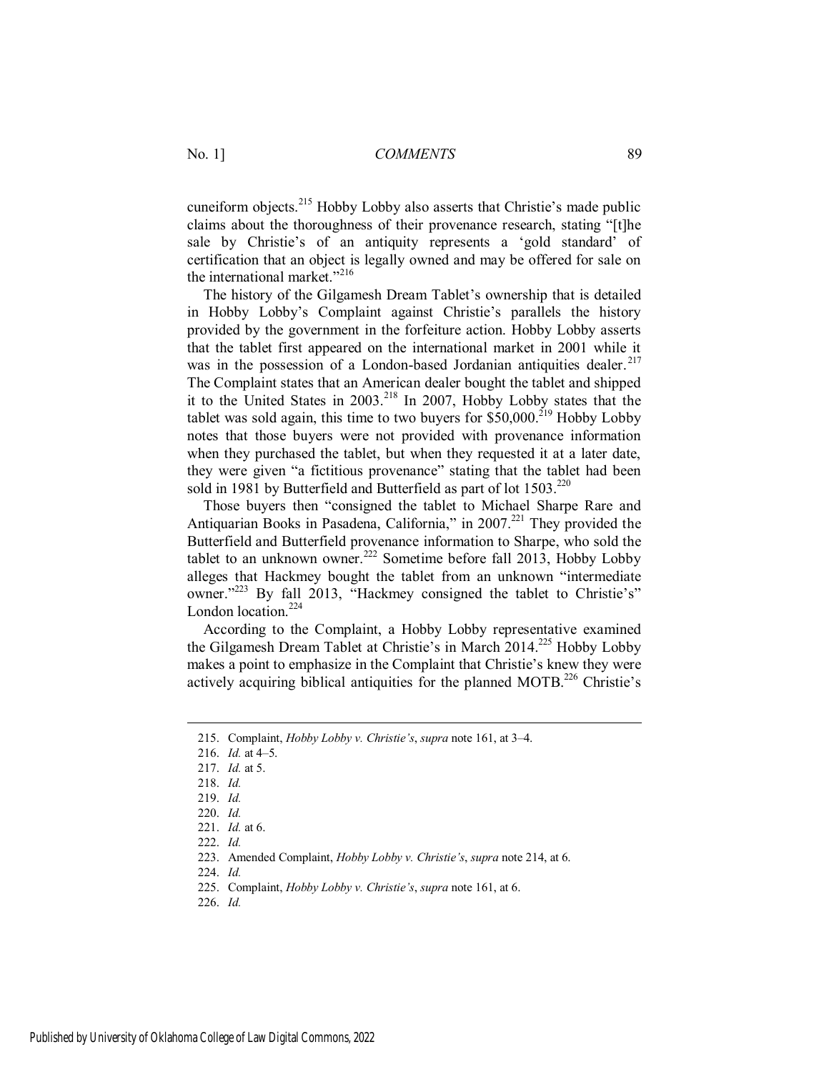cuneiform objects.[215] Hobby Lobby also asserts that Christie's made public claims about the thoroughness of their provenance research, stating "[t]he sale by Christie's of an antiquity represents a 'gold standard' of certification that an object is legally owned and may be offered for sale on the international market."[216]

The history of the Gilgamesh Dream Tablet's ownership that is detailed in Hobby Lobby's Complaint against Christie's parallels the history provided by the government in the forfeiture action. Hobby Lobby asserts that the tablet first appeared on the international market in 2001 while it was in the possession of a London-based Jordanian antiquities dealer.[217] The Complaint states that an American dealer bought the tablet and shipped it to the United States in 2003.[218] In 2007, Hobby Lobby states that the tablet was sold again, this time to two buyers for $50,000.[219] Hobby Lobby notes that those buyers were not provided with provenance information when they purchased the tablet, but when they requested it at a later date, they were given "a fictitious provenance" stating that the tablet had been sold in 1981 by Butterfield and Butterfield as part of lot 1503.[220]

Those buyers then "consigned the tablet to Michael Sharpe Rare and Antiquarian Books in Pasadena, California," in 2007.[221] They provided the Butterfield and Butterfield provenance information to Sharpe, who sold the tablet to an unknown owner.[222] Sometime before fall 2013, Hobby Lobby alleges that Hackmey bought the tablet from an unknown "intermediate owner."[223] By fall 2013, "Hackmey consigned the tablet to Christie's" London location.[224]

According to the Complaint, a Hobby Lobby representative examined the Gilgamesh Dream Tablet at Christie's in March 2014.[225] Hobby Lobby makes a point to emphasize in the Complaint that Christie's knew they were actively acquiring biblical antiquities for the planned MOTB.[226] Christie's

---

215. Complaint, *Hobby Lobby v. Christie's*, *supra* note 161, at 3–4.

216. *Id.* at 4–5.

217. *Id.* at 5.

218. *Id.*

219. *Id.*

220. *Id.*

221. *Id.* at 6.

222. *Id.*

223. Amended Complaint, *Hobby Lobby v. Christie's*, *supra* note 214, at 6.

224. *Id.*

225. Complaint, *Hobby Lobby v. Christie's*, *supra* note 161, at 6.

226. *Id.*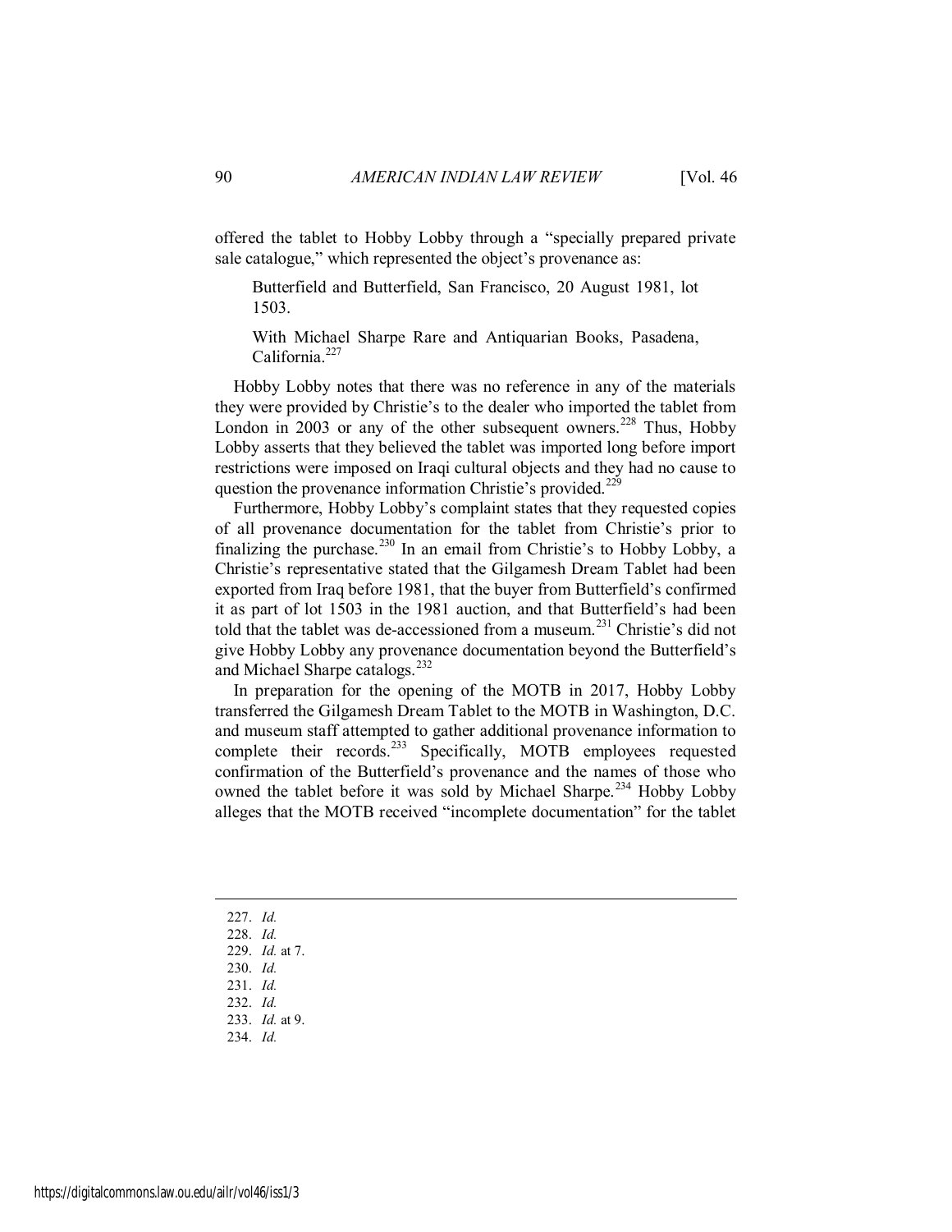offered the tablet to Hobby Lobby through a "specially prepared private sale catalogue," which represented the object's provenance as:

> Butterfield and Butterfield, San Francisco, 20 August 1981, lot 1503.
>
> With Michael Sharpe Rare and Antiquarian Books, Pasadena, California.[227]

Hobby Lobby notes that there was no reference in any of the materials they were provided by Christie's to the dealer who imported the tablet from London in 2003 or any of the other subsequent owners.[228] Thus, Hobby Lobby asserts that they believed the tablet was imported long before import restrictions were imposed on Iraqi cultural objects and they had no cause to question the provenance information Christie's provided.[229]

Furthermore, Hobby Lobby's complaint states that they requested copies of all provenance documentation for the tablet from Christie's prior to finalizing the purchase.[230] In an email from Christie's to Hobby Lobby, a Christie's representative stated that the Gilgamesh Dream Tablet had been exported from Iraq before 1981, that the buyer from Butterfield's confirmed it as part of lot 1503 in the 1981 auction, and that Butterfield's had been told that the tablet was de-accessioned from a museum.[231] Christie's did not give Hobby Lobby any provenance documentation beyond the Butterfield's and Michael Sharpe catalogs.[232]

In preparation for the opening of the MOTB in 2017, Hobby Lobby transferred the Gilgamesh Dream Tablet to the MOTB in Washington, D.C. and museum staff attempted to gather additional provenance information to complete their records.[233] Specifically, MOTB employees requested confirmation of the Butterfield's provenance and the names of those who owned the tablet before it was sold by Michael Sharpe.[234] Hobby Lobby alleges that the MOTB received "incomplete documentation" for the tablet

---

227. *Id.*
228. *Id.*
229. *Id.* at 7.
230. *Id.*
231. *Id.*
232. *Id.*
233. *Id.* at 9.
234. *Id.*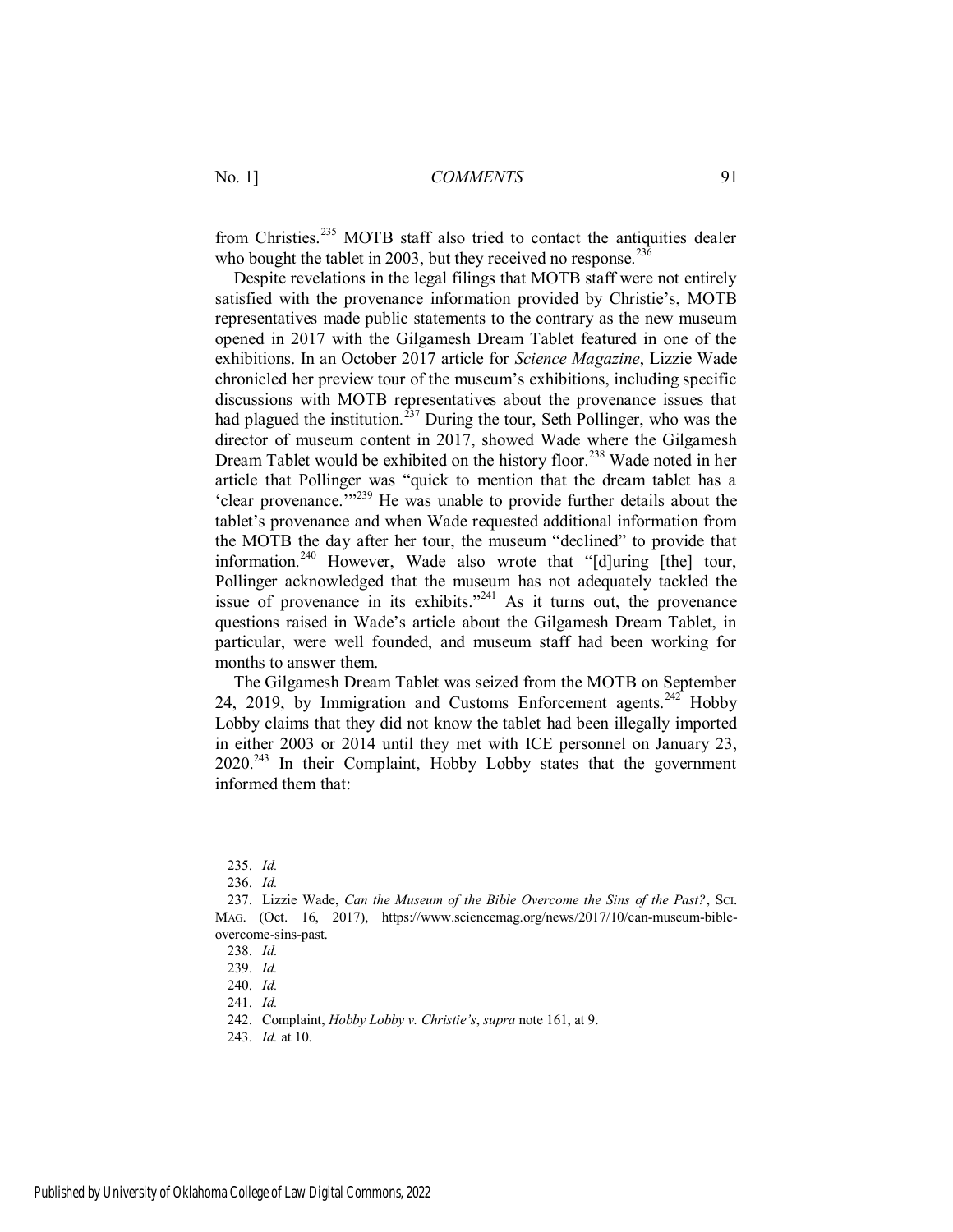from Christies.[235] MOTB staff also tried to contact the antiquities dealer who bought the tablet in 2003, but they received no response.[236]

Despite revelations in the legal filings that MOTB staff were not entirely satisfied with the provenance information provided by Christie's, MOTB representatives made public statements to the contrary as the new museum opened in 2017 with the Gilgamesh Dream Tablet featured in one of the exhibitions. In an October 2017 article for *Science Magazine*, Lizzie Wade chronicled her preview tour of the museum's exhibitions, including specific discussions with MOTB representatives about the provenance issues that had plagued the institution.[237] During the tour, Seth Pollinger, who was the director of museum content in 2017, showed Wade where the Gilgamesh Dream Tablet would be exhibited on the history floor.[238] Wade noted in her article that Pollinger was "quick to mention that the dream tablet has a 'clear provenance.'"[239] He was unable to provide further details about the tablet's provenance and when Wade requested additional information from the MOTB the day after her tour, the museum "declined" to provide that information.[240] However, Wade also wrote that "[d]uring [the] tour, Pollinger acknowledged that the museum has not adequately tackled the issue of provenance in its exhibits."[241] As it turns out, the provenance questions raised in Wade's article about the Gilgamesh Dream Tablet, in particular, were well founded, and museum staff had been working for months to answer them.

The Gilgamesh Dream Tablet was seized from the MOTB on September 24, 2019, by Immigration and Customs Enforcement agents.[242] Hobby Lobby claims that they did not know the tablet had been illegally imported in either 2003 or 2014 until they met with ICE personnel on January 23, 2020.[243] In their Complaint, Hobby Lobby states that the government informed them that:

---

235. *Id.*

236. *Id.*

237. Lizzie Wade, *Can the Museum of the Bible Overcome the Sins of the Past?*, SCI. MAG. (Oct. 16, 2017), https://www.sciencemag.org/news/2017/10/can-museum-bible-overcome-sins-past.

238. *Id.*

239. *Id.*

240. *Id.*

241. *Id.*

242. Complaint, *Hobby Lobby v. Christie's*, *supra* note 161, at 9.

243. *Id.* at 10.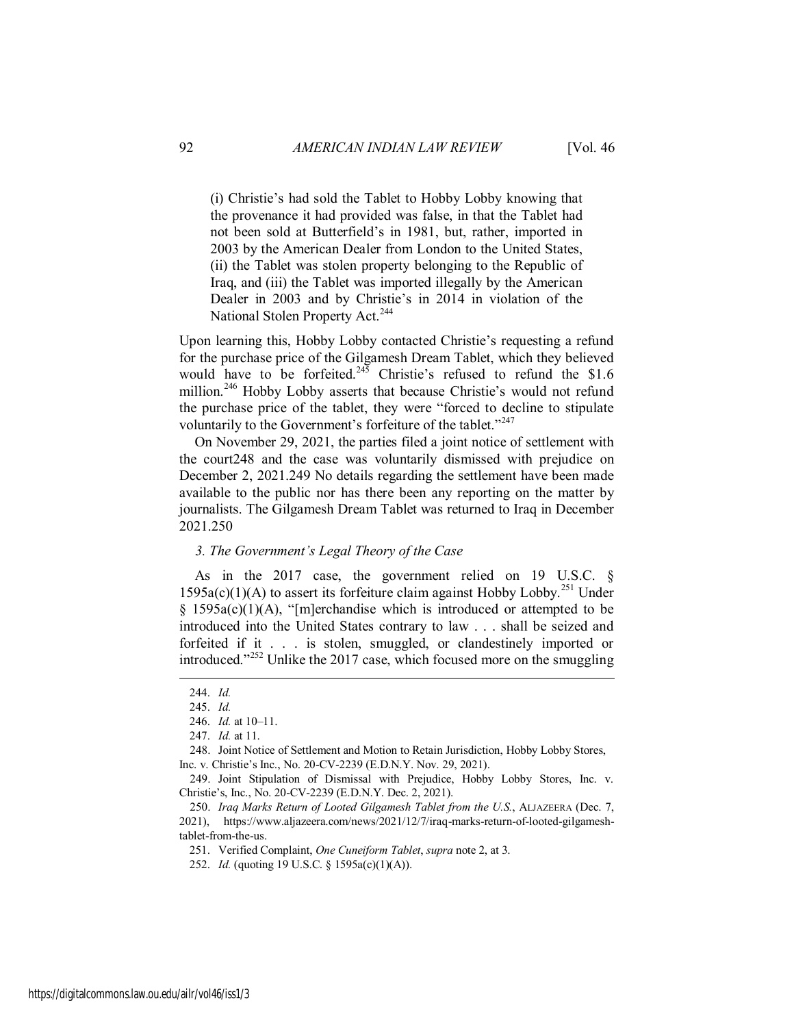(i) Christie's had sold the Tablet to Hobby Lobby knowing that the provenance it had provided was false, in that the Tablet had not been sold at Butterfield's in 1981, but, rather, imported in 2003 by the American Dealer from London to the United States, (ii) the Tablet was stolen property belonging to the Republic of Iraq, and (iii) the Tablet was imported illegally by the American Dealer in 2003 and by Christie's in 2014 in violation of the National Stolen Property Act.[244]

Upon learning this, Hobby Lobby contacted Christie's requesting a refund for the purchase price of the Gilgamesh Dream Tablet, which they believed would have to be forfeited.[245] Christie's refused to refund the $1.6 million.[246] Hobby Lobby asserts that because Christie's would not refund the purchase price of the tablet, they were "forced to decline to stipulate voluntarily to the Government's forfeiture of the tablet."[247]

On November 29, 2021, the parties filed a joint notice of settlement with the court248 and the case was voluntarily dismissed with prejudice on December 2, 2021.249 No details regarding the settlement have been made available to the public nor has there been any reporting on the matter by journalists. The Gilgamesh Dream Tablet was returned to Iraq in December 2021.250

*3. The Government's Legal Theory of the Case*

As in the 2017 case, the government relied on 19 U.S.C. § 1595a(c)(1)(A) to assert its forfeiture claim against Hobby Lobby.[251] Under § 1595a(c)(1)(A), "[m]erchandise which is introduced or attempted to be introduced into the United States contrary to law . . . shall be seized and forfeited if it . . . is stolen, smuggled, or clandestinely imported or introduced."[252] Unlike the 2017 case, which focused more on the smuggling

---

244. *Id.*

245. *Id.*

246. *Id.* at 10–11.

247. *Id.* at 11.

248. Joint Notice of Settlement and Motion to Retain Jurisdiction, Hobby Lobby Stores, Inc. v. Christie's Inc., No. 20-CV-2239 (E.D.N.Y. Nov. 29, 2021).

249. Joint Stipulation of Dismissal with Prejudice, Hobby Lobby Stores, Inc. v. Christie's, Inc., No. 20-CV-2239 (E.D.N.Y. Dec. 2, 2021).

250. *Iraq Marks Return of Looted Gilgamesh Tablet from the U.S.*, ALJAZEERA (Dec. 7, 2021), https://www.aljazeera.com/news/2021/12/7/iraq-marks-return-of-looted-gilgamesh-tablet-from-the-us.

251. Verified Complaint, *One Cuneiform Tablet*, *supra* note 2, at 3.

252. *Id.* (quoting 19 U.S.C. § 1595a(c)(1)(A)).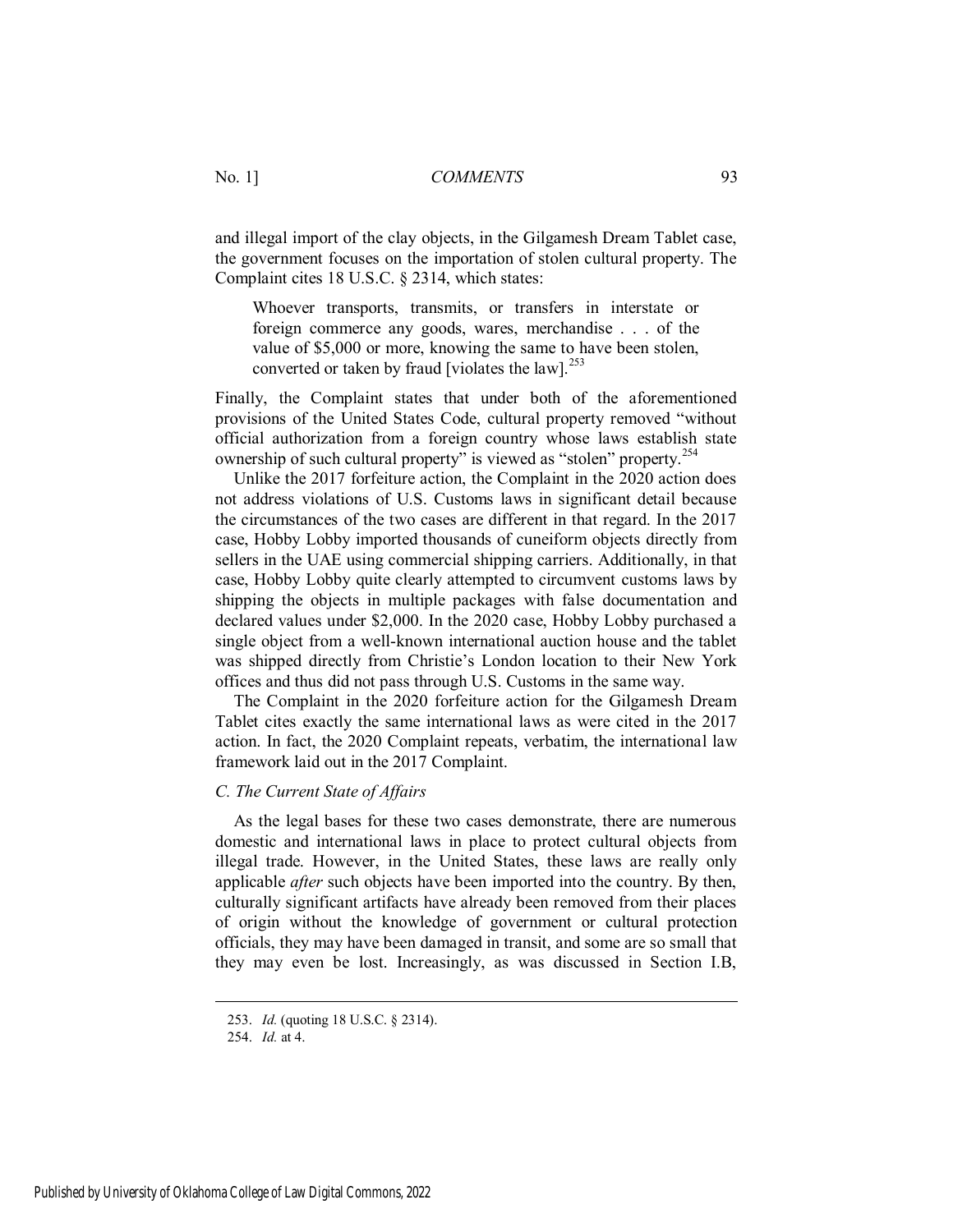and illegal import of the clay objects, in the Gilgamesh Dream Tablet case, the government focuses on the importation of stolen cultural property. The Complaint cites 18 U.S.C. § 2314, which states:

> Whoever transports, transmits, or transfers in interstate or foreign commerce any goods, wares, merchandise . . . of the value of $5,000 or more, knowing the same to have been stolen, converted or taken by fraud [violates the law].[253]

Finally, the Complaint states that under both of the aforementioned provisions of the United States Code, cultural property removed "without official authorization from a foreign country whose laws establish state ownership of such cultural property" is viewed as "stolen" property.[254]

Unlike the 2017 forfeiture action, the Complaint in the 2020 action does not address violations of U.S. Customs laws in significant detail because the circumstances of the two cases are different in that regard. In the 2017 case, Hobby Lobby imported thousands of cuneiform objects directly from sellers in the UAE using commercial shipping carriers. Additionally, in that case, Hobby Lobby quite clearly attempted to circumvent customs laws by shipping the objects in multiple packages with false documentation and declared values under $2,000. In the 2020 case, Hobby Lobby purchased a single object from a well-known international auction house and the tablet was shipped directly from Christie's London location to their New York offices and thus did not pass through U.S. Customs in the same way.

The Complaint in the 2020 forfeiture action for the Gilgamesh Dream Tablet cites exactly the same international laws as were cited in the 2017 action. In fact, the 2020 Complaint repeats, verbatim, the international law framework laid out in the 2017 Complaint.

### *C. The Current State of Affairs*

As the legal bases for these two cases demonstrate, there are numerous domestic and international laws in place to protect cultural objects from illegal trade. However, in the United States, these laws are really only applicable *after* such objects have been imported into the country. By then, culturally significant artifacts have already been removed from their places of origin without the knowledge of government or cultural protection officials, they may have been damaged in transit, and some are so small that they may even be lost. Increasingly, as was discussed in Section I.B,

---

253. *Id.* (quoting 18 U.S.C. § 2314).

254. *Id.* at 4.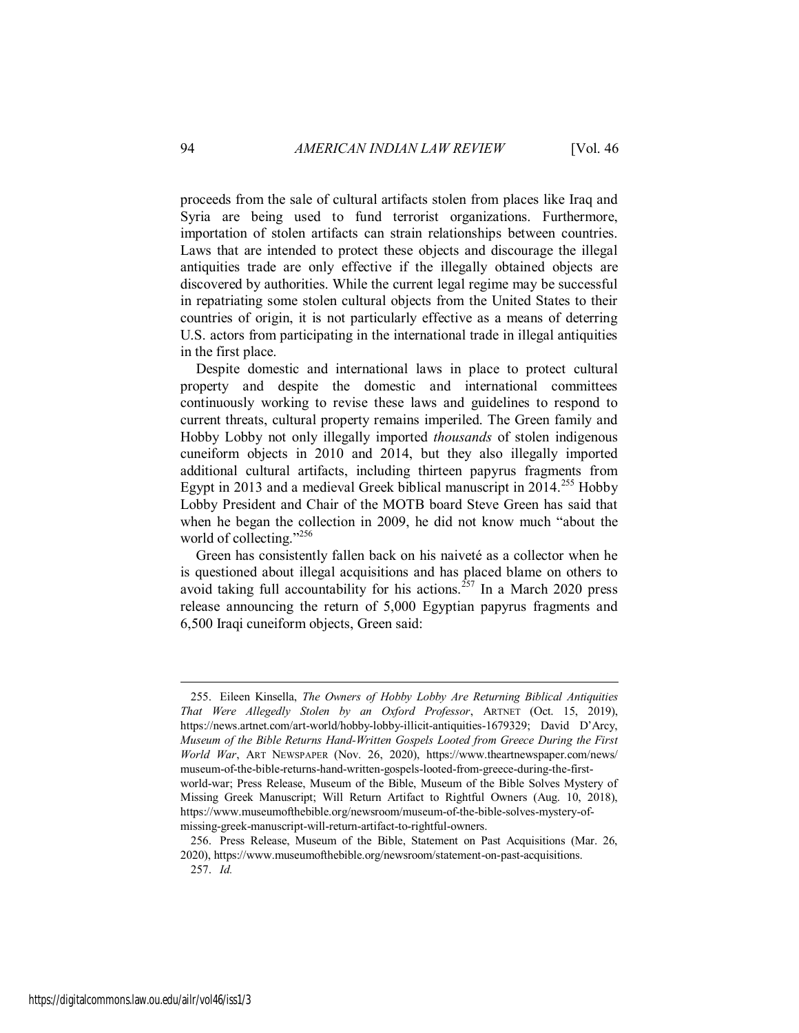proceeds from the sale of cultural artifacts stolen from places like Iraq and Syria are being used to fund terrorist organizations. Furthermore, importation of stolen artifacts can strain relationships between countries. Laws that are intended to protect these objects and discourage the illegal antiquities trade are only effective if the illegally obtained objects are discovered by authorities. While the current legal regime may be successful in repatriating some stolen cultural objects from the United States to their countries of origin, it is not particularly effective as a means of deterring U.S. actors from participating in the international trade in illegal antiquities in the first place.

Despite domestic and international laws in place to protect cultural property and despite the domestic and international committees continuously working to revise these laws and guidelines to respond to current threats, cultural property remains imperiled. The Green family and Hobby Lobby not only illegally imported *thousands* of stolen indigenous cuneiform objects in 2010 and 2014, but they also illegally imported additional cultural artifacts, including thirteen papyrus fragments from Egypt in 2013 and a medieval Greek biblical manuscript in 2014.[255] Hobby Lobby President and Chair of the MOTB board Steve Green has said that when he began the collection in 2009, he did not know much "about the world of collecting."[256]

Green has consistently fallen back on his naiveté as a collector when he is questioned about illegal acquisitions and has placed blame on others to avoid taking full accountability for his actions.[257] In a March 2020 press release announcing the return of 5,000 Egyptian papyrus fragments and 6,500 Iraqi cuneiform objects, Green said:

---

255. Eileen Kinsella, *The Owners of Hobby Lobby Are Returning Biblical Antiquities That Were Allegedly Stolen by an Oxford Professor*, ARTNET (Oct. 15, 2019), https://news.artnet.com/art-world/hobby-lobby-illicit-antiquities-1679329; David D'Arcy, *Museum of the Bible Returns Hand-Written Gospels Looted from Greece During the First World War*, ART NEWSPAPER (Nov. 26, 2020), https://www.theartnewspaper.com/news/museum-of-the-bible-returns-hand-written-gospels-looted-from-greece-during-the-first-world-war; Press Release, Museum of the Bible, Museum of the Bible Solves Mystery of Missing Greek Manuscript; Will Return Artifact to Rightful Owners (Aug. 10, 2018), https://www.museumofthebible.org/newsroom/museum-of-the-bible-solves-mystery-of-missing-greek-manuscript-will-return-artifact-to-rightful-owners.

256. Press Release, Museum of the Bible, Statement on Past Acquisitions (Mar. 26, 2020), https://www.museumofthebible.org/newsroom/statement-on-past-acquisitions.

257. *Id.*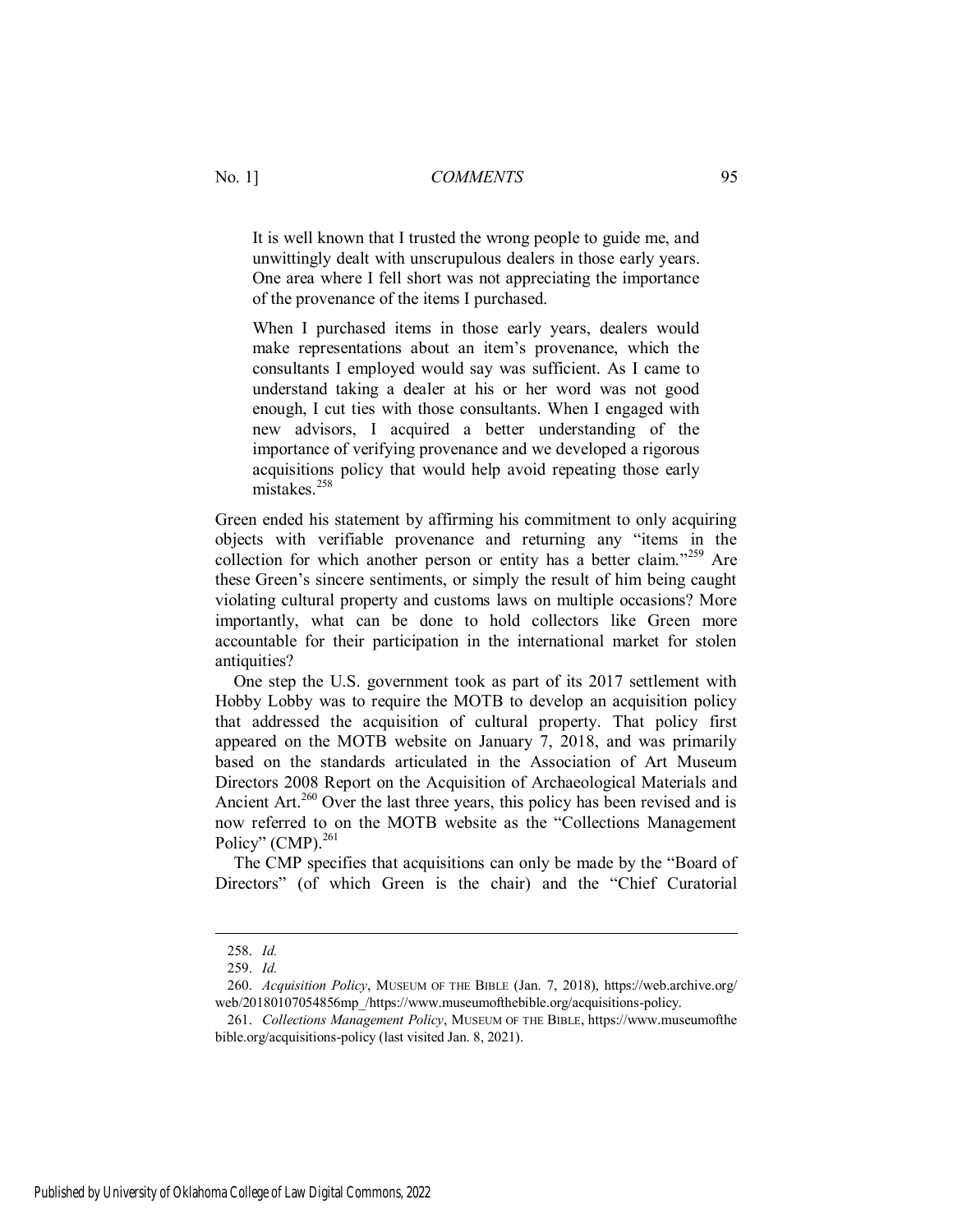> It is well known that I trusted the wrong people to guide me, and unwittingly dealt with unscrupulous dealers in those early years. One area where I fell short was not appreciating the importance of the provenance of the items I purchased.
>
> When I purchased items in those early years, dealers would make representations about an item's provenance, which the consultants I employed would say was sufficient. As I came to understand taking a dealer at his or her word was not good enough, I cut ties with those consultants. When I engaged with new advisors, I acquired a better understanding of the importance of verifying provenance and we developed a rigorous acquisitions policy that would help avoid repeating those early mistakes.[258]

Green ended his statement by affirming his commitment to only acquiring objects with verifiable provenance and returning any "items in the collection for which another person or entity has a better claim."[259] Are these Green's sincere sentiments, or simply the result of him being caught violating cultural property and customs laws on multiple occasions? More importantly, what can be done to hold collectors like Green more accountable for their participation in the international market for stolen antiquities?

One step the U.S. government took as part of its 2017 settlement with Hobby Lobby was to require the MOTB to develop an acquisition policy that addressed the acquisition of cultural property. That policy first appeared on the MOTB website on January 7, 2018, and was primarily based on the standards articulated in the Association of Art Museum Directors 2008 Report on the Acquisition of Archaeological Materials and Ancient Art.[260] Over the last three years, this policy has been revised and is now referred to on the MOTB website as the "Collections Management Policy" (CMP).[261]

The CMP specifies that acquisitions can only be made by the "Board of Directors" (of which Green is the chair) and the "Chief Curatorial

---

258. *Id.*

259. *Id.*

260. *Acquisition Policy*, MUSEUM OF THE BIBLE (Jan. 7, 2018), https://web.archive.org/web/20180107054856mp_/https://www.museumofthebible.org/acquisitions-policy.

261. *Collections Management Policy*, MUSEUM OF THE BIBLE, https://www.museumofthebible.org/acquisitions-policy (last visited Jan. 8, 2021).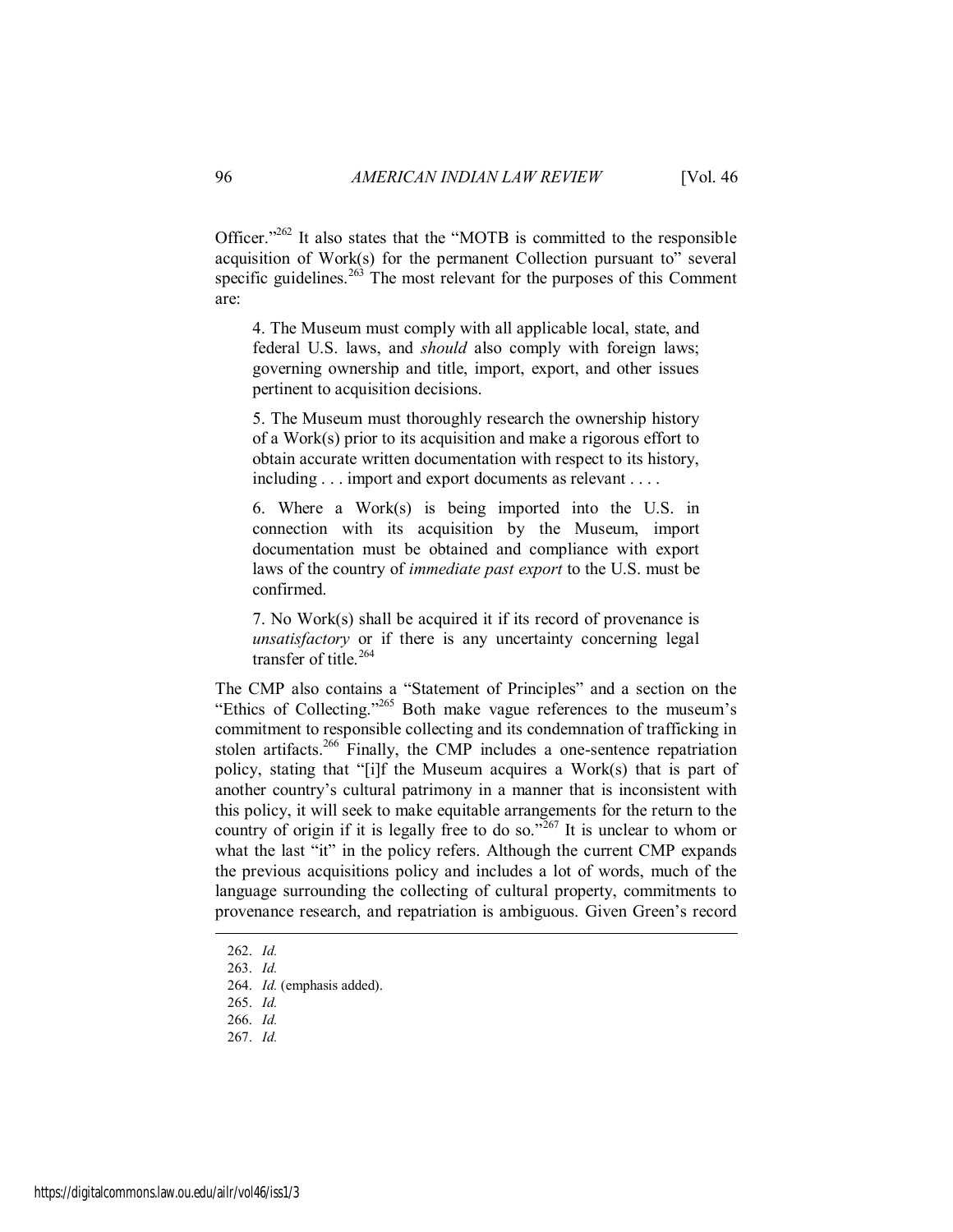Officer."[262] It also states that the "MOTB is committed to the responsible acquisition of Work(s) for the permanent Collection pursuant to" several specific guidelines.[263] The most relevant for the purposes of this Comment are:

> 4. The Museum must comply with all applicable local, state, and federal U.S. laws, and *should* also comply with foreign laws; governing ownership and title, import, export, and other issues pertinent to acquisition decisions.
>
> 5. The Museum must thoroughly research the ownership history of a Work(s) prior to its acquisition and make a rigorous effort to obtain accurate written documentation with respect to its history, including . . . import and export documents as relevant . . . .
>
> 6. Where a Work(s) is being imported into the U.S. in connection with its acquisition by the Museum, import documentation must be obtained and compliance with export laws of the country of *immediate past export* to the U.S. must be confirmed.
>
> 7. No Work(s) shall be acquired it if its record of provenance is *unsatisfactory* or if there is any uncertainty concerning legal transfer of title.[264]

The CMP also contains a "Statement of Principles" and a section on the "Ethics of Collecting."[265] Both make vague references to the museum's commitment to responsible collecting and its condemnation of trafficking in stolen artifacts.[266] Finally, the CMP includes a one-sentence repatriation policy, stating that "[i]f the Museum acquires a Work(s) that is part of another country's cultural patrimony in a manner that is inconsistent with this policy, it will seek to make equitable arrangements for the return to the country of origin if it is legally free to do so."[267] It is unclear to whom or what the last "it" in the policy refers. Although the current CMP expands the previous acquisitions policy and includes a lot of words, much of the language surrounding the collecting of cultural property, commitments to provenance research, and repatriation is ambiguous. Given Green's record

---

262. *Id.*

263. *Id.*

264. *Id.* (emphasis added).

265. *Id.*

266. *Id.*

267. *Id.*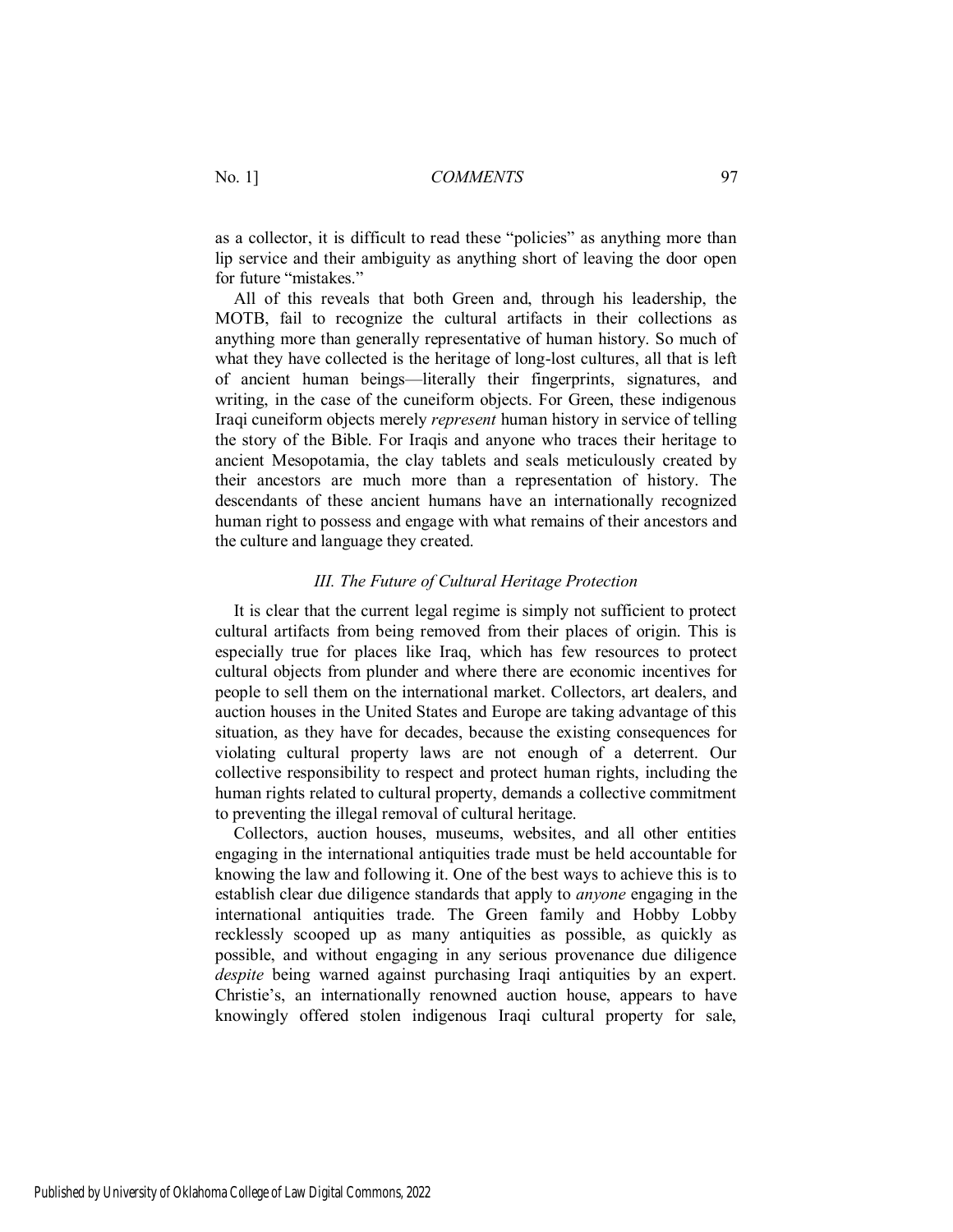as a collector, it is difficult to read these "policies" as anything more than lip service and their ambiguity as anything short of leaving the door open for future "mistakes."

All of this reveals that both Green and, through his leadership, the MOTB, fail to recognize the cultural artifacts in their collections as anything more than generally representative of human history. So much of what they have collected is the heritage of long-lost cultures, all that is left of ancient human beings—literally their fingerprints, signatures, and writing, in the case of the cuneiform objects. For Green, these indigenous Iraqi cuneiform objects merely *represent* human history in service of telling the story of the Bible. For Iraqis and anyone who traces their heritage to ancient Mesopotamia, the clay tablets and seals meticulously created by their ancestors are much more than a representation of history. The descendants of these ancient humans have an internationally recognized human right to possess and engage with what remains of their ancestors and the culture and language they created.

### *III. The Future of Cultural Heritage Protection*

It is clear that the current legal regime is simply not sufficient to protect cultural artifacts from being removed from their places of origin. This is especially true for places like Iraq, which has few resources to protect cultural objects from plunder and where there are economic incentives for people to sell them on the international market. Collectors, art dealers, and auction houses in the United States and Europe are taking advantage of this situation, as they have for decades, because the existing consequences for violating cultural property laws are not enough of a deterrent. Our collective responsibility to respect and protect human rights, including the human rights related to cultural property, demands a collective commitment to preventing the illegal removal of cultural heritage.

Collectors, auction houses, museums, websites, and all other entities engaging in the international antiquities trade must be held accountable for knowing the law and following it. One of the best ways to achieve this is to establish clear due diligence standards that apply to *anyone* engaging in the international antiquities trade. The Green family and Hobby Lobby recklessly scooped up as many antiquities as possible, as quickly as possible, and without engaging in any serious provenance due diligence *despite* being warned against purchasing Iraqi antiquities by an expert. Christie's, an internationally renowned auction house, appears to have knowingly offered stolen indigenous Iraqi cultural property for sale,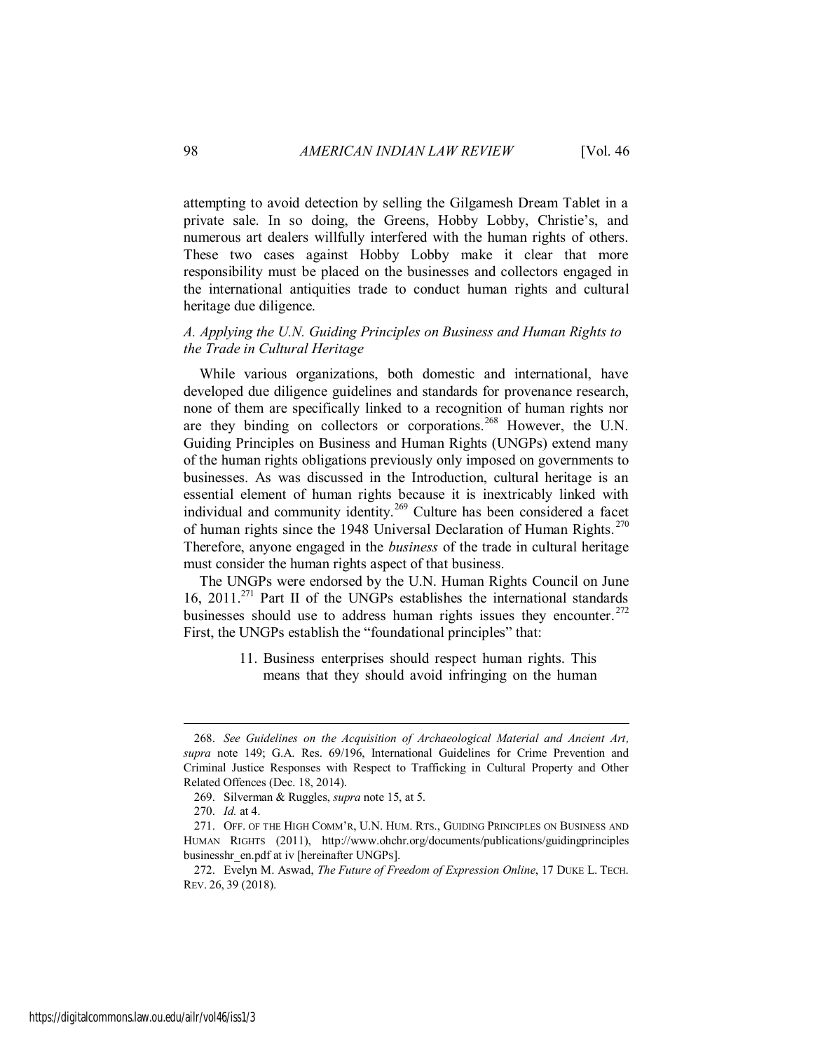attempting to avoid detection by selling the Gilgamesh Dream Tablet in a private sale. In so doing, the Greens, Hobby Lobby, Christie's, and numerous art dealers willfully interfered with the human rights of others. These two cases against Hobby Lobby make it clear that more responsibility must be placed on the businesses and collectors engaged in the international antiquities trade to conduct human rights and cultural heritage due diligence.

### *A. Applying the U.N. Guiding Principles on Business and Human Rights to the Trade in Cultural Heritage*

While various organizations, both domestic and international, have developed due diligence guidelines and standards for provenance research, none of them are specifically linked to a recognition of human rights nor are they binding on collectors or corporations.[268] However, the U.N. Guiding Principles on Business and Human Rights (UNGPs) extend many of the human rights obligations previously only imposed on governments to businesses. As was discussed in the Introduction, cultural heritage is an essential element of human rights because it is inextricably linked with individual and community identity.[269] Culture has been considered a facet of human rights since the 1948 Universal Declaration of Human Rights.[270] Therefore, anyone engaged in the *business* of the trade in cultural heritage must consider the human rights aspect of that business.

The UNGPs were endorsed by the U.N. Human Rights Council on June 16, 2011.[271] Part II of the UNGPs establishes the international standards businesses should use to address human rights issues they encounter.[272] First, the UNGPs establish the "foundational principles" that:

> 11. Business enterprises should respect human rights. This means that they should avoid infringing on the human

---

268. *See Guidelines on the Acquisition of Archaeological Material and Ancient Art*, *supra* note 149; G.A. Res. 69/196, International Guidelines for Crime Prevention and Criminal Justice Responses with Respect to Trafficking in Cultural Property and Other Related Offences (Dec. 18, 2014).

269. Silverman & Ruggles, *supra* note 15, at 5.

270. *Id.* at 4.

271. OFF. OF THE HIGH COMM'R, U.N. HUM. RTS., GUIDING PRINCIPLES ON BUSINESS AND HUMAN RIGHTS (2011), http://www.ohchr.org/documents/publications/guidingprinciples businesshr_en.pdf at iv [hereinafter UNGPS].

272. Evelyn M. Aswad, *The Future of Freedom of Expression Online*, 17 DUKE L. TECH. REV. 26, 39 (2018).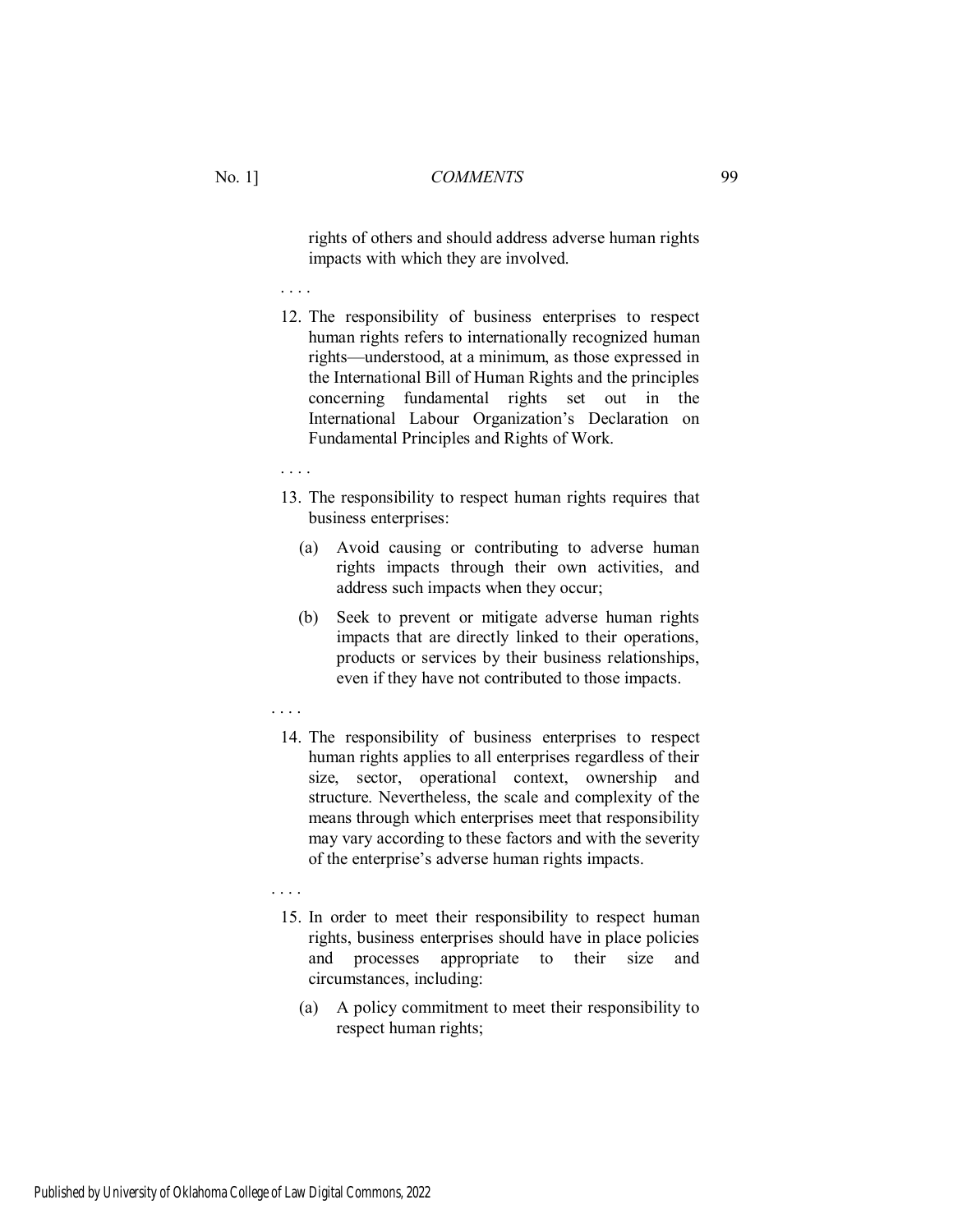> rights of others and should address adverse human rights impacts with which they are involved.

. . . .

> 12. The responsibility of business enterprises to respect human rights refers to internationally recognized human rights—understood, at a minimum, as those expressed in the International Bill of Human Rights and the principles concerning fundamental rights set out in the International Labour Organization's Declaration on Fundamental Principles and Rights of Work.

. . . .

> 13. The responsibility to respect human rights requires that business enterprises:
>
> (a) Avoid causing or contributing to adverse human rights impacts through their own activities, and address such impacts when they occur;
>
> (b) Seek to prevent or mitigate adverse human rights impacts that are directly linked to their operations, products or services by their business relationships, even if they have not contributed to those impacts.

. . . .

> 14. The responsibility of business enterprises to respect human rights applies to all enterprises regardless of their size, sector, operational context, ownership and structure. Nevertheless, the scale and complexity of the means through which enterprises meet that responsibility may vary according to these factors and with the severity of the enterprise's adverse human rights impacts.

. . . .

> 15. In order to meet their responsibility to respect human rights, business enterprises should have in place policies and processes appropriate to their size and circumstances, including:
>
> (a) A policy commitment to meet their responsibility to respect human rights;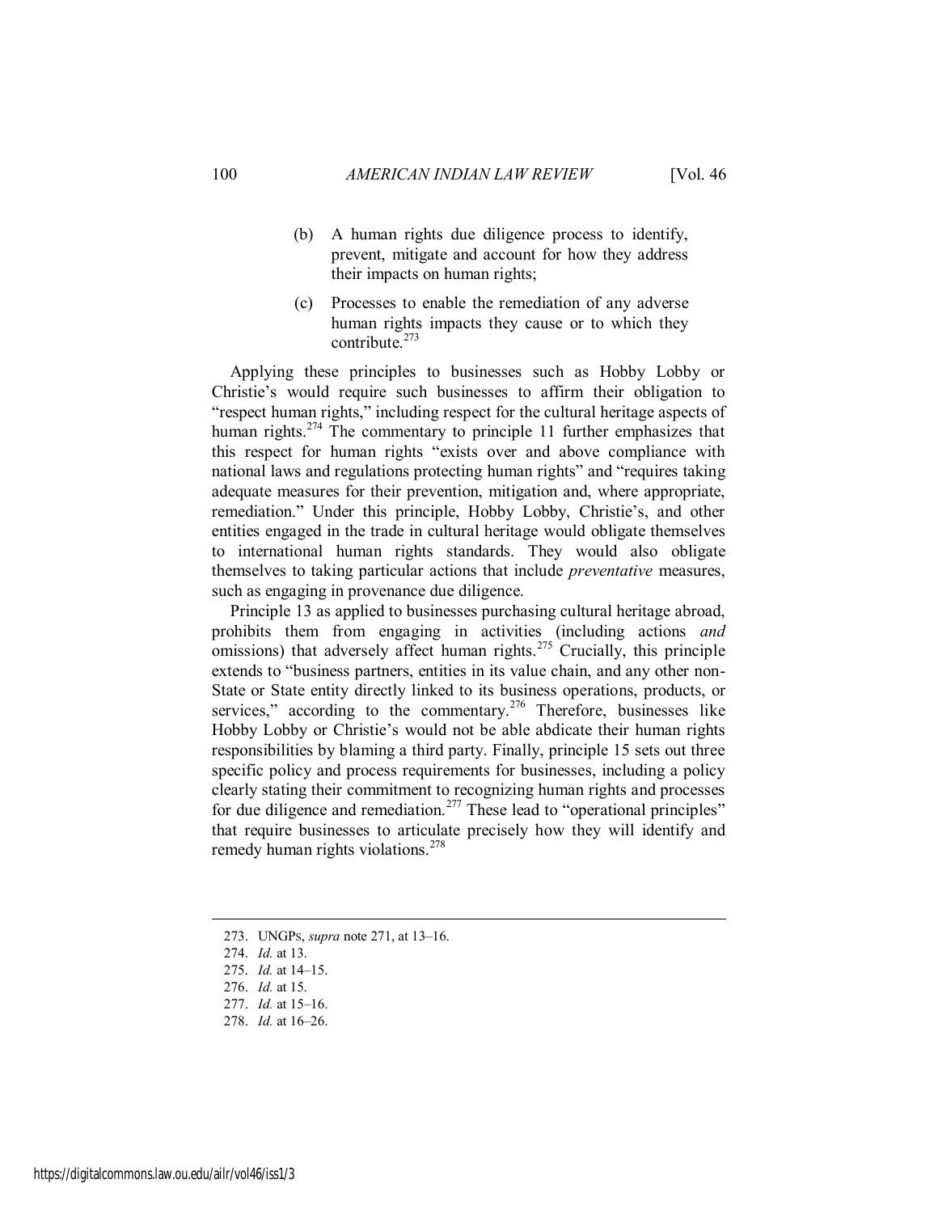> (b) A human rights due diligence process to identify, prevent, mitigate and account for how they address their impacts on human rights;
>
> (c) Processes to enable the remediation of any adverse human rights impacts they cause or to which they contribute.[273]

Applying these principles to businesses such as Hobby Lobby or Christie's would require such businesses to affirm their obligation to "respect human rights," including respect for the cultural heritage aspects of human rights.[274] The commentary to principle 11 further emphasizes that this respect for human rights "exists over and above compliance with national laws and regulations protecting human rights" and "requires taking adequate measures for their prevention, mitigation and, where appropriate, remediation." Under this principle, Hobby Lobby, Christie's, and other entities engaged in the trade in cultural heritage would obligate themselves to international human rights standards. They would also obligate themselves to taking particular actions that include *preventative* measures, such as engaging in provenance due diligence.

Principle 13 as applied to businesses purchasing cultural heritage abroad, prohibits them from engaging in activities (including actions *and* omissions) that adversely affect human rights.[275] Crucially, this principle extends to "business partners, entities in its value chain, and any other non-State or State entity directly linked to its business operations, products, or services," according to the commentary.[276] Therefore, businesses like Hobby Lobby or Christie's would not be able abdicate their human rights responsibilities by blaming a third party. Finally, principle 15 sets out three specific policy and process requirements for businesses, including a policy clearly stating their commitment to recognizing human rights and processes for due diligence and remediation.[277] These lead to "operational principles" that require businesses to articulate precisely how they will identify and remedy human rights violations.[278]

---

273. UNGPs, *supra* note 271, at 13–16.

274. *Id.* at 13.

275. *Id.* at 14–15.

276. *Id.* at 15.

277. *Id.* at 15–16.

278. *Id.* at 16–26.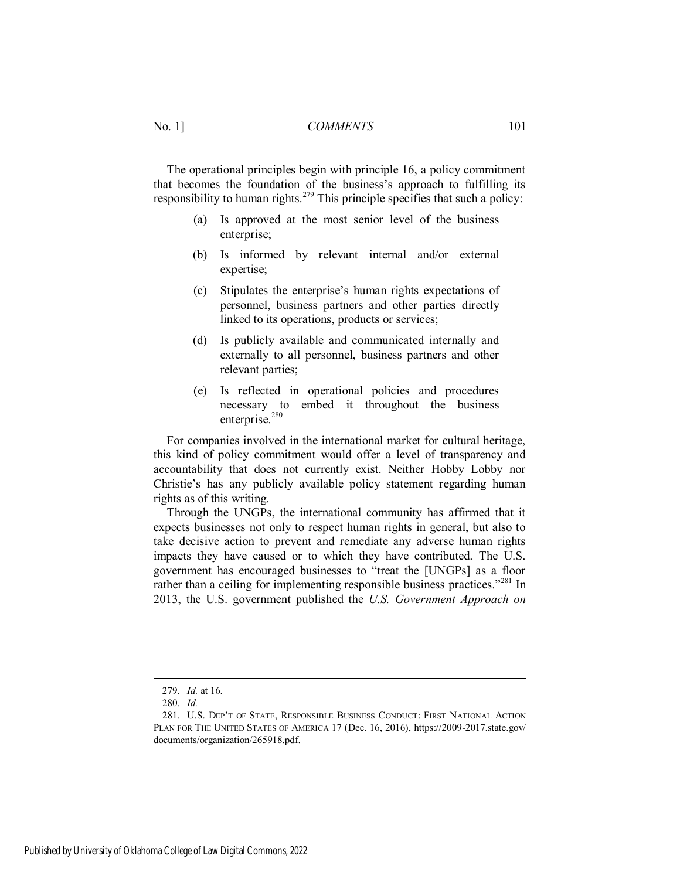The operational principles begin with principle 16, a policy commitment that becomes the foundation of the business's approach to fulfilling its responsibility to human rights.[279] This principle specifies that such a policy:

> (a) Is approved at the most senior level of the business enterprise;
>
> (b) Is informed by relevant internal and/or external expertise;
>
> (c) Stipulates the enterprise's human rights expectations of personnel, business partners and other parties directly linked to its operations, products or services;
>
> (d) Is publicly available and communicated internally and externally to all personnel, business partners and other relevant parties;
>
> (e) Is reflected in operational policies and procedures necessary to embed it throughout the business enterprise.[280]

For companies involved in the international market for cultural heritage, this kind of policy commitment would offer a level of transparency and accountability that does not currently exist. Neither Hobby Lobby nor Christie's has any publicly available policy statement regarding human rights as of this writing.

Through the UNGPs, the international community has affirmed that it expects businesses not only to respect human rights in general, but also to take decisive action to prevent and remediate any adverse human rights impacts they have caused or to which they have contributed. The U.S. government has encouraged businesses to "treat the [UNGPs] as a floor rather than a ceiling for implementing responsible business practices."[281] In 2013, the U.S. government published the *U.S. Government Approach on*

---

279. *Id.* at 16.

280. *Id.*

281. U.S. DEP'T OF STATE, RESPONSIBLE BUSINESS CONDUCT: FIRST NATIONAL ACTION PLAN FOR THE UNITED STATES OF AMERICA 17 (Dec. 16, 2016), https://2009-2017.state.gov/documents/organization/265918.pdf.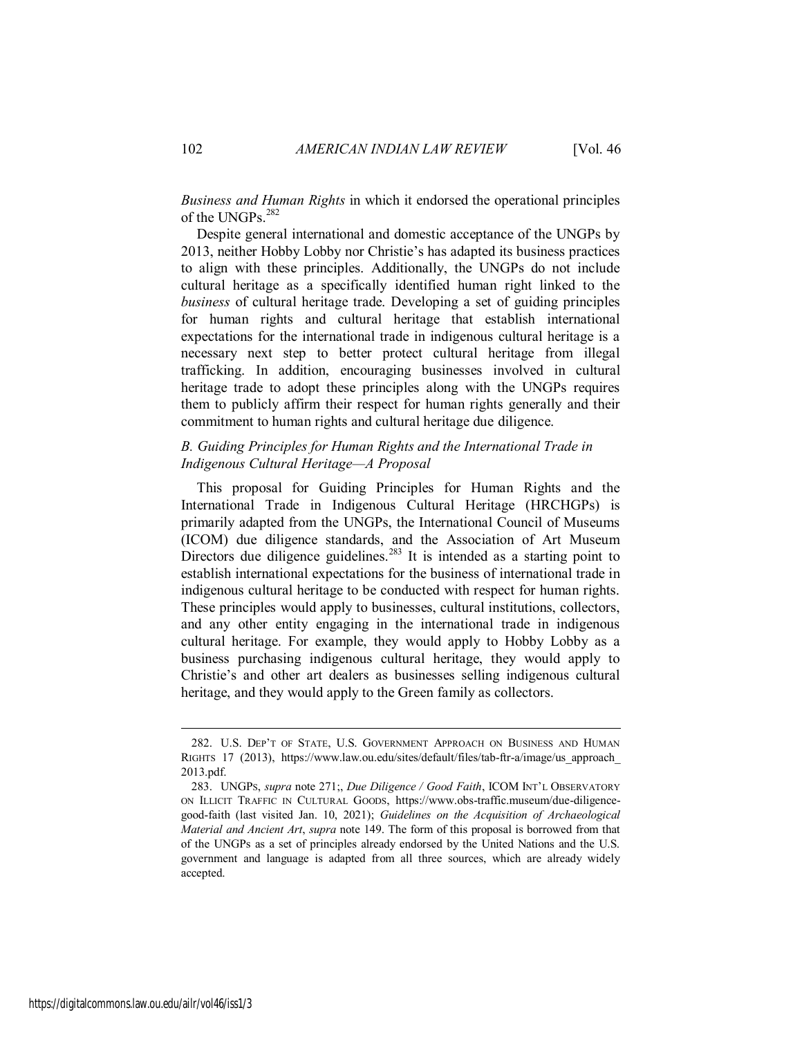*Business and Human Rights* in which it endorsed the operational principles of the UNGPs.[282]

Despite general international and domestic acceptance of the UNGPs by 2013, neither Hobby Lobby nor Christie's has adapted its business practices to align with these principles. Additionally, the UNGPs do not include cultural heritage as a specifically identified human right linked to the *business* of cultural heritage trade. Developing a set of guiding principles for human rights and cultural heritage that establish international expectations for the international trade in indigenous cultural heritage is a necessary next step to better protect cultural heritage from illegal trafficking. In addition, encouraging businesses involved in cultural heritage trade to adopt these principles along with the UNGPs requires them to publicly affirm their respect for human rights generally and their commitment to human rights and cultural heritage due diligence.

### *B. Guiding Principles for Human Rights and the International Trade in Indigenous Cultural Heritage—A Proposal*

This proposal for Guiding Principles for Human Rights and the International Trade in Indigenous Cultural Heritage (HRCHGPs) is primarily adapted from the UNGPs, the International Council of Museums (ICOM) due diligence standards, and the Association of Art Museum Directors due diligence guidelines.[283] It is intended as a starting point to establish international expectations for the business of international trade in indigenous cultural heritage to be conducted with respect for human rights. These principles would apply to businesses, cultural institutions, collectors, and any other entity engaging in the international trade in indigenous cultural heritage. For example, they would apply to Hobby Lobby as a business purchasing indigenous cultural heritage, they would apply to Christie's and other art dealers as businesses selling indigenous cultural heritage, and they would apply to the Green family as collectors.

---

282. U.S. DEP'T OF STATE, U.S. GOVERNMENT APPROACH ON BUSINESS AND HUMAN RIGHTS 17 (2013), https://www.law.ou.edu/sites/default/files/tab-ftr-a/image/us_approach_2013.pdf.

283. UNGPs, *supra* note 271;, *Due Diligence / Good Faith*, ICOM INT'L OBSERVATORY ON ILLICIT TRAFFIC IN CULTURAL GOODS, https://www.obs-traffic.museum/due-diligence-good-faith (last visited Jan. 10, 2021); *Guidelines on the Acquisition of Archaeological Material and Ancient Art*, *supra* note 149. The form of this proposal is borrowed from that of the UNGPs as a set of principles already endorsed by the United Nations and the U.S. government and language is adapted from all three sources, which are already widely accepted.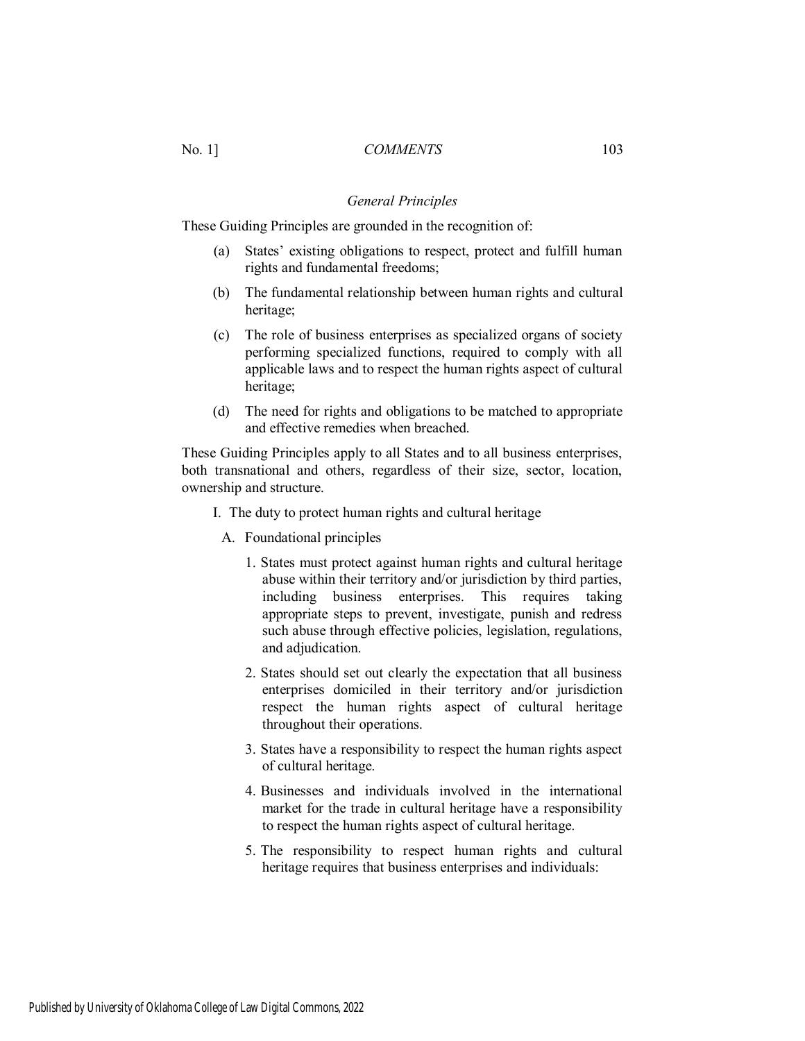*General Principles*

These Guiding Principles are grounded in the recognition of:

(a) States' existing obligations to respect, protect and fulfill human rights and fundamental freedoms;

(b) The fundamental relationship between human rights and cultural heritage;

(c) The role of business enterprises as specialized organs of society performing specialized functions, required to comply with all applicable laws and to respect the human rights aspect of cultural heritage;

(d) The need for rights and obligations to be matched to appropriate and effective remedies when breached.

These Guiding Principles apply to all States and to all business enterprises, both transnational and others, regardless of their size, sector, location, ownership and structure.

I. The duty to protect human rights and cultural heritage

A. Foundational principles

1. States must protect against human rights and cultural heritage abuse within their territory and/or jurisdiction by third parties, including business enterprises. This requires taking appropriate steps to prevent, investigate, punish and redress such abuse through effective policies, legislation, regulations, and adjudication.

2. States should set out clearly the expectation that all business enterprises domiciled in their territory and/or jurisdiction respect the human rights aspect of cultural heritage throughout their operations.

3. States have a responsibility to respect the human rights aspect of cultural heritage.

4. Businesses and individuals involved in the international market for the trade in cultural heritage have a responsibility to respect the human rights aspect of cultural heritage.

5. The responsibility to respect human rights and cultural heritage requires that business enterprises and individuals: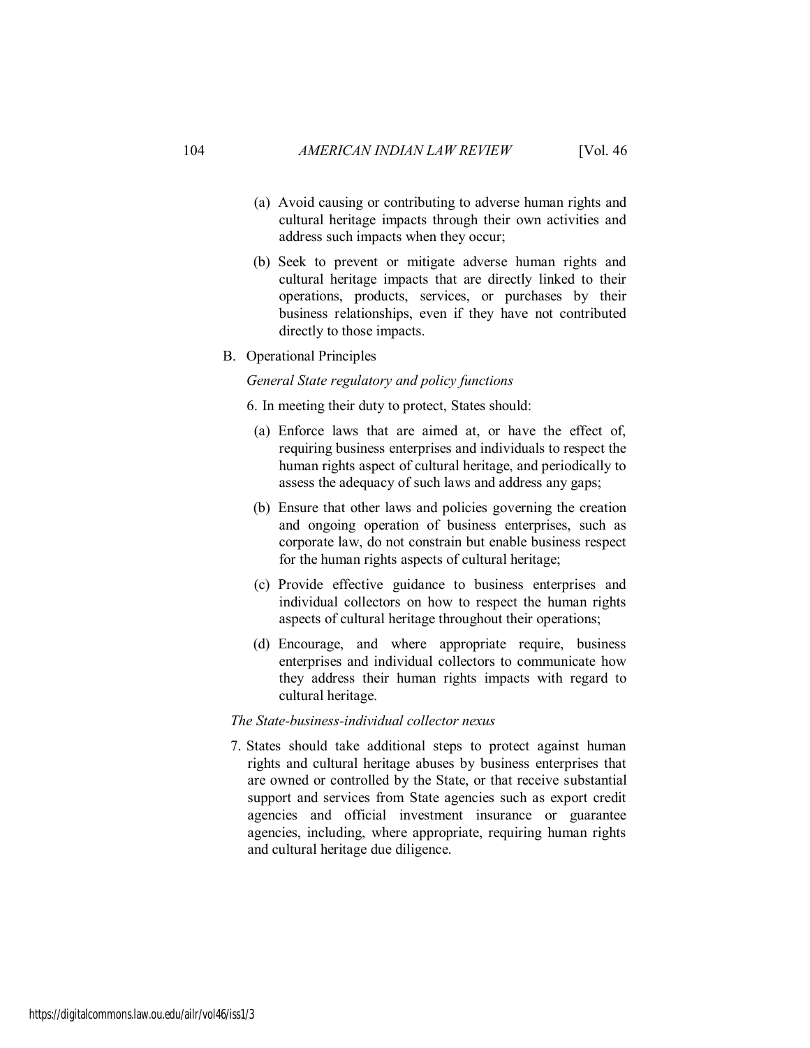(a) Avoid causing or contributing to adverse human rights and cultural heritage impacts through their own activities and address such impacts when they occur;

(b) Seek to prevent or mitigate adverse human rights and cultural heritage impacts that are directly linked to their operations, products, services, or purchases by their business relationships, even if they have not contributed directly to those impacts.

B. Operational Principles

*General State regulatory and policy functions*

6. In meeting their duty to protect, States should:

(a) Enforce laws that are aimed at, or have the effect of, requiring business enterprises and individuals to respect the human rights aspect of cultural heritage, and periodically to assess the adequacy of such laws and address any gaps;

(b) Ensure that other laws and policies governing the creation and ongoing operation of business enterprises, such as corporate law, do not constrain but enable business respect for the human rights aspects of cultural heritage;

(c) Provide effective guidance to business enterprises and individual collectors on how to respect the human rights aspects of cultural heritage throughout their operations;

(d) Encourage, and where appropriate require, business enterprises and individual collectors to communicate how they address their human rights impacts with regard to cultural heritage.

*The State-business-individual collector nexus*

7. States should take additional steps to protect against human rights and cultural heritage abuses by business enterprises that are owned or controlled by the State, or that receive substantial support and services from State agencies such as export credit agencies and official investment insurance or guarantee agencies, including, where appropriate, requiring human rights and cultural heritage due diligence.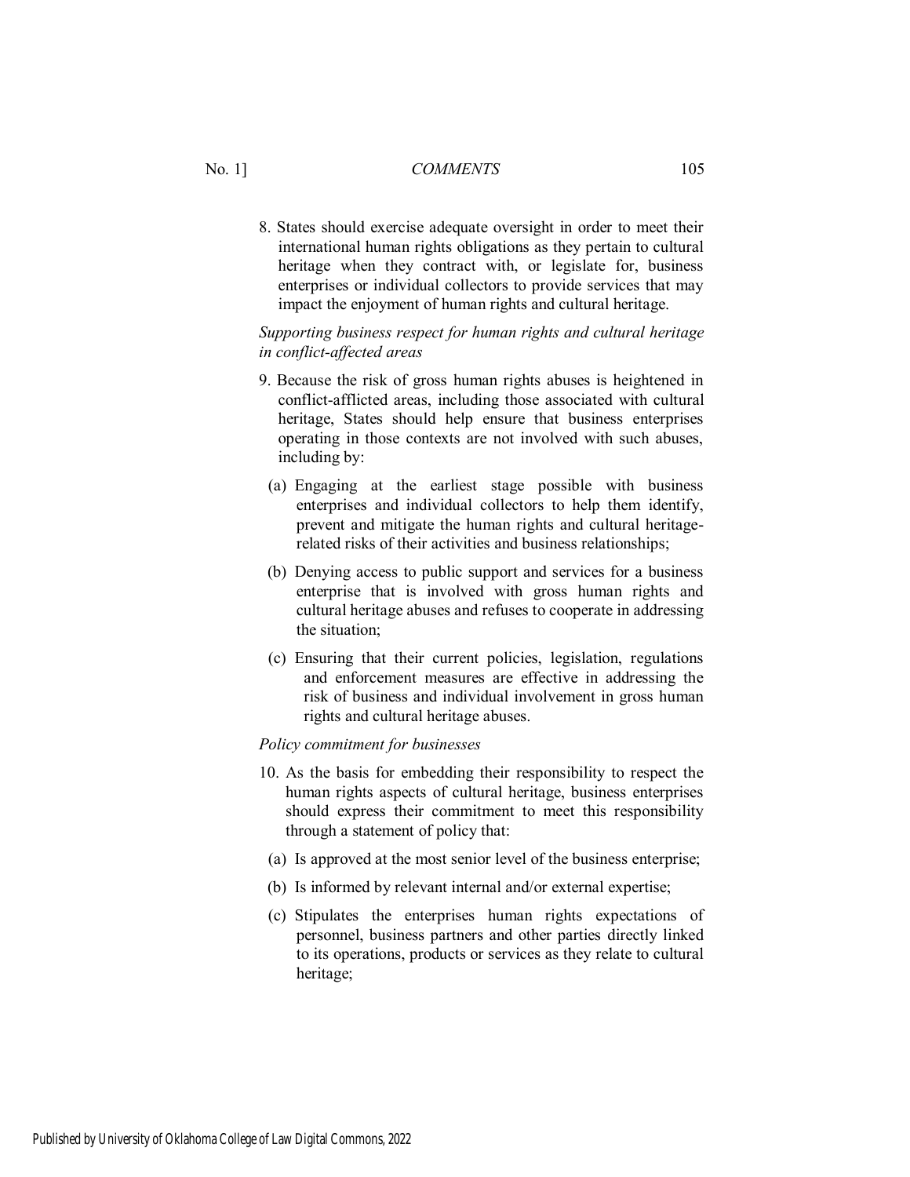8. States should exercise adequate oversight in order to meet their international human rights obligations as they pertain to cultural heritage when they contract with, or legislate for, business enterprises or individual collectors to provide services that may impact the enjoyment of human rights and cultural heritage.

*Supporting business respect for human rights and cultural heritage in conflict-affected areas*

9. Because the risk of gross human rights abuses is heightened in conflict-afflicted areas, including those associated with cultural heritage, States should help ensure that business enterprises operating in those contexts are not involved with such abuses, including by:

   (a) Engaging at the earliest stage possible with business enterprises and individual collectors to help them identify, prevent and mitigate the human rights and cultural heritage-related risks of their activities and business relationships;

   (b) Denying access to public support and services for a business enterprise that is involved with gross human rights and cultural heritage abuses and refuses to cooperate in addressing the situation;

   (c) Ensuring that their current policies, legislation, regulations and enforcement measures are effective in addressing the risk of business and individual involvement in gross human rights and cultural heritage abuses.

*Policy commitment for businesses*

10. As the basis for embedding their responsibility to respect the human rights aspects of cultural heritage, business enterprises should express their commitment to meet this responsibility through a statement of policy that:

   (a) Is approved at the most senior level of the business enterprise;

   (b) Is informed by relevant internal and/or external expertise;

   (c) Stipulates the enterprises human rights expectations of personnel, business partners and other parties directly linked to its operations, products or services as they relate to cultural heritage;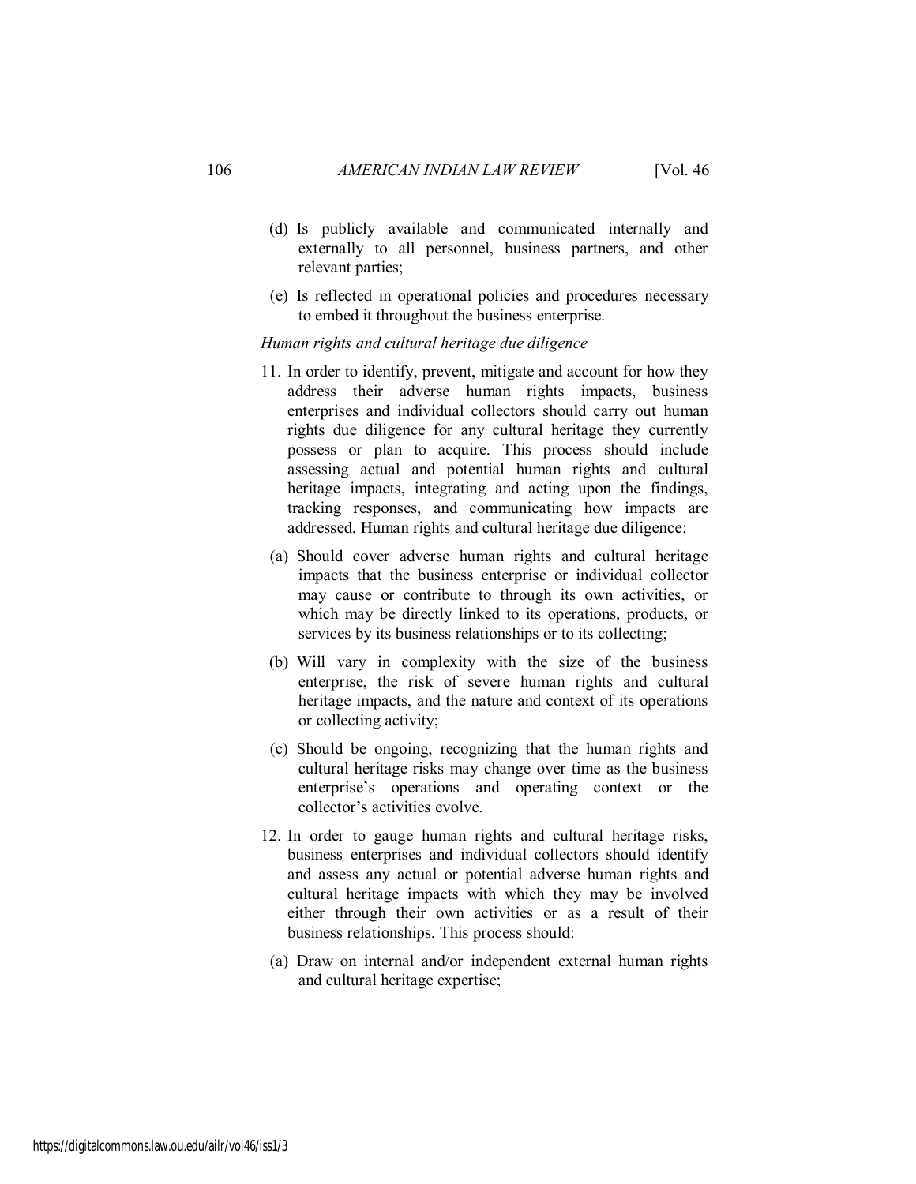(d) Is publicly available and communicated internally and externally to all personnel, business partners, and other relevant parties;

(e) Is reflected in operational policies and procedures necessary to embed it throughout the business enterprise.

*Human rights and cultural heritage due diligence*

11. In order to identify, prevent, mitigate and account for how they address their adverse human rights impacts, business enterprises and individual collectors should carry out human rights due diligence for any cultural heritage they currently possess or plan to acquire. This process should include assessing actual and potential human rights and cultural heritage impacts, integrating and acting upon the findings, tracking responses, and communicating how impacts are addressed. Human rights and cultural heritage due diligence:

    (a) Should cover adverse human rights and cultural heritage impacts that the business enterprise or individual collector may cause or contribute to through its own activities, or which may be directly linked to its operations, products, or services by its business relationships or to its collecting;

    (b) Will vary in complexity with the size of the business enterprise, the risk of severe human rights and cultural heritage impacts, and the nature and context of its operations or collecting activity;

    (c) Should be ongoing, recognizing that the human rights and cultural heritage risks may change over time as the business enterprise's operations and operating context or the collector's activities evolve.

12. In order to gauge human rights and cultural heritage risks, business enterprises and individual collectors should identify and assess any actual or potential adverse human rights and cultural heritage impacts with which they may be involved either through their own activities or as a result of their business relationships. This process should:

    (a) Draw on internal and/or independent external human rights and cultural heritage expertise;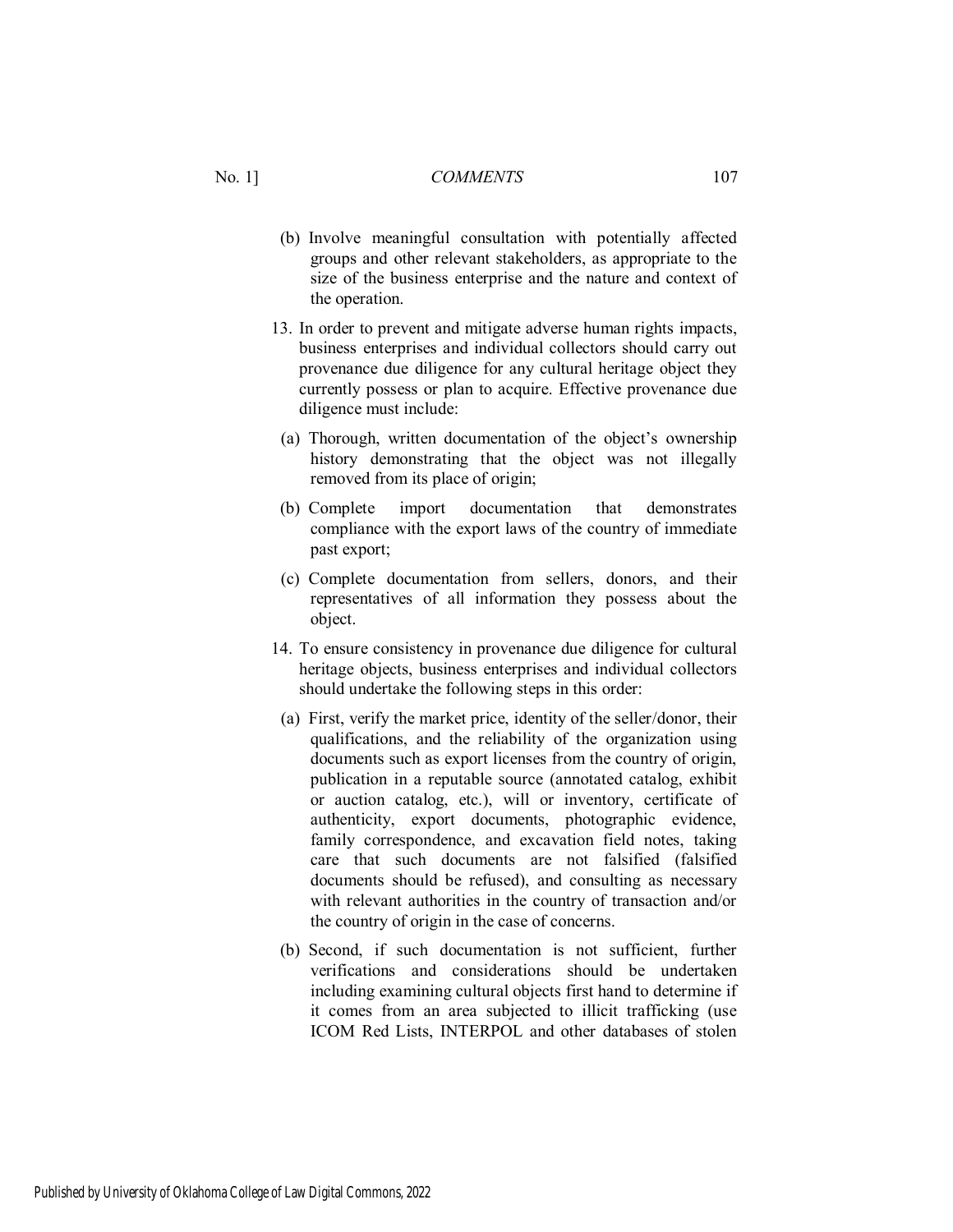(b) Involve meaningful consultation with potentially affected groups and other relevant stakeholders, as appropriate to the size of the business enterprise and the nature and context of the operation.

13. In order to prevent and mitigate adverse human rights impacts, business enterprises and individual collectors should carry out provenance due diligence for any cultural heritage object they currently possess or plan to acquire. Effective provenance due diligence must include:

   (a) Thorough, written documentation of the object's ownership history demonstrating that the object was not illegally removed from its place of origin;

   (b) Complete import documentation that demonstrates compliance with the export laws of the country of immediate past export;

   (c) Complete documentation from sellers, donors, and their representatives of all information they possess about the object.

14. To ensure consistency in provenance due diligence for cultural heritage objects, business enterprises and individual collectors should undertake the following steps in this order:

   (a) First, verify the market price, identity of the seller/donor, their qualifications, and the reliability of the organization using documents such as export licenses from the country of origin, publication in a reputable source (annotated catalog, exhibit or auction catalog, etc.), will or inventory, certificate of authenticity, export documents, photographic evidence, family correspondence, and excavation field notes, taking care that such documents are not falsified (falsified documents should be refused), and consulting as necessary with relevant authorities in the country of transaction and/or the country of origin in the case of concerns.

   (b) Second, if such documentation is not sufficient, further verifications and considerations should be undertaken including examining cultural objects first hand to determine if it comes from an area subjected to illicit trafficking (use ICOM Red Lists, INTERPOL and other databases of stolen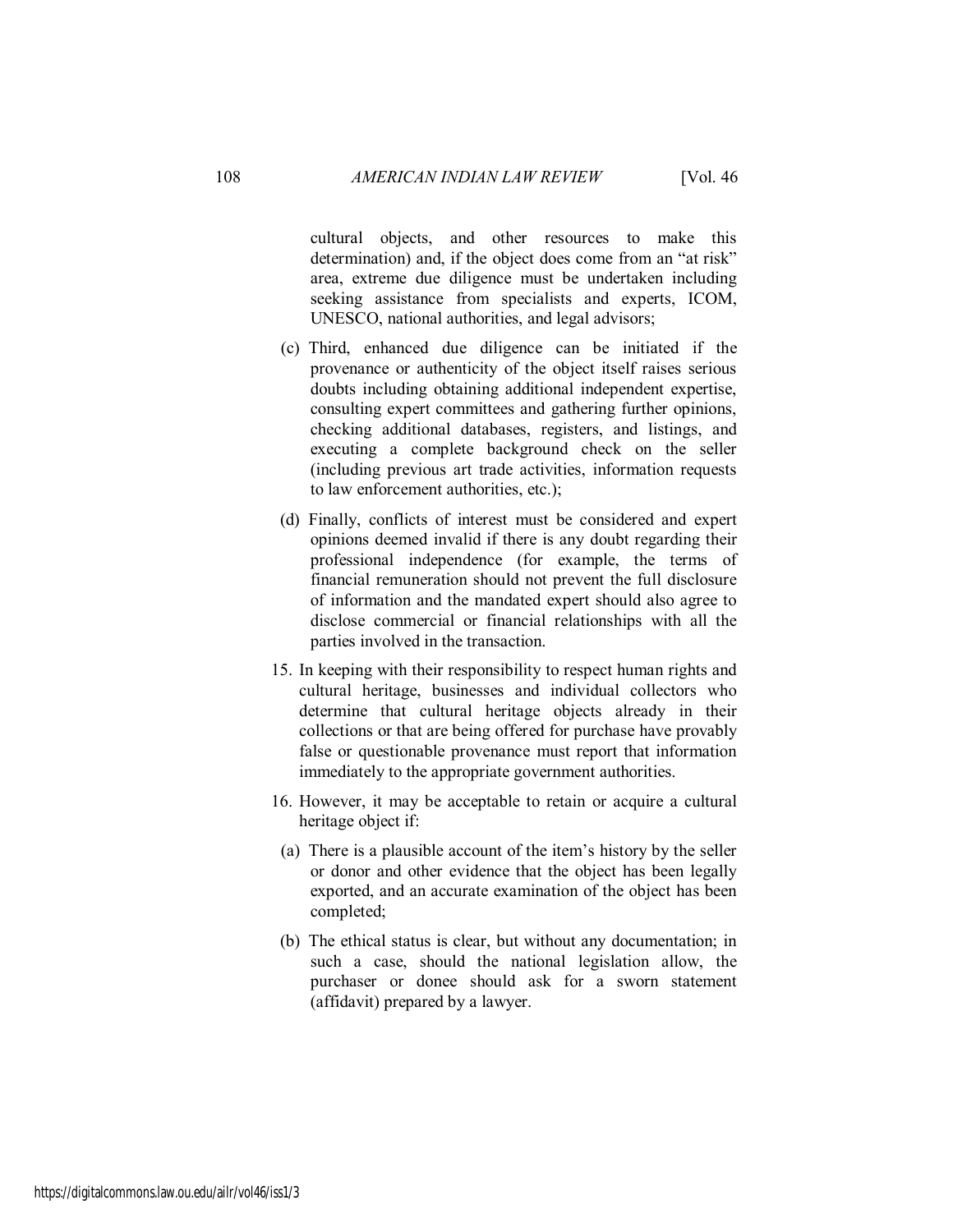cultural objects, and other resources to make this determination) and, if the object does come from an "at risk" area, extreme due diligence must be undertaken including seeking assistance from specialists and experts, ICOM, UNESCO, national authorities, and legal advisors;

(c) Third, enhanced due diligence can be initiated if the provenance or authenticity of the object itself raises serious doubts including obtaining additional independent expertise, consulting expert committees and gathering further opinions, checking additional databases, registers, and listings, and executing a complete background check on the seller (including previous art trade activities, information requests to law enforcement authorities, etc.);

(d) Finally, conflicts of interest must be considered and expert opinions deemed invalid if there is any doubt regarding their professional independence (for example, the terms of financial remuneration should not prevent the full disclosure of information and the mandated expert should also agree to disclose commercial or financial relationships with all the parties involved in the transaction.

15. In keeping with their responsibility to respect human rights and cultural heritage, businesses and individual collectors who determine that cultural heritage objects already in their collections or that are being offered for purchase have provably false or questionable provenance must report that information immediately to the appropriate government authorities.

16. However, it may be acceptable to retain or acquire a cultural heritage object if:

(a) There is a plausible account of the item's history by the seller or donor and other evidence that the object has been legally exported, and an accurate examination of the object has been completed;

(b) The ethical status is clear, but without any documentation; in such a case, should the national legislation allow, the purchaser or donee should ask for a sworn statement (affidavit) prepared by a lawyer.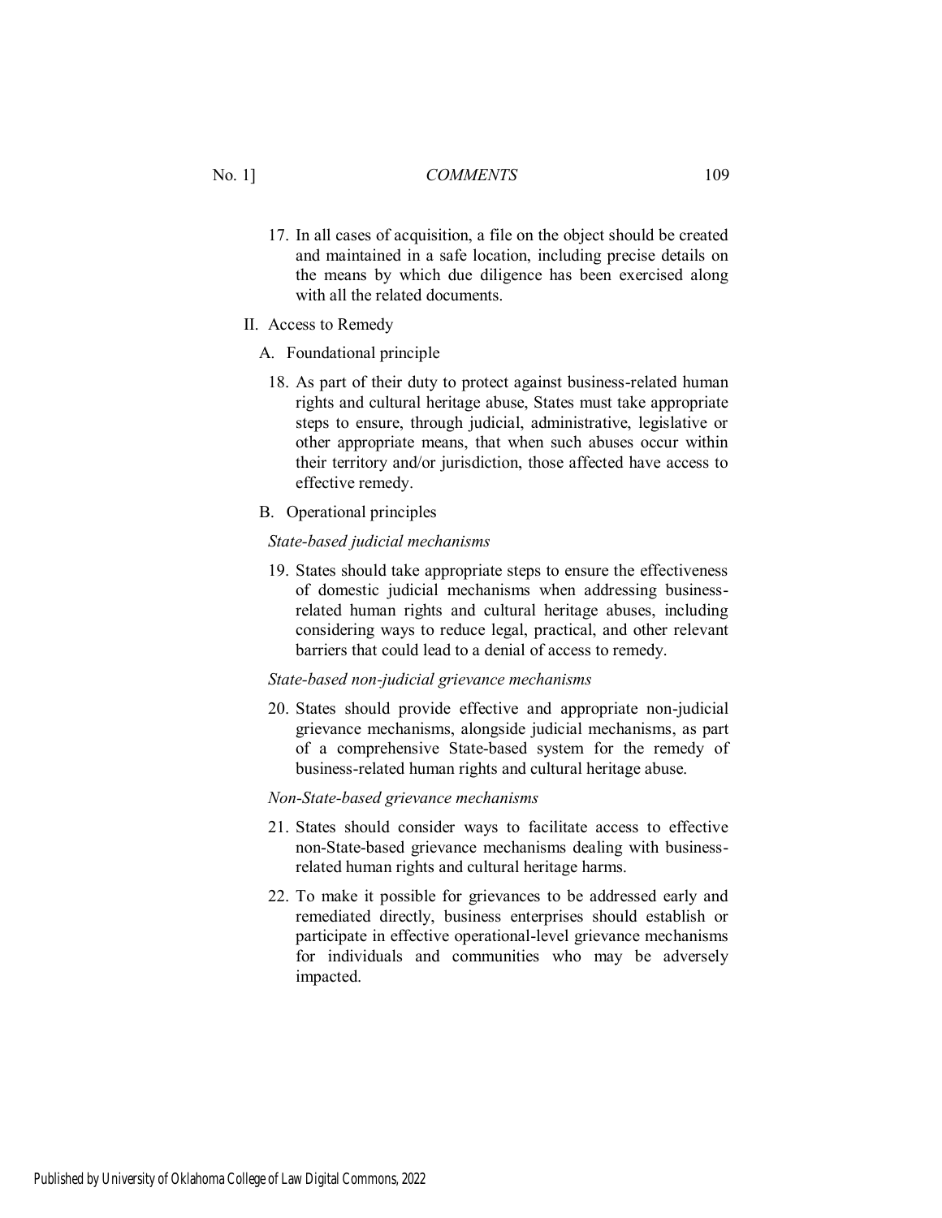17. In all cases of acquisition, a file on the object should be created and maintained in a safe location, including precise details on the means by which due diligence has been exercised along with all the related documents.

II. Access to Remedy

A. Foundational principle

18. As part of their duty to protect against business-related human rights and cultural heritage abuse, States must take appropriate steps to ensure, through judicial, administrative, legislative or other appropriate means, that when such abuses occur within their territory and/or jurisdiction, those affected have access to effective remedy.

B. Operational principles

*State-based judicial mechanisms*

19. States should take appropriate steps to ensure the effectiveness of domestic judicial mechanisms when addressing business-related human rights and cultural heritage abuses, including considering ways to reduce legal, practical, and other relevant barriers that could lead to a denial of access to remedy.

*State-based non-judicial grievance mechanisms*

20. States should provide effective and appropriate non-judicial grievance mechanisms, alongside judicial mechanisms, as part of a comprehensive State-based system for the remedy of business-related human rights and cultural heritage abuse.

*Non-State-based grievance mechanisms*

21. States should consider ways to facilitate access to effective non-State-based grievance mechanisms dealing with business-related human rights and cultural heritage harms.

22. To make it possible for grievances to be addressed early and remediated directly, business enterprises should establish or participate in effective operational-level grievance mechanisms for individuals and communities who may be adversely impacted.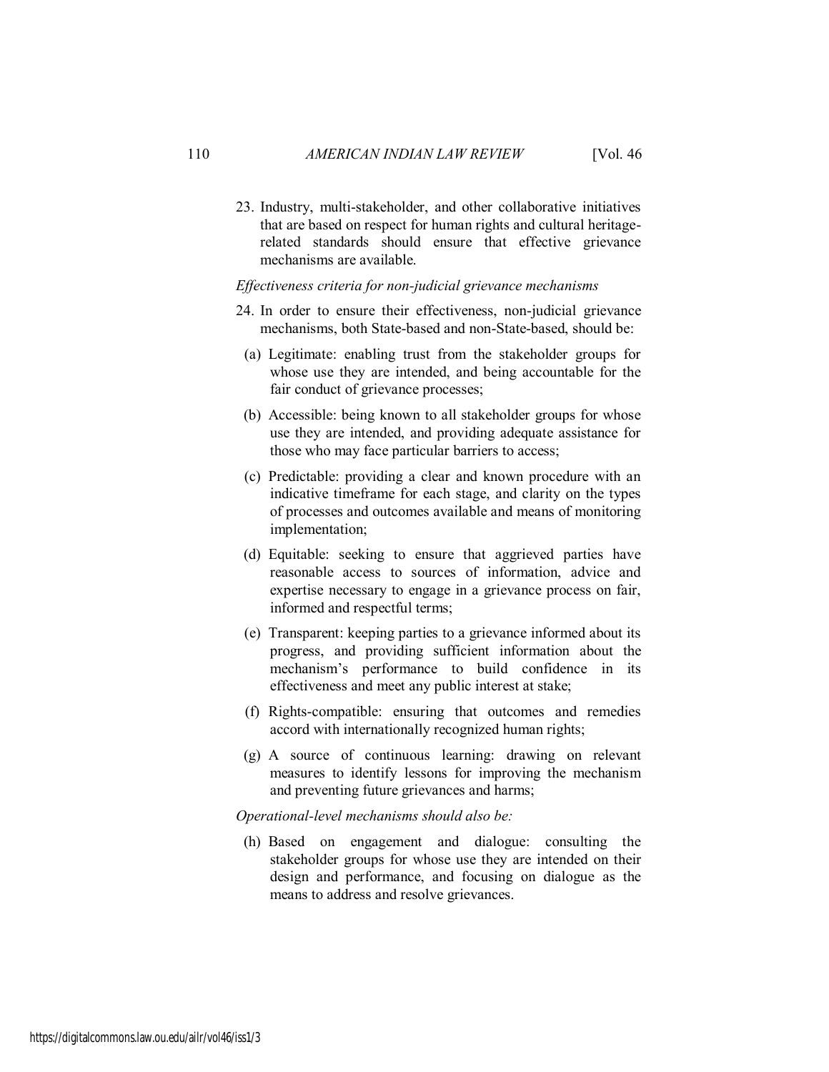23. Industry, multi-stakeholder, and other collaborative initiatives that are based on respect for human rights and cultural heritage-related standards should ensure that effective grievance mechanisms are available.

*Effectiveness criteria for non-judicial grievance mechanisms*

24. In order to ensure their effectiveness, non-judicial grievance mechanisms, both State-based and non-State-based, should be:

   (a) Legitimate: enabling trust from the stakeholder groups for whose use they are intended, and being accountable for the fair conduct of grievance processes;

   (b) Accessible: being known to all stakeholder groups for whose use they are intended, and providing adequate assistance for those who may face particular barriers to access;

   (c) Predictable: providing a clear and known procedure with an indicative timeframe for each stage, and clarity on the types of processes and outcomes available and means of monitoring implementation;

   (d) Equitable: seeking to ensure that aggrieved parties have reasonable access to sources of information, advice and expertise necessary to engage in a grievance process on fair, informed and respectful terms;

   (e) Transparent: keeping parties to a grievance informed about its progress, and providing sufficient information about the mechanism's performance to build confidence in its effectiveness and meet any public interest at stake;

   (f) Rights-compatible: ensuring that outcomes and remedies accord with internationally recognized human rights;

   (g) A source of continuous learning: drawing on relevant measures to identify lessons for improving the mechanism and preventing future grievances and harms;

*Operational-level mechanisms should also be:*

   (h) Based on engagement and dialogue: consulting the stakeholder groups for whose use they are intended on their design and performance, and focusing on dialogue as the means to address and resolve grievances.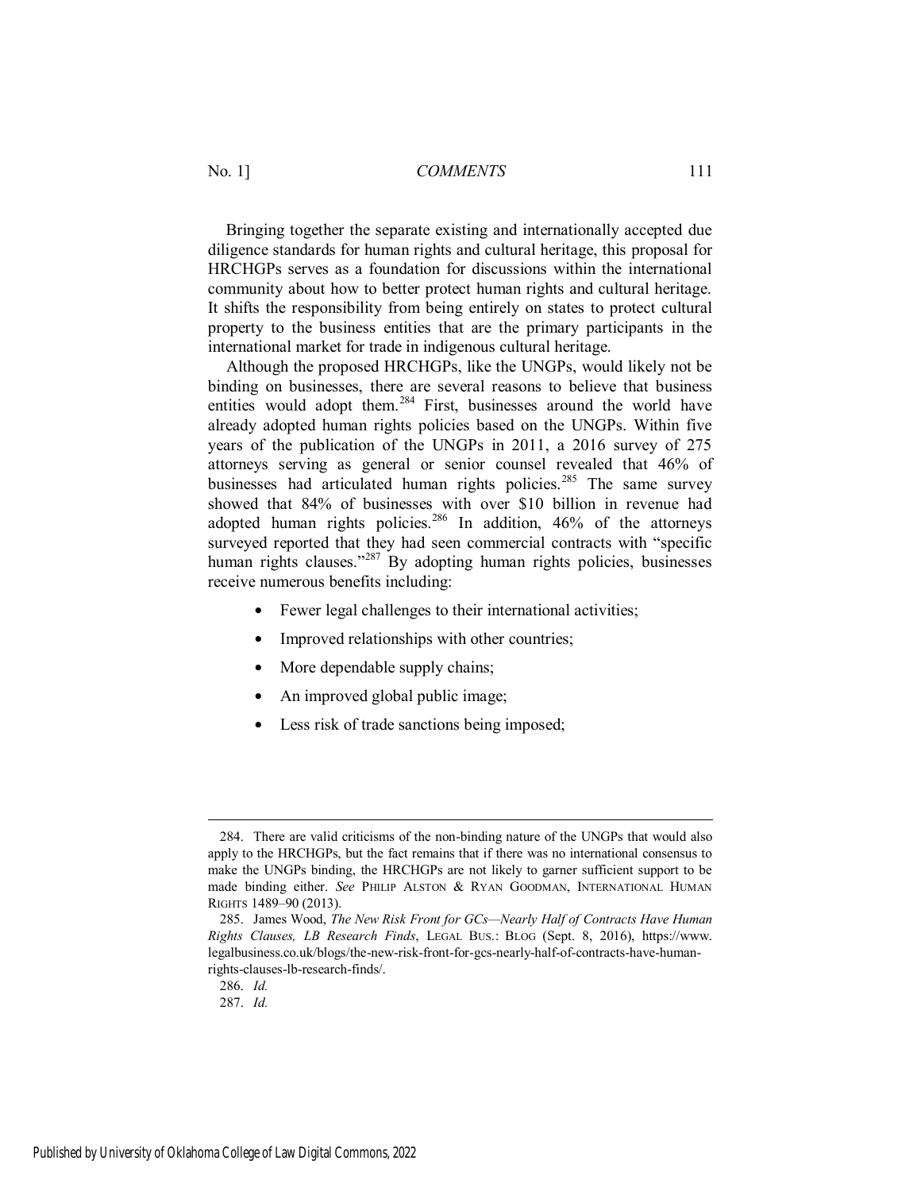Bringing together the separate existing and internationally accepted due diligence standards for human rights and cultural heritage, this proposal for HRCHGPs serves as a foundation for discussions within the international community about how to better protect human rights and cultural heritage. It shifts the responsibility from being entirely on states to protect cultural property to the business entities that are the primary participants in the international market for trade in indigenous cultural heritage.

Although the proposed HRCHGPs, like the UNGPs, would likely not be binding on businesses, there are several reasons to believe that business entities would adopt them.[284] First, businesses around the world have already adopted human rights policies based on the UNGPs. Within five years of the publication of the UNGPs in 2011, a 2016 survey of 275 attorneys serving as general or senior counsel revealed that 46% of businesses had articulated human rights policies.[285] The same survey showed that 84% of businesses with over $10 billion in revenue had adopted human rights policies.[286] In addition, 46% of the attorneys surveyed reported that they had seen commercial contracts with "specific human rights clauses."[287] By adopting human rights policies, businesses receive numerous benefits including:

- Fewer legal challenges to their international activities;
- Improved relationships with other countries;
- More dependable supply chains;
- An improved global public image;
- Less risk of trade sanctions being imposed;

---

284. There are valid criticisms of the non-binding nature of the UNGPs that would also apply to the HRCHGPs, but the fact remains that if there was no international consensus to make the UNGPs binding, the HRCHGPs are not likely to garner sufficient support to be made binding either. *See* PHILIP ALSTON & RYAN GOODMAN, INTERNATIONAL HUMAN RIGHTS 1489–90 (2013).

285. James Wood, *The New Risk Front for GCs—Nearly Half of Contracts Have Human Rights Clauses, LB Research Finds*, LEGAL BUS.: BLOG (Sept. 8, 2016), https://www.legalbusiness.co.uk/blogs/the-new-risk-front-for-gcs-nearly-half-of-contracts-have-human-rights-clauses-lb-research-finds/.

286. *Id.*

287. *Id.*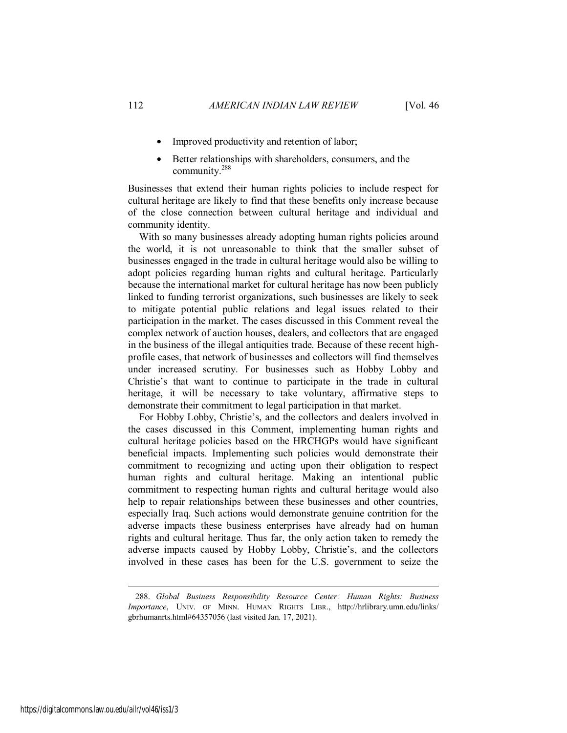- Improved productivity and retention of labor;
- Better relationships with shareholders, consumers, and the community.[288]

Businesses that extend their human rights policies to include respect for cultural heritage are likely to find that these benefits only increase because of the close connection between cultural heritage and individual and community identity.

With so many businesses already adopting human rights policies around the world, it is not unreasonable to think that the smaller subset of businesses engaged in the trade in cultural heritage would also be willing to adopt policies regarding human rights and cultural heritage. Particularly because the international market for cultural heritage has now been publicly linked to funding terrorist organizations, such businesses are likely to seek to mitigate potential public relations and legal issues related to their participation in the market. The cases discussed in this Comment reveal the complex network of auction houses, dealers, and collectors that are engaged in the business of the illegal antiquities trade. Because of these recent high-profile cases, that network of businesses and collectors will find themselves under increased scrutiny. For businesses such as Hobby Lobby and Christie's that want to continue to participate in the trade in cultural heritage, it will be necessary to take voluntary, affirmative steps to demonstrate their commitment to legal participation in that market.

For Hobby Lobby, Christie's, and the collectors and dealers involved in the cases discussed in this Comment, implementing human rights and cultural heritage policies based on the HRCHGPs would have significant beneficial impacts. Implementing such policies would demonstrate their commitment to recognizing and acting upon their obligation to respect human rights and cultural heritage. Making an intentional public commitment to respecting human rights and cultural heritage would also help to repair relationships between these businesses and other countries, especially Iraq. Such actions would demonstrate genuine contrition for the adverse impacts these business enterprises have already had on human rights and cultural heritage. Thus far, the only action taken to remedy the adverse impacts caused by Hobby Lobby, Christie's, and the collectors involved in these cases has been for the U.S. government to seize the

---

288. *Global Business Responsibility Resource Center: Human Rights: Business Importance*, UNIV. OF MINN. HUMAN RIGHTS LIBR., http://hrlibrary.umn.edu/links/gbrhumanrts.html#64357056 (last visited Jan. 17, 2021).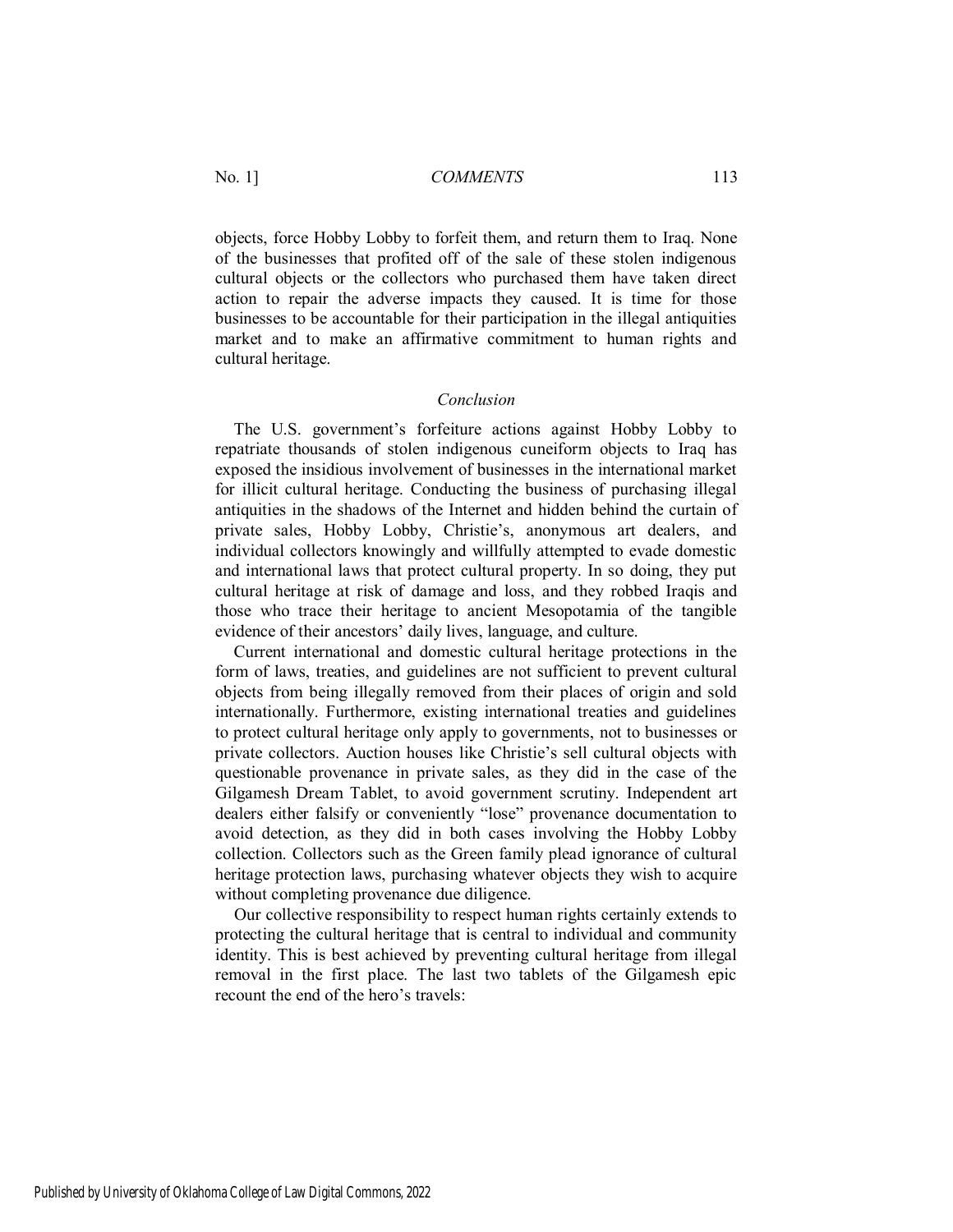objects, force Hobby Lobby to forfeit them, and return them to Iraq. None of the businesses that profited off of the sale of these stolen indigenous cultural objects or the collectors who purchased them have taken direct action to repair the adverse impacts they caused. It is time for those businesses to be accountable for their participation in the illegal antiquities market and to make an affirmative commitment to human rights and cultural heritage.

### *Conclusion*

The U.S. government's forfeiture actions against Hobby Lobby to repatriate thousands of stolen indigenous cuneiform objects to Iraq has exposed the insidious involvement of businesses in the international market for illicit cultural heritage. Conducting the business of purchasing illegal antiquities in the shadows of the Internet and hidden behind the curtain of private sales, Hobby Lobby, Christie's, anonymous art dealers, and individual collectors knowingly and willfully attempted to evade domestic and international laws that protect cultural property. In so doing, they put cultural heritage at risk of damage and loss, and they robbed Iraqis and those who trace their heritage to ancient Mesopotamia of the tangible evidence of their ancestors' daily lives, language, and culture.

Current international and domestic cultural heritage protections in the form of laws, treaties, and guidelines are not sufficient to prevent cultural objects from being illegally removed from their places of origin and sold internationally. Furthermore, existing international treaties and guidelines to protect cultural heritage only apply to governments, not to businesses or private collectors. Auction houses like Christie's sell cultural objects with questionable provenance in private sales, as they did in the case of the Gilgamesh Dream Tablet, to avoid government scrutiny. Independent art dealers either falsify or conveniently "lose" provenance documentation to avoid detection, as they did in both cases involving the Hobby Lobby collection. Collectors such as the Green family plead ignorance of cultural heritage protection laws, purchasing whatever objects they wish to acquire without completing provenance due diligence.

Our collective responsibility to respect human rights certainly extends to protecting the cultural heritage that is central to individual and community identity. This is best achieved by preventing cultural heritage from illegal removal in the first place. The last two tablets of the Gilgamesh epic recount the end of the hero's travels: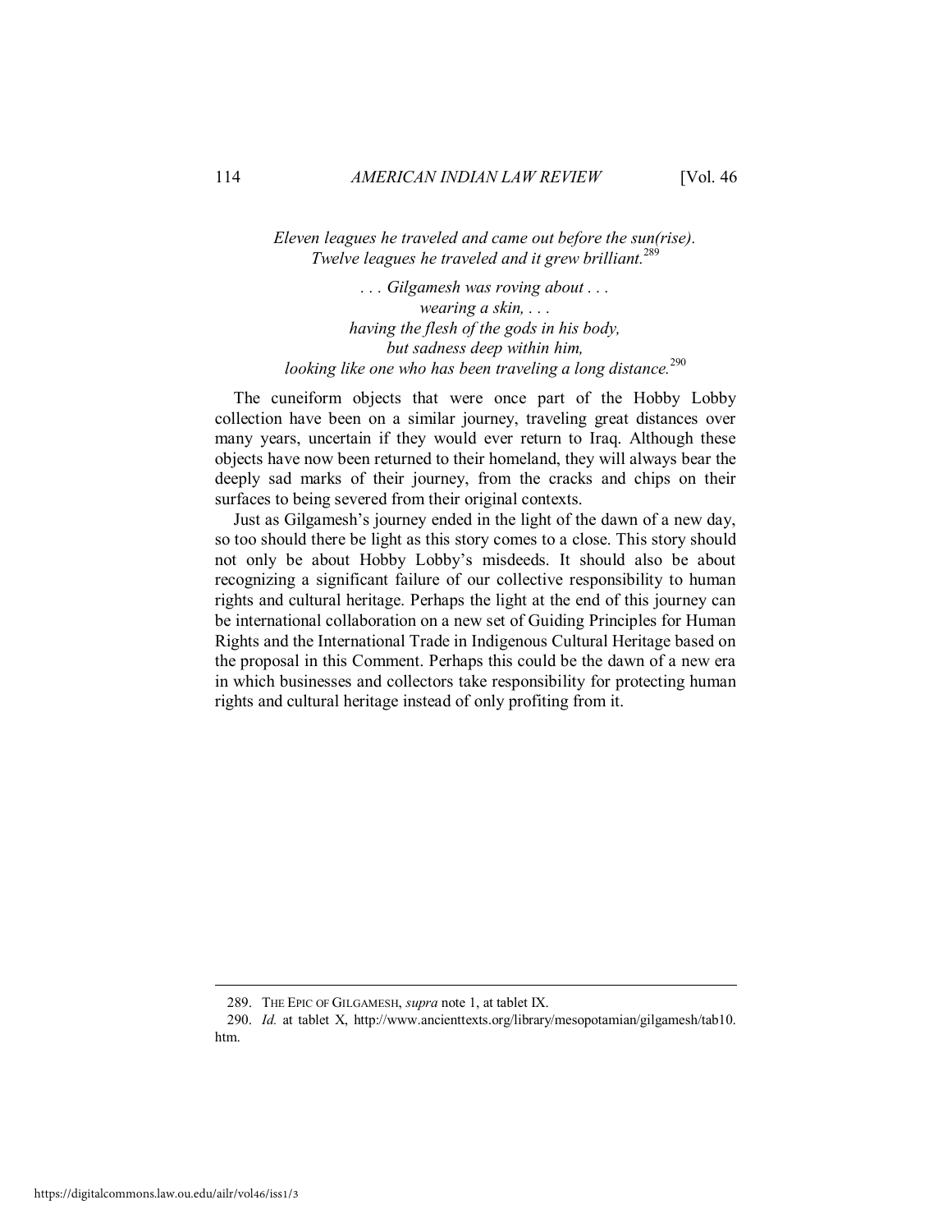*Eleven leagues he traveled and came out before the sun(rise).*
*Twelve leagues he traveled and it grew brilliant.*[289]

*. . . Gilgamesh was roving about . . .*
*wearing a skin, . . .*
*having the flesh of the gods in his body,*
*but sadness deep within him,*
*looking like one who has been traveling a long distance.*[290]

The cuneiform objects that were once part of the Hobby Lobby collection have been on a similar journey, traveling great distances over many years, uncertain if they would ever return to Iraq. Although these objects have now been returned to their homeland, they will always bear the deeply sad marks of their journey, from the cracks and chips on their surfaces to being severed from their original contexts.

Just as Gilgamesh's journey ended in the light of the dawn of a new day, so too should there be light as this story comes to a close. This story should not only be about Hobby Lobby's misdeeds. It should also be about recognizing a significant failure of our collective responsibility to human rights and cultural heritage. Perhaps the light at the end of this journey can be international collaboration on a new set of Guiding Principles for Human Rights and the International Trade in Indigenous Cultural Heritage based on the proposal in this Comment. Perhaps this could be the dawn of a new era in which businesses and collectors take responsibility for protecting human rights and cultural heritage instead of only profiting from it.

---

289. THE EPIC OF GILGAMESH, *supra* note 1, at tablet IX.

290. *Id.* at tablet X, http://www.ancienttexts.org/library/mesopotamian/gilgamesh/tab10.htm.